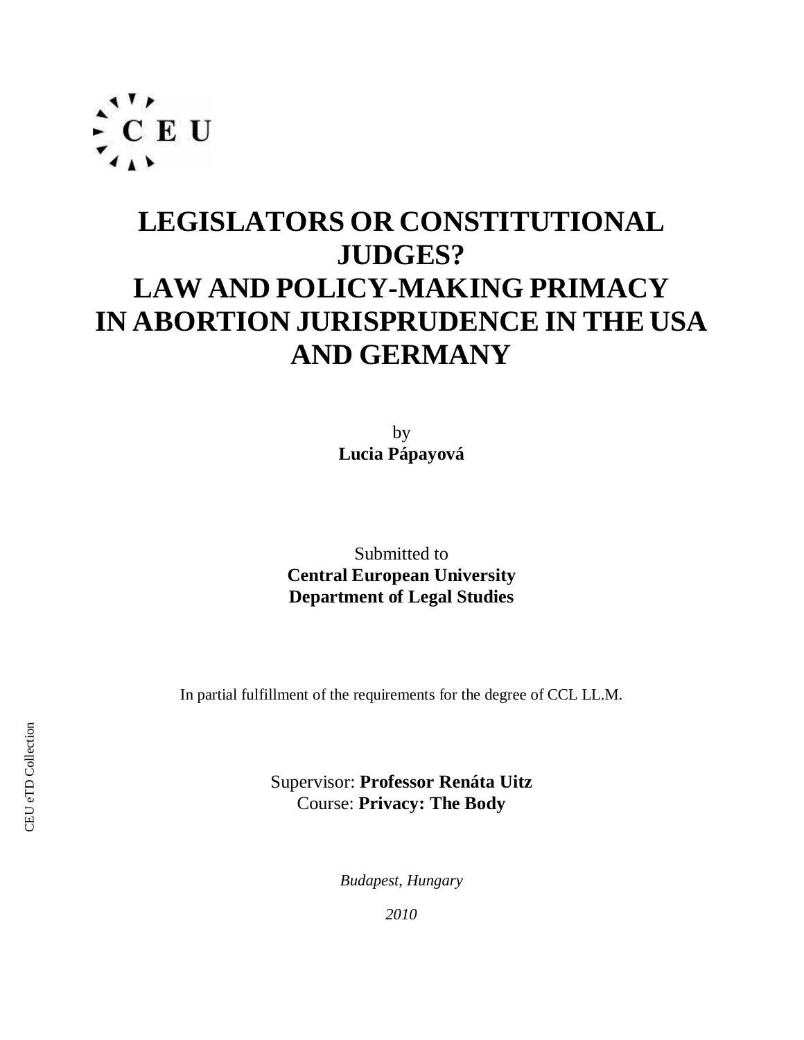# LEGISLATORS OR CONSTITUTIONAL JUDGES?
# LAW AND POLICY-MAKING PRIMACY IN ABORTION JURISPRUDENCE IN THE USA AND GERMANY

by
**Lucia Pápayová**

Submitted to
**Central European University**
**Department of Legal Studies**

In partial fulfillment of the requirements for the degree of CCL LL.M.

Supervisor: **Professor Renáta Uitz**
Course: **Privacy: The Body**

*Budapest, Hungary*

*2010*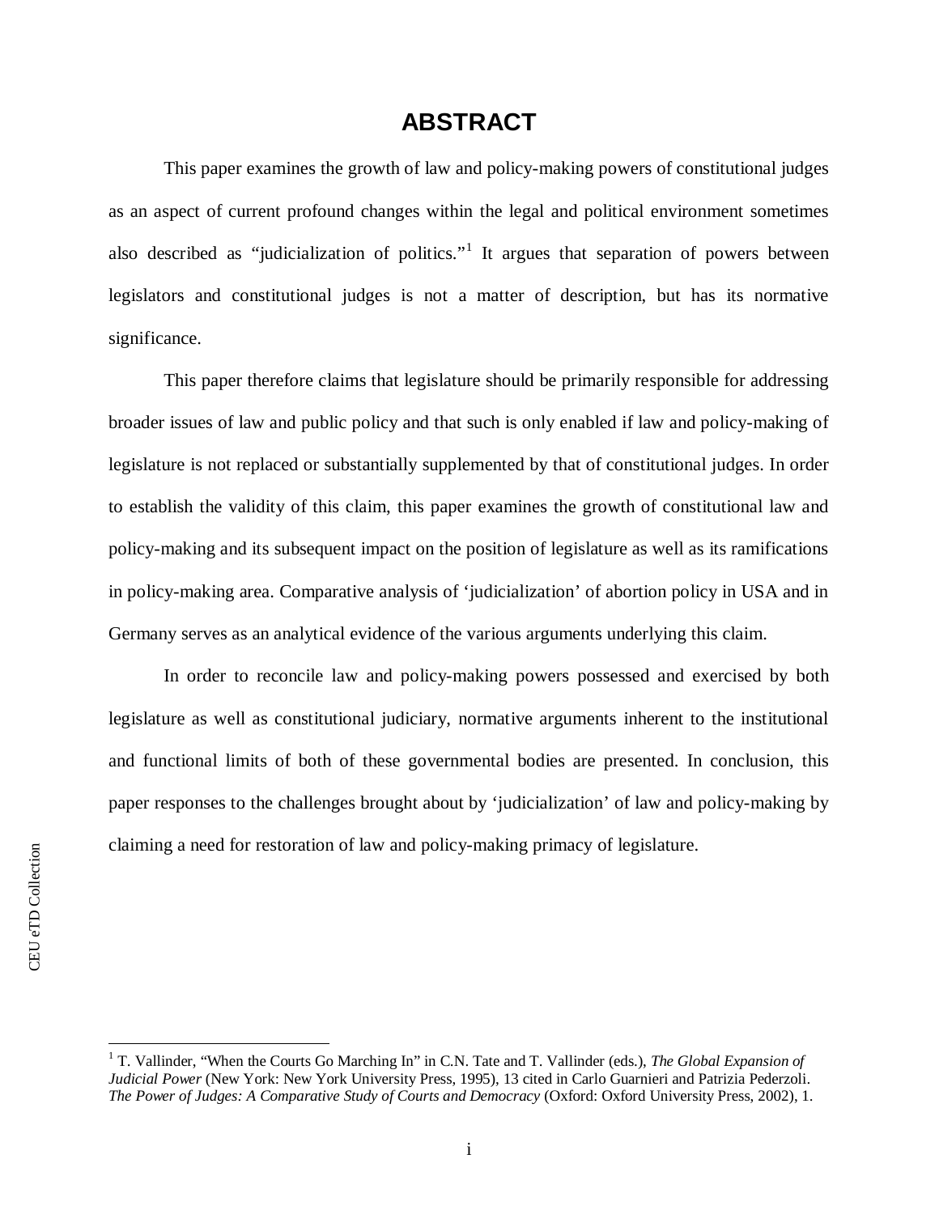# ABSTRACT

This paper examines the growth of law and policy-making powers of constitutional judges as an aspect of current profound changes within the legal and political environment sometimes also described as "judicialization of politics."[1] It argues that separation of powers between legislators and constitutional judges is not a matter of description, but has its normative significance.

This paper therefore claims that legislature should be primarily responsible for addressing broader issues of law and public policy and that such is only enabled if law and policy-making of legislature is not replaced or substantially supplemented by that of constitutional judges. In order to establish the validity of this claim, this paper examines the growth of constitutional law and policy-making and its subsequent impact on the position of legislature as well as its ramifications in policy-making area. Comparative analysis of 'judicialization' of abortion policy in USA and in Germany serves as an analytical evidence of the various arguments underlying this claim.

In order to reconcile law and policy-making powers possessed and exercised by both legislature as well as constitutional judiciary, normative arguments inherent to the institutional and functional limits of both of these governmental bodies are presented. In conclusion, this paper responses to the challenges brought about by 'judicialization' of law and policy-making by claiming a need for restoration of law and policy-making primacy of legislature.

---

[1] T. Vallinder, "When the Courts Go Marching In" in C.N. Tate and T. Vallinder (eds.), *The Global Expansion of Judicial Power* (New York: New York University Press, 1995), 13 cited in Carlo Guarnieri and Patrizia Pederzoli. *The Power of Judges: A Comparative Study of Courts and Democracy* (Oxford: Oxford University Press, 2002), 1.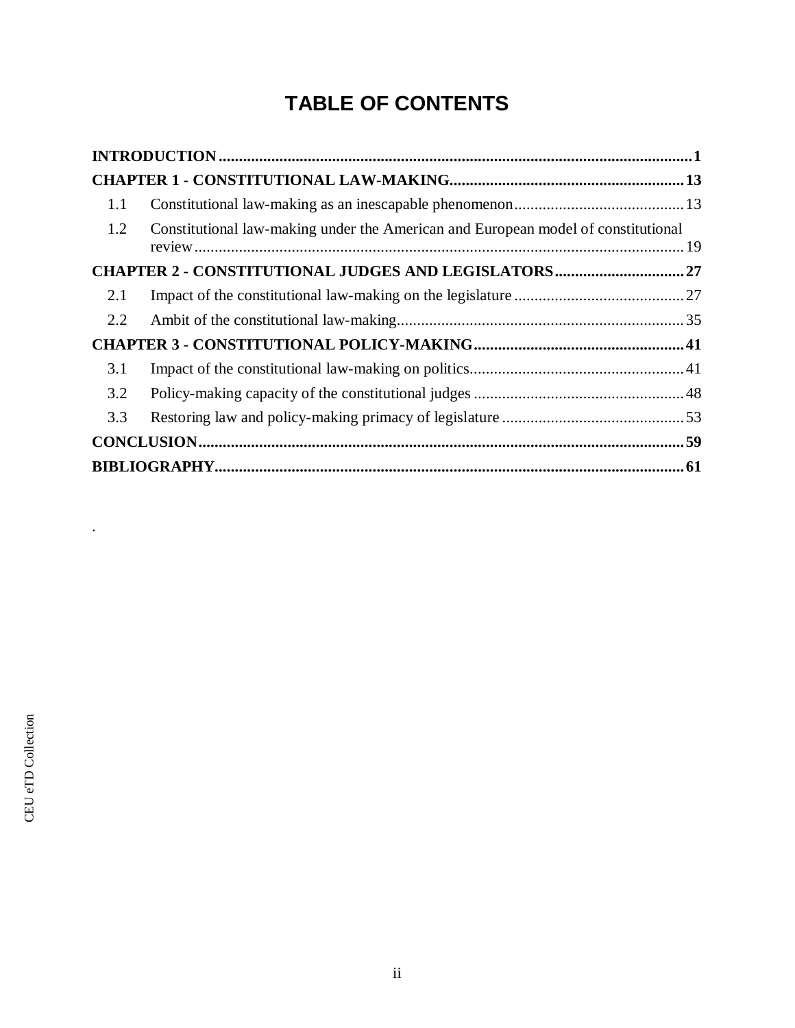# TABLE OF CONTENTS

**INTRODUCTION** .......... **1**

**CHAPTER 1 - CONSTITUTIONAL LAW-MAKING** .......... **13**

- 1.1 Constitutional law-making as an inescapable phenomenon .......... 13
- 1.2 Constitutional law-making under the American and European model of constitutional review .......... 19

**CHAPTER 2 - CONSTITUTIONAL JUDGES AND LEGISLATORS** .......... **27**

- 2.1 Impact of the constitutional law-making on the legislature .......... 27
- 2.2 Ambit of the constitutional law-making .......... 35

**CHAPTER 3 - CONSTITUTIONAL POLICY-MAKING** .......... **41**

- 3.1 Impact of the constitutional law-making on politics .......... 41
- 3.2 Policy-making capacity of the constitutional judges .......... 48
- 3.3 Restoring law and policy-making primacy of legislature .......... 53

**CONCLUSION** .......... **59**

**BIBLIOGRAPHY** .......... **61**

.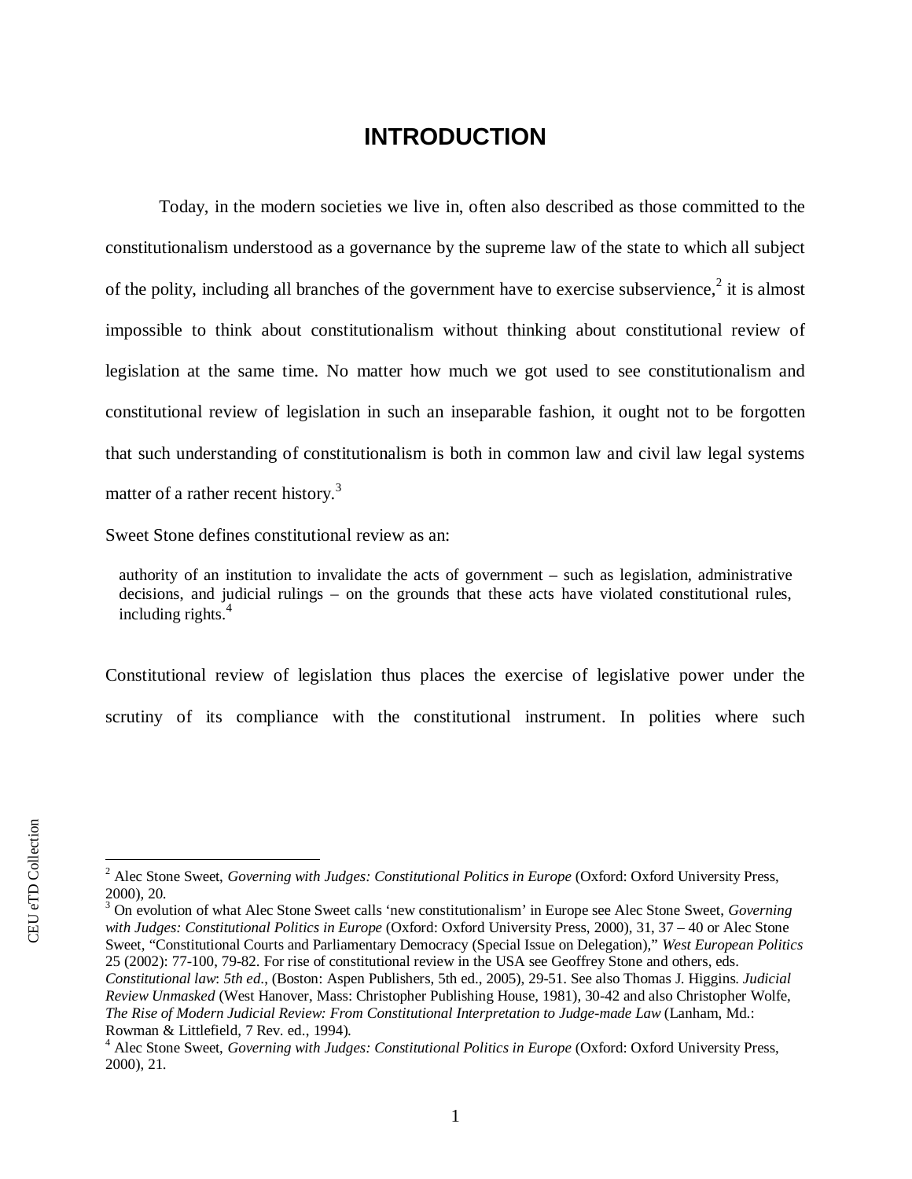# INTRODUCTION

Today, in the modern societies we live in, often also described as those committed to the constitutionalism understood as a governance by the supreme law of the state to which all subject of the polity, including all branches of the government have to exercise subservience,[2] it is almost impossible to think about constitutionalism without thinking about constitutional review of legislation at the same time. No matter how much we got used to see constitutionalism and constitutional review of legislation in such an inseparable fashion, it ought not to be forgotten that such understanding of constitutionalism is both in common law and civil law legal systems matter of a rather recent history.[3]

Sweet Stone defines constitutional review as an:

> authority of an institution to invalidate the acts of government – such as legislation, administrative decisions, and judicial rulings – on the grounds that these acts have violated constitutional rules, including rights.[4]

Constitutional review of legislation thus places the exercise of legislative power under the scrutiny of its compliance with the constitutional instrument. In polities where such

---

[2] Alec Stone Sweet, *Governing with Judges: Constitutional Politics in Europe* (Oxford: Oxford University Press, 2000), 20.

[3] On evolution of what Alec Stone Sweet calls 'new constitutionalism' in Europe see Alec Stone Sweet, *Governing with Judges: Constitutional Politics in Europe* (Oxford: Oxford University Press, 2000), 31, 37 – 40 or Alec Stone Sweet, "Constitutional Courts and Parliamentary Democracy (Special Issue on Delegation)," *West European Politics* 25 (2002): 77-100, 79-82. For rise of constitutional review in the USA see Geoffrey Stone and others, eds. *Constitutional law*: *5th ed*., (Boston: Aspen Publishers, 5th ed., 2005), 29-51. See also Thomas J. Higgins. *Judicial Review Unmasked* (West Hanover, Mass: Christopher Publishing House, 1981), 30-42 and also Christopher Wolfe, *The Rise of Modern Judicial Review: From Constitutional Interpretation to Judge-made Law* (Lanham, Md.: Rowman & Littlefield, 7 Rev. ed., 1994).

[4] Alec Stone Sweet, *Governing with Judges: Constitutional Politics in Europe* (Oxford: Oxford University Press, 2000), 21.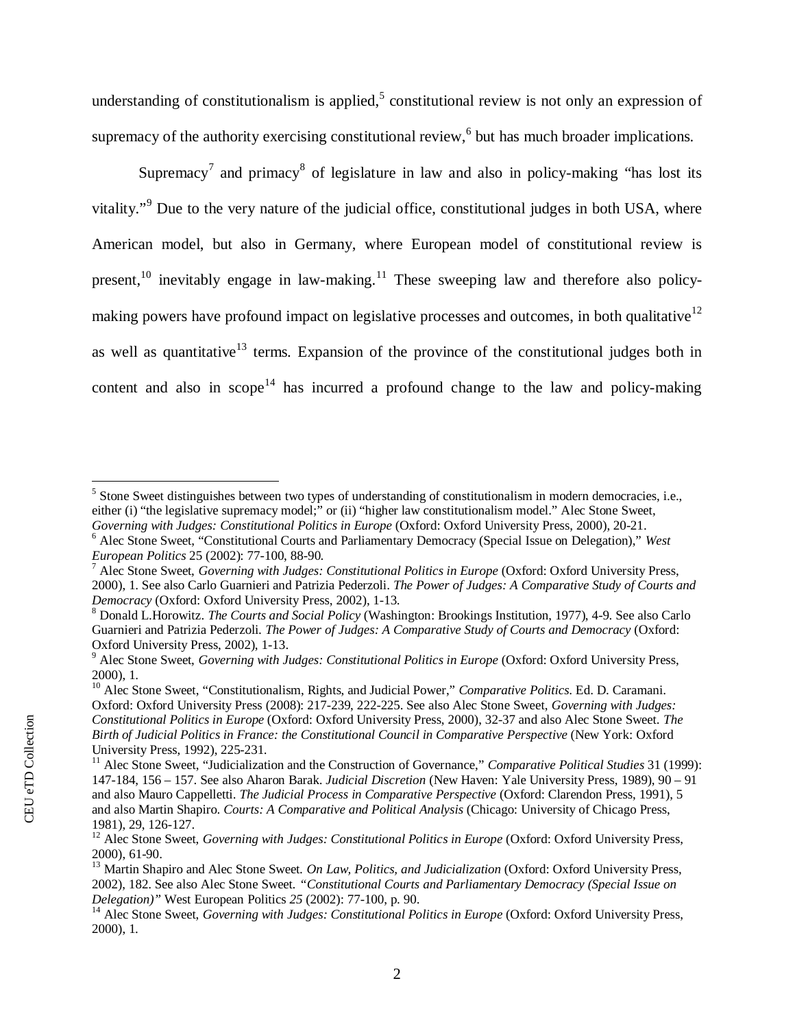understanding of constitutionalism is applied,[5] constitutional review is not only an expression of supremacy of the authority exercising constitutional review,[6] but has much broader implications.

Supremacy[7] and primacy[8] of legislature in law and also in policy-making "has lost its vitality."[9] Due to the very nature of the judicial office, constitutional judges in both USA, where American model, but also in Germany, where European model of constitutional review is present,[10] inevitably engage in law-making.[11] These sweeping law and therefore also policy-making powers have profound impact on legislative processes and outcomes, in both qualitative[12] as well as quantitative[13] terms. Expansion of the province of the constitutional judges both in content and also in scope[14] has incurred a profound change to the law and policy-making

---

[5] Stone Sweet distinguishes between two types of understanding of constitutionalism in modern democracies, i.e., either (i) "the legislative supremacy model;" or (ii) "higher law constitutionalism model." Alec Stone Sweet, *Governing with Judges: Constitutional Politics in Europe* (Oxford: Oxford University Press, 2000), 20-21.

[6] Alec Stone Sweet, "Constitutional Courts and Parliamentary Democracy (Special Issue on Delegation)," *West European Politics* 25 (2002): 77-100, 88-90.

[7] Alec Stone Sweet, *Governing with Judges: Constitutional Politics in Europe* (Oxford: Oxford University Press, 2000), 1. See also Carlo Guarnieri and Patrizia Pederzoli. *The Power of Judges: A Comparative Study of Courts and Democracy* (Oxford: Oxford University Press, 2002), 1-13.

[8] Donald L.Horowitz. *The Courts and Social Policy* (Washington: Brookings Institution, 1977), 4-9. See also Carlo Guarnieri and Patrizia Pederzoli. *The Power of Judges: A Comparative Study of Courts and Democracy* (Oxford: Oxford University Press, 2002), 1-13.

[9] Alec Stone Sweet, *Governing with Judges: Constitutional Politics in Europe* (Oxford: Oxford University Press, 2000), 1.

[10] Alec Stone Sweet, "Constitutionalism, Rights, and Judicial Power," *Comparative Politics*. Ed. D. Caramani. Oxford: Oxford University Press (2008): 217-239, 222-225. See also Alec Stone Sweet, *Governing with Judges: Constitutional Politics in Europe* (Oxford: Oxford University Press, 2000), 32-37 and also Alec Stone Sweet. *The Birth of Judicial Politics in France: the Constitutional Council in Comparative Perspective* (New York: Oxford University Press, 1992), 225-231.

[11] Alec Stone Sweet, "Judicialization and the Construction of Governance," *Comparative Political Studies* 31 (1999): 147-184, 156 – 157. See also Aharon Barak. *Judicial Discretion* (New Haven: Yale University Press, 1989), 90 – 91 and also Mauro Cappelletti. *The Judicial Process in Comparative Perspective* (Oxford: Clarendon Press, 1991), 5 and also Martin Shapiro. *Courts: A Comparative and Political Analysis* (Chicago: University of Chicago Press, 1981), 29, 126-127.

[12] Alec Stone Sweet, *Governing with Judges: Constitutional Politics in Europe* (Oxford: Oxford University Press, 2000), 61-90.

[13] Martin Shapiro and Alec Stone Sweet. *On Law, Politics, and Judicialization* (Oxford: Oxford University Press, 2002), 182. See also Alec Stone Sweet. *"Constitutional Courts and Parliamentary Democracy (Special Issue on Delegation)"* West European Politics *25* (2002): 77-100, p. 90.

[14] Alec Stone Sweet, *Governing with Judges: Constitutional Politics in Europe* (Oxford: Oxford University Press, 2000), 1.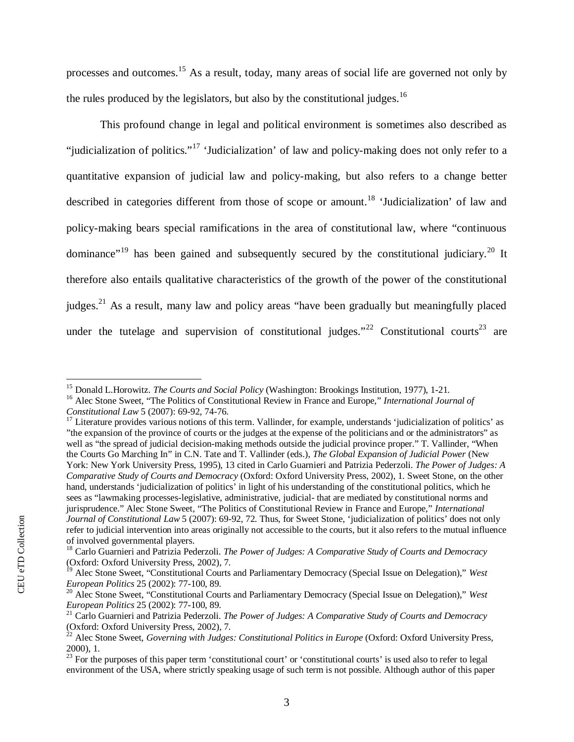processes and outcomes.[15] As a result, today, many areas of social life are governed not only by the rules produced by the legislators, but also by the constitutional judges.[16]

This profound change in legal and political environment is sometimes also described as "judicialization of politics."[17] 'Judicialization' of law and policy-making does not only refer to a quantitative expansion of judicial law and policy-making, but also refers to a change better described in categories different from those of scope or amount.[18] 'Judicialization' of law and policy-making bears special ramifications in the area of constitutional law, where "continuous dominance"[19] has been gained and subsequently secured by the constitutional judiciary.[20] It therefore also entails qualitative characteristics of the growth of the power of the constitutional judges.[21] As a result, many law and policy areas "have been gradually but meaningfully placed under the tutelage and supervision of constitutional judges."[22] Constitutional courts[23] are

---

[15] Donald L.Horowitz. *The Courts and Social Policy* (Washington: Brookings Institution, 1977), 1-21.

[16] Alec Stone Sweet, "The Politics of Constitutional Review in France and Europe," *International Journal of Constitutional Law* 5 (2007): 69-92, 74-76.

[17] Literature provides various notions of this term. Vallinder, for example, understands 'judicialization of politics' as "the expansion of the province of courts or the judges at the expense of the politicians and or the administrators" as well as "the spread of judicial decision-making methods outside the judicial province proper." T. Vallinder, "When the Courts Go Marching In" in C.N. Tate and T. Vallinder (eds.), *The Global Expansion of Judicial Power* (New York: New York University Press, 1995), 13 cited in Carlo Guarnieri and Patrizia Pederzoli. *The Power of Judges: A Comparative Study of Courts and Democracy* (Oxford: Oxford University Press, 2002), 1. Sweet Stone, on the other hand, understands 'judicialization of politics' in light of his understanding of the constitutional politics, which he sees as "lawmaking processes-legislative, administrative, judicial- that are mediated by constitutional norms and jurisprudence." Alec Stone Sweet, "The Politics of Constitutional Review in France and Europe," *International Journal of Constitutional Law* 5 (2007): 69-92, 72. Thus, for Sweet Stone, 'judicialization of politics' does not only refer to judicial intervention into areas originally not accessible to the courts, but it also refers to the mutual influence of involved governmental players.

[18] Carlo Guarnieri and Patrizia Pederzoli. *The Power of Judges: A Comparative Study of Courts and Democracy* (Oxford: Oxford University Press, 2002), 7.

[19] Alec Stone Sweet, "Constitutional Courts and Parliamentary Democracy (Special Issue on Delegation)," *West European Politics* 25 (2002): 77-100, 89.

[20] Alec Stone Sweet, "Constitutional Courts and Parliamentary Democracy (Special Issue on Delegation)," *West European Politics* 25 (2002): 77-100, 89.

[21] Carlo Guarnieri and Patrizia Pederzoli. *The Power of Judges: A Comparative Study of Courts and Democracy* (Oxford: Oxford University Press, 2002), 7.

[22] Alec Stone Sweet, *Governing with Judges: Constitutional Politics in Europe* (Oxford: Oxford University Press, 2000), 1.

[23] For the purposes of this paper term 'constitutional court' or 'constitutional courts' is used also to refer to legal environment of the USA, where strictly speaking usage of such term is not possible. Although author of this paper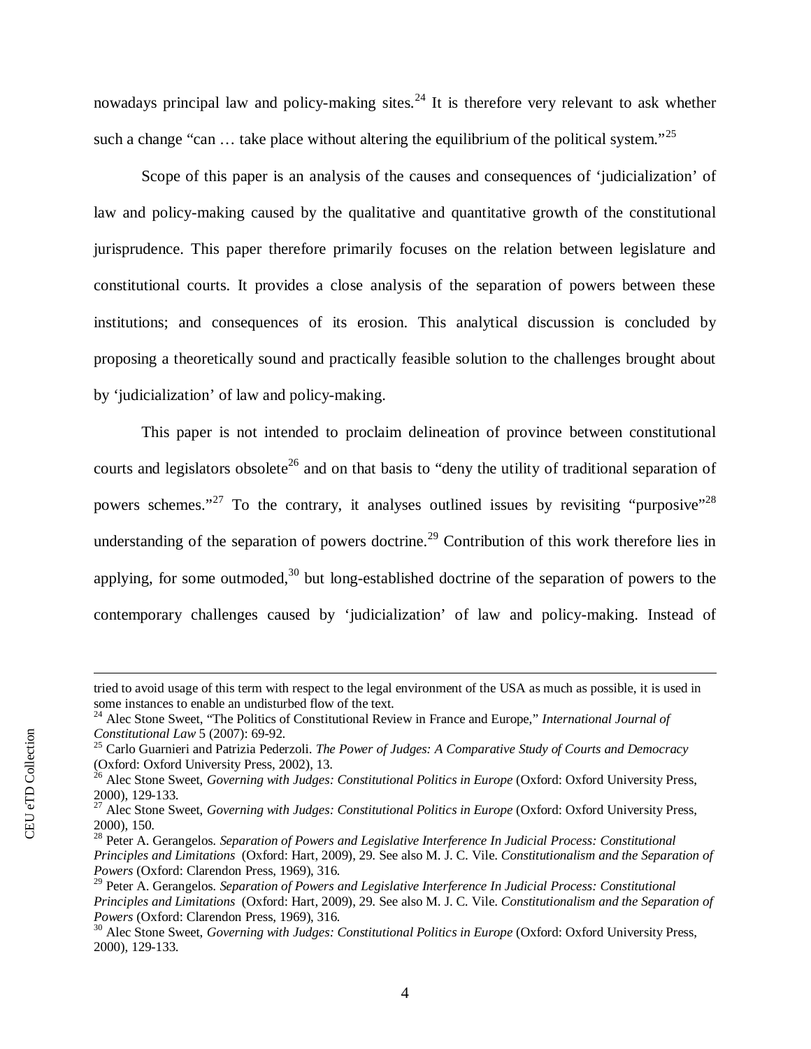nowadays principal law and policy-making sites.[24] It is therefore very relevant to ask whether such a change "can … take place without altering the equilibrium of the political system."[25]

Scope of this paper is an analysis of the causes and consequences of 'judicialization' of law and policy-making caused by the qualitative and quantitative growth of the constitutional jurisprudence. This paper therefore primarily focuses on the relation between legislature and constitutional courts. It provides a close analysis of the separation of powers between these institutions; and consequences of its erosion. This analytical discussion is concluded by proposing a theoretically sound and practically feasible solution to the challenges brought about by 'judicialization' of law and policy-making.

This paper is not intended to proclaim delineation of province between constitutional courts and legislators obsolete[26] and on that basis to "deny the utility of traditional separation of powers schemes."[27] To the contrary, it analyses outlined issues by revisiting "purposive"[28] understanding of the separation of powers doctrine.[29] Contribution of this work therefore lies in applying, for some outmoded,[30] but long-established doctrine of the separation of powers to the contemporary challenges caused by 'judicialization' of law and policy-making. Instead of

---

tried to avoid usage of this term with respect to the legal environment of the USA as much as possible, it is used in some instances to enable an undisturbed flow of the text.

[24] Alec Stone Sweet, "The Politics of Constitutional Review in France and Europe," *International Journal of Constitutional Law* 5 (2007): 69-92.

[25] Carlo Guarnieri and Patrizia Pederzoli. *The Power of Judges: A Comparative Study of Courts and Democracy* (Oxford: Oxford University Press, 2002), 13.

[26] Alec Stone Sweet, *Governing with Judges: Constitutional Politics in Europe* (Oxford: Oxford University Press, 2000), 129-133.

[27] Alec Stone Sweet, *Governing with Judges: Constitutional Politics in Europe* (Oxford: Oxford University Press, 2000), 150.

[28] Peter A. Gerangelos. *Separation of Powers and Legislative Interference In Judicial Process: Constitutional Principles and Limitations* (Oxford: Hart, 2009), 29. See also M. J. C. Vile. *Constitutionalism and the Separation of Powers* (Oxford: Clarendon Press, 1969), 316.

[29] Peter A. Gerangelos. *Separation of Powers and Legislative Interference In Judicial Process: Constitutional Principles and Limitations* (Oxford: Hart, 2009), 29. See also M. J. C. Vile. *Constitutionalism and the Separation of Powers* (Oxford: Clarendon Press, 1969), 316.

[30] Alec Stone Sweet, *Governing with Judges: Constitutional Politics in Europe* (Oxford: Oxford University Press, 2000), 129-133.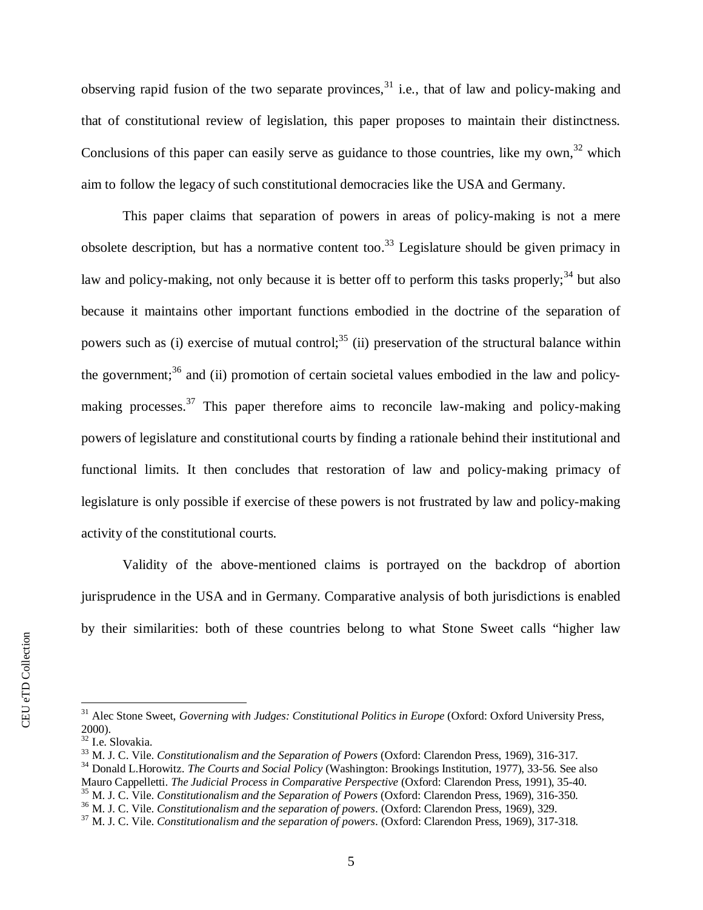observing rapid fusion of the two separate provinces,[31] i.e., that of law and policy-making and that of constitutional review of legislation, this paper proposes to maintain their distinctness. Conclusions of this paper can easily serve as guidance to those countries, like my own,[32] which aim to follow the legacy of such constitutional democracies like the USA and Germany.

This paper claims that separation of powers in areas of policy-making is not a mere obsolete description, but has a normative content too.[33] Legislature should be given primacy in law and policy-making, not only because it is better off to perform this tasks properly;[34] but also because it maintains other important functions embodied in the doctrine of the separation of powers such as (i) exercise of mutual control;[35] (ii) preservation of the structural balance within the government;[36] and (ii) promotion of certain societal values embodied in the law and policy-making processes.[37] This paper therefore aims to reconcile law-making and policy-making powers of legislature and constitutional courts by finding a rationale behind their institutional and functional limits. It then concludes that restoration of law and policy-making primacy of legislature is only possible if exercise of these powers is not frustrated by law and policy-making activity of the constitutional courts.

Validity of the above-mentioned claims is portrayed on the backdrop of abortion jurisprudence in the USA and in Germany. Comparative analysis of both jurisdictions is enabled by their similarities: both of these countries belong to what Stone Sweet calls "higher law

---

[31] Alec Stone Sweet, *Governing with Judges: Constitutional Politics in Europe* (Oxford: Oxford University Press, 2000).

[32] I.e. Slovakia.

[33] M. J. C. Vile. *Constitutionalism and the Separation of Powers* (Oxford: Clarendon Press, 1969), 316-317.

[34] Donald L.Horowitz. *The Courts and Social Policy* (Washington: Brookings Institution, 1977), 33-56. See also Mauro Cappelletti. *The Judicial Process in Comparative Perspective* (Oxford: Clarendon Press, 1991), 35-40.

[35] M. J. C. Vile. *Constitutionalism and the Separation of Powers* (Oxford: Clarendon Press, 1969), 316-350.

[36] M. J. C. Vile. *Constitutionalism and the separation of powers*. (Oxford: Clarendon Press, 1969), 329.

[37] M. J. C. Vile. *Constitutionalism and the separation of powers*. (Oxford: Clarendon Press, 1969), 317-318.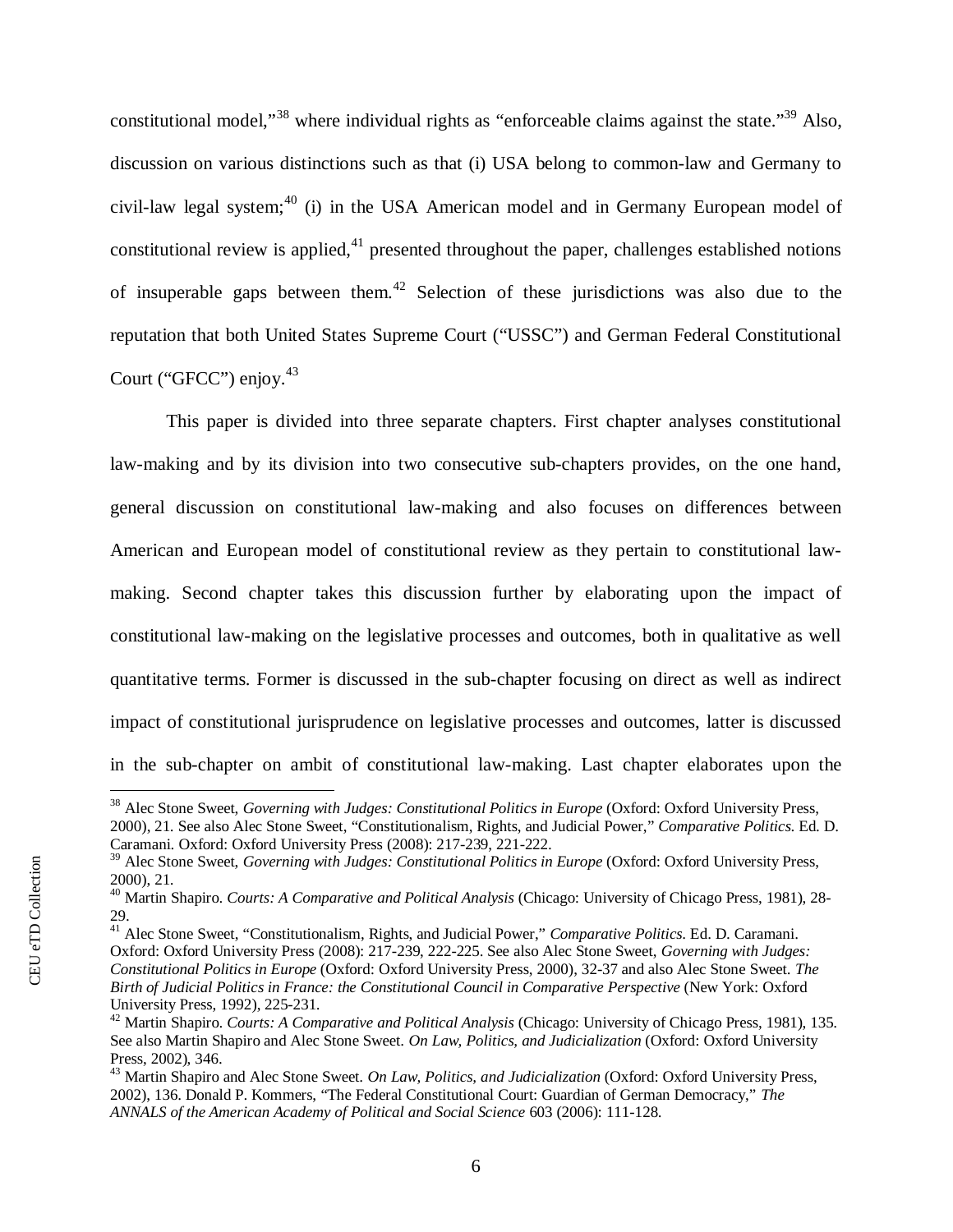constitutional model,"[38] where individual rights as "enforceable claims against the state."[39] Also, discussion on various distinctions such as that (i) USA belong to common-law and Germany to civil-law legal system;[40] (i) in the USA American model and in Germany European model of constitutional review is applied,[41] presented throughout the paper, challenges established notions of insuperable gaps between them.[42] Selection of these jurisdictions was also due to the reputation that both United States Supreme Court ("USSC") and German Federal Constitutional Court ("GFCC") enjoy.[43]

This paper is divided into three separate chapters. First chapter analyses constitutional law-making and by its division into two consecutive sub-chapters provides, on the one hand, general discussion on constitutional law-making and also focuses on differences between American and European model of constitutional review as they pertain to constitutional law-making. Second chapter takes this discussion further by elaborating upon the impact of constitutional law-making on the legislative processes and outcomes, both in qualitative as well quantitative terms. Former is discussed in the sub-chapter focusing on direct as well as indirect impact of constitutional jurisprudence on legislative processes and outcomes, latter is discussed in the sub-chapter on ambit of constitutional law-making. Last chapter elaborates upon the

---

[38] Alec Stone Sweet, *Governing with Judges: Constitutional Politics in Europe* (Oxford: Oxford University Press, 2000), 21. See also Alec Stone Sweet, "Constitutionalism, Rights, and Judicial Power," *Comparative Politics*. Ed. D. Caramani. Oxford: Oxford University Press (2008): 217-239, 221-222.

[39] Alec Stone Sweet, *Governing with Judges: Constitutional Politics in Europe* (Oxford: Oxford University Press, 2000), 21.

[40] Martin Shapiro. *Courts: A Comparative and Political Analysis* (Chicago: University of Chicago Press, 1981), 28-29.

[41] Alec Stone Sweet, "Constitutionalism, Rights, and Judicial Power," *Comparative Politics*. Ed. D. Caramani. Oxford: Oxford University Press (2008): 217-239, 222-225. See also Alec Stone Sweet, *Governing with Judges: Constitutional Politics in Europe* (Oxford: Oxford University Press, 2000), 32-37 and also Alec Stone Sweet. *The Birth of Judicial Politics in France: the Constitutional Council in Comparative Perspective* (New York: Oxford University Press, 1992), 225-231.

[42] Martin Shapiro. *Courts: A Comparative and Political Analysis* (Chicago: University of Chicago Press, 1981), 135. See also Martin Shapiro and Alec Stone Sweet. *On Law, Politics, and Judicialization* (Oxford: Oxford University Press, 2002), 346.

[43] Martin Shapiro and Alec Stone Sweet. *On Law, Politics, and Judicialization* (Oxford: Oxford University Press, 2002), 136. Donald P. Kommers, "The Federal Constitutional Court: Guardian of German Democracy," *The ANNALS of the American Academy of Political and Social Science* 603 (2006): 111-128.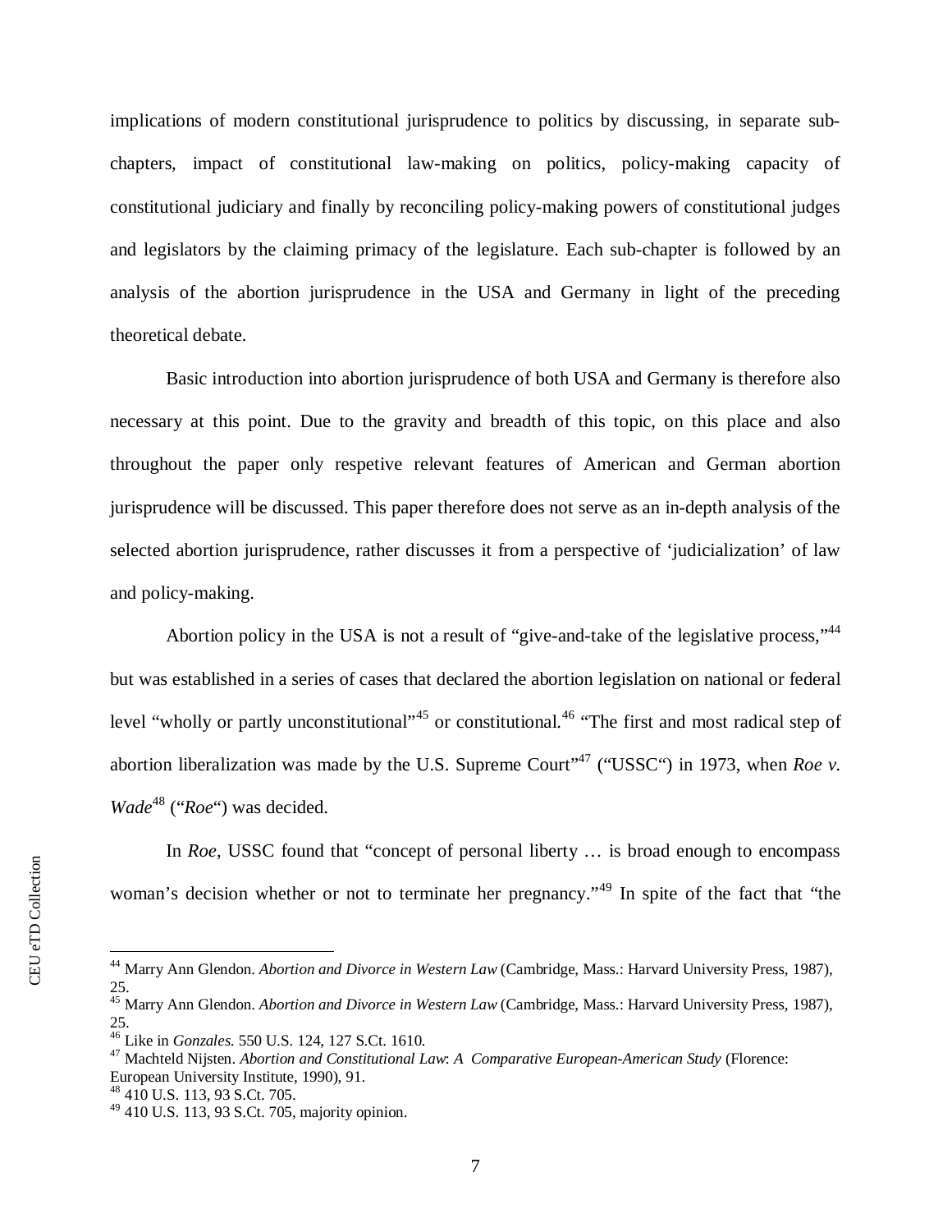implications of modern constitutional jurisprudence to politics by discussing, in separate sub-chapters, impact of constitutional law-making on politics, policy-making capacity of constitutional judiciary and finally by reconciling policy-making powers of constitutional judges and legislators by the claiming primacy of the legislature. Each sub-chapter is followed by an analysis of the abortion jurisprudence in the USA and Germany in light of the preceding theoretical debate.

Basic introduction into abortion jurisprudence of both USA and Germany is therefore also necessary at this point. Due to the gravity and breadth of this topic, on this place and also throughout the paper only respetive relevant features of American and German abortion jurisprudence will be discussed. This paper therefore does not serve as an in-depth analysis of the selected abortion jurisprudence, rather discusses it from a perspective of 'judicialization' of law and policy-making.

Abortion policy in the USA is not a result of "give-and-take of the legislative process,"[44] but was established in a series of cases that declared the abortion legislation on national or federal level "wholly or partly unconstitutional"[45] or constitutional.[46] "The first and most radical step of abortion liberalization was made by the U.S. Supreme Court"[47] ("USSC") in 1973, when *Roe v. Wade*[48] ("*Roe*") was decided.

In *Roe*, USSC found that "concept of personal liberty … is broad enough to encompass woman's decision whether or not to terminate her pregnancy."[49] In spite of the fact that "the

---

[44] Marry Ann Glendon. *Abortion and Divorce in Western Law* (Cambridge, Mass.: Harvard University Press, 1987), 25.

[45] Marry Ann Glendon. *Abortion and Divorce in Western Law* (Cambridge, Mass.: Harvard University Press, 1987), 25.

[46] Like in *Gonzales*. 550 U.S. 124, 127 S.Ct. 1610.

[47] Machteld Nijsten. *Abortion and Constitutional Law*: *A Comparative European-American Study* (Florence: European University Institute, 1990), 91.

[48] 410 U.S. 113, 93 S.Ct. 705.

[49] 410 U.S. 113, 93 S.Ct. 705, majority opinion.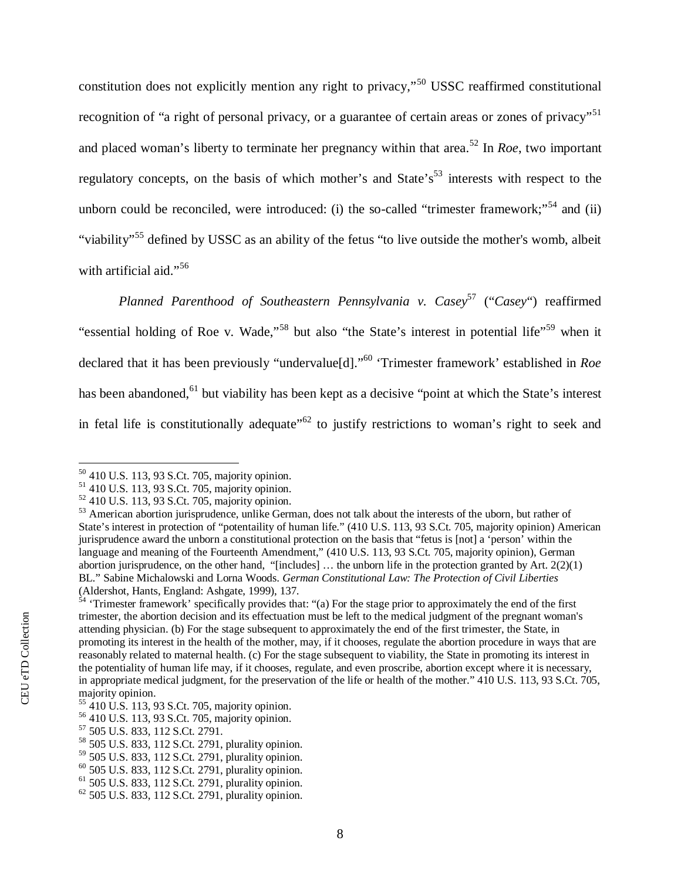constitution does not explicitly mention any right to privacy,"[50] USSC reaffirmed constitutional recognition of "a right of personal privacy, or a guarantee of certain areas or zones of privacy"[51] and placed woman's liberty to terminate her pregnancy within that area.[52] In *Roe*, two important regulatory concepts, on the basis of which mother's and State's[53] interests with respect to the unborn could be reconciled, were introduced: (i) the so-called "trimester framework;"[54] and (ii) "viability"[55] defined by USSC as an ability of the fetus "to live outside the mother's womb, albeit with artificial aid."[56]

*Planned Parenthood of Southeastern Pennsylvania v. Casey*[57] ("*Casey*") reaffirmed "essential holding of Roe v. Wade,"[58] but also "the State's interest in potential life"[59] when it declared that it has been previously "undervalue[d]."[60] 'Trimester framework' established in *Roe* has been abandoned,[61] but viability has been kept as a decisive "point at which the State's interest in fetal life is constitutionally adequate"[62] to justify restrictions to woman's right to seek and

---

[50] 410 U.S. 113, 93 S.Ct. 705, majority opinion.

[51] 410 U.S. 113, 93 S.Ct. 705, majority opinion.

[52] 410 U.S. 113, 93 S.Ct. 705, majority opinion.

[53] American abortion jurisprudence, unlike German, does not talk about the interests of the uborn, but rather of State's interest in protection of "potentaility of human life." (410 U.S. 113, 93 S.Ct. 705, majority opinion) American jurisprudence award the unborn a constitutional protection on the basis that "fetus is [not] a 'person' within the language and meaning of the Fourteenth Amendment," (410 U.S. 113, 93 S.Ct. 705, majority opinion), German abortion jurisprudence, on the other hand, "[includes] … the unborn life in the protection granted by Art. 2(2)(1) BL." Sabine Michalowski and Lorna Woods. *German Constitutional Law: The Protection of Civil Liberties* (Aldershot, Hants, England: Ashgate, 1999), 137.

[54] 'Trimester framework' specifically provides that: "(a) For the stage prior to approximately the end of the first trimester, the abortion decision and its effectuation must be left to the medical judgment of the pregnant woman's attending physician. (b) For the stage subsequent to approximately the end of the first trimester, the State, in promoting its interest in the health of the mother, may, if it chooses, regulate the abortion procedure in ways that are reasonably related to maternal health. (c) For the stage subsequent to viability, the State in promoting its interest in the potentiality of human life may, if it chooses, regulate, and even proscribe, abortion except where it is necessary, in appropriate medical judgment, for the preservation of the life or health of the mother." 410 U.S. 113, 93 S.Ct. 705, majority opinion.

[55] 410 U.S. 113, 93 S.Ct. 705, majority opinion.

[56] 410 U.S. 113, 93 S.Ct. 705, majority opinion.

[57] 505 U.S. 833, 112 S.Ct. 2791.

[58] 505 U.S. 833, 112 S.Ct. 2791, plurality opinion.

[59] 505 U.S. 833, 112 S.Ct. 2791, plurality opinion.

[60] 505 U.S. 833, 112 S.Ct. 2791, plurality opinion.

[61] 505 U.S. 833, 112 S.Ct. 2791, plurality opinion.

[62] 505 U.S. 833, 112 S.Ct. 2791, plurality opinion.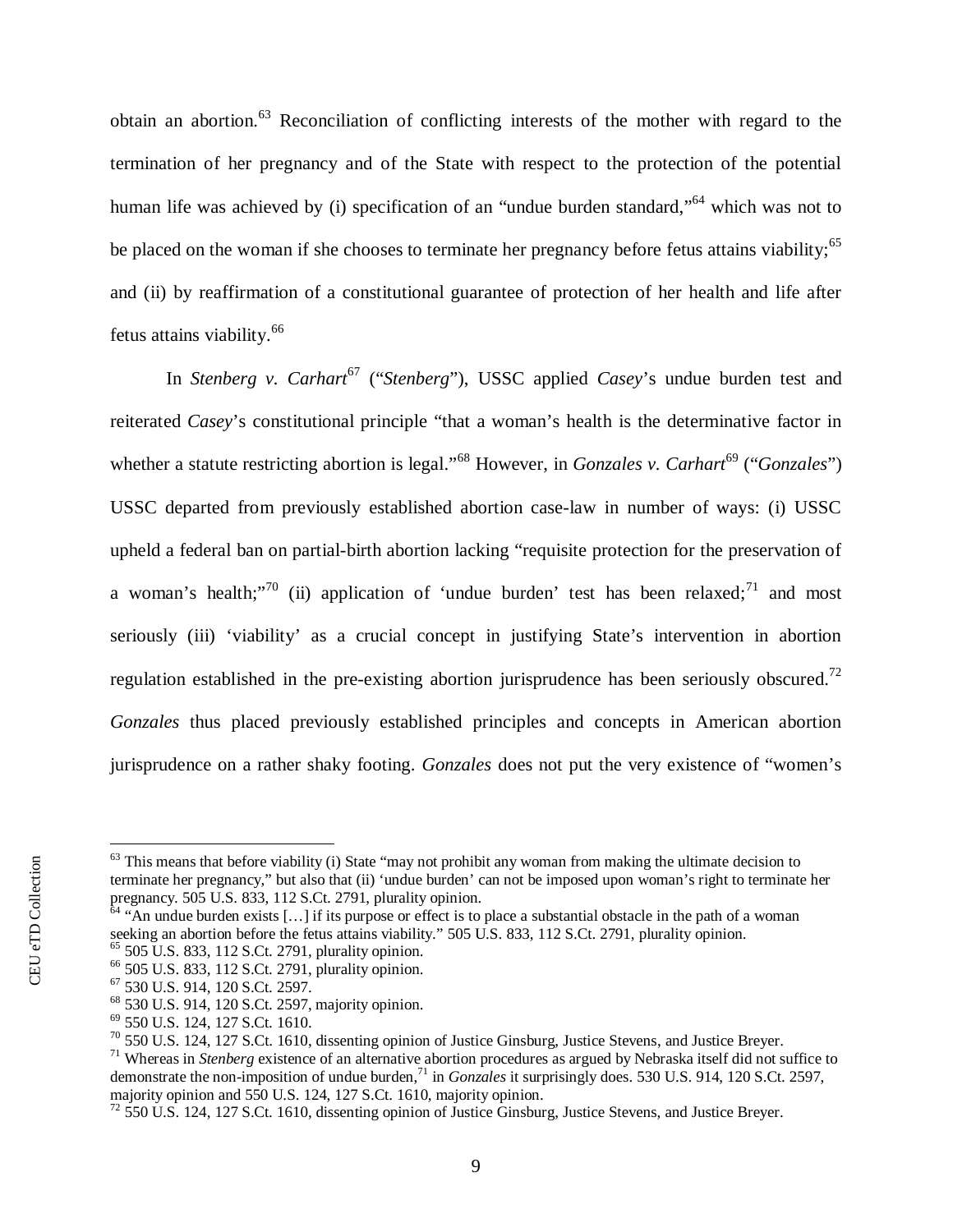obtain an abortion.[63] Reconciliation of conflicting interests of the mother with regard to the termination of her pregnancy and of the State with respect to the protection of the potential human life was achieved by (i) specification of an "undue burden standard,"[64] which was not to be placed on the woman if she chooses to terminate her pregnancy before fetus attains viability;[65] and (ii) by reaffirmation of a constitutional guarantee of protection of her health and life after fetus attains viability.[66]

In *Stenberg v. Carhart*[67] ("*Stenberg*"), USSC applied *Casey*'s undue burden test and reiterated *Casey*'s constitutional principle "that a woman's health is the determinative factor in whether a statute restricting abortion is legal."[68] However, in *Gonzales v. Carhart*[69] ("*Gonzales*") USSC departed from previously established abortion case-law in number of ways: (i) USSC upheld a federal ban on partial-birth abortion lacking "requisite protection for the preservation of a woman's health;"[70] (ii) application of 'undue burden' test has been relaxed;[71] and most seriously (iii) 'viability' as a crucial concept in justifying State's intervention in abortion regulation established in the pre-existing abortion jurisprudence has been seriously obscured.[72] *Gonzales* thus placed previously established principles and concepts in American abortion jurisprudence on a rather shaky footing. *Gonzales* does not put the very existence of "women's

---

[63] This means that before viability (i) State "may not prohibit any woman from making the ultimate decision to terminate her pregnancy," but also that (ii) 'undue burden' can not be imposed upon woman's right to terminate her pregnancy. 505 U.S. 833, 112 S.Ct. 2791, plurality opinion.

[64] "An undue burden exists […] if its purpose or effect is to place a substantial obstacle in the path of a woman seeking an abortion before the fetus attains viability." 505 U.S. 833, 112 S.Ct. 2791, plurality opinion.

[65] 505 U.S. 833, 112 S.Ct. 2791, plurality opinion.

[66] 505 U.S. 833, 112 S.Ct. 2791, plurality opinion.

[67] 530 U.S. 914, 120 S.Ct. 2597.

[68] 530 U.S. 914, 120 S.Ct. 2597, majority opinion.

[69] 550 U.S. 124, 127 S.Ct. 1610.

[70] 550 U.S. 124, 127 S.Ct. 1610, dissenting opinion of Justice Ginsburg, Justice Stevens, and Justice Breyer.

[71] Whereas in *Stenberg* existence of an alternative abortion procedures as argued by Nebraska itself did not suffice to demonstrate the non-imposition of undue burden,[71] in *Gonzales* it surprisingly does. 530 U.S. 914, 120 S.Ct. 2597, majority opinion and 550 U.S. 124, 127 S.Ct. 1610, majority opinion.

[72] 550 U.S. 124, 127 S.Ct. 1610, dissenting opinion of Justice Ginsburg, Justice Stevens, and Justice Breyer.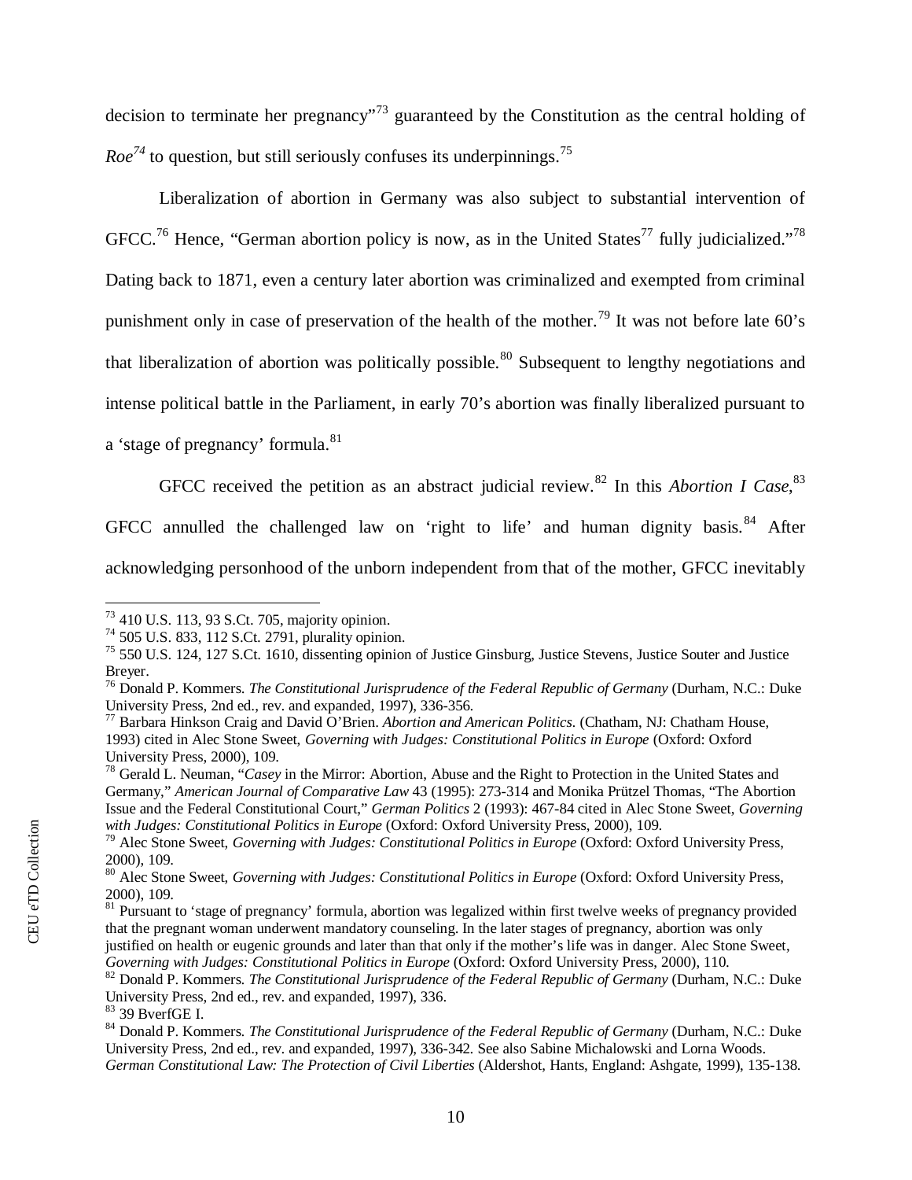decision to terminate her pregnancy"[73] guaranteed by the Constitution as the central holding of *Roe*[74] to question, but still seriously confuses its underpinnings.[75]

Liberalization of abortion in Germany was also subject to substantial intervention of GFCC.[76] Hence, "German abortion policy is now, as in the United States[77] fully judicialized."[78] Dating back to 1871, even a century later abortion was criminalized and exempted from criminal punishment only in case of preservation of the health of the mother.[79] It was not before late 60's that liberalization of abortion was politically possible.[80] Subsequent to lengthy negotiations and intense political battle in the Parliament, in early 70's abortion was finally liberalized pursuant to a 'stage of pregnancy' formula.[81]

GFCC received the petition as an abstract judicial review.[82] In this *Abortion I Case*,[83] GFCC annulled the challenged law on 'right to life' and human dignity basis.[84] After acknowledging personhood of the unborn independent from that of the mother, GFCC inevitably

---

[73] 410 U.S. 113, 93 S.Ct. 705, majority opinion.

[74] 505 U.S. 833, 112 S.Ct. 2791, plurality opinion.

[75] 550 U.S. 124, 127 S.Ct. 1610, dissenting opinion of Justice Ginsburg, Justice Stevens, Justice Souter and Justice Breyer.

[76] Donald P. Kommers. *The Constitutional Jurisprudence of the Federal Republic of Germany* (Durham, N.C.: Duke University Press, 2nd ed., rev. and expanded, 1997), 336-356.

[77] Barbara Hinkson Craig and David O'Brien. *Abortion and American Politics.* (Chatham, NJ: Chatham House, 1993) cited in Alec Stone Sweet, *Governing with Judges: Constitutional Politics in Europe* (Oxford: Oxford University Press, 2000), 109.

[78] Gerald L. Neuman, "*Casey* in the Mirror: Abortion, Abuse and the Right to Protection in the United States and Germany," *American Journal of Comparative Law* 43 (1995): 273-314 and Monika Prützel Thomas, "The Abortion Issue and the Federal Constitutional Court," *German Politics* 2 (1993): 467-84 cited in Alec Stone Sweet, *Governing with Judges: Constitutional Politics in Europe* (Oxford: Oxford University Press, 2000), 109.

[79] Alec Stone Sweet, *Governing with Judges: Constitutional Politics in Europe* (Oxford: Oxford University Press, 2000), 109.

[80] Alec Stone Sweet, *Governing with Judges: Constitutional Politics in Europe* (Oxford: Oxford University Press, 2000), 109.

[81] Pursuant to 'stage of pregnancy' formula, abortion was legalized within first twelve weeks of pregnancy provided that the pregnant woman underwent mandatory counseling. In the later stages of pregnancy, abortion was only justified on health or eugenic grounds and later than that only if the mother's life was in danger. Alec Stone Sweet, *Governing with Judges: Constitutional Politics in Europe* (Oxford: Oxford University Press, 2000), 110.

[82] Donald P. Kommers. *The Constitutional Jurisprudence of the Federal Republic of Germany* (Durham, N.C.: Duke University Press, 2nd ed., rev. and expanded, 1997), 336.

[83] 39 BverfGE I.

[84] Donald P. Kommers. *The Constitutional Jurisprudence of the Federal Republic of Germany* (Durham, N.C.: Duke University Press, 2nd ed., rev. and expanded, 1997), 336-342. See also Sabine Michalowski and Lorna Woods. *German Constitutional Law: The Protection of Civil Liberties* (Aldershot, Hants, England: Ashgate, 1999), 135-138.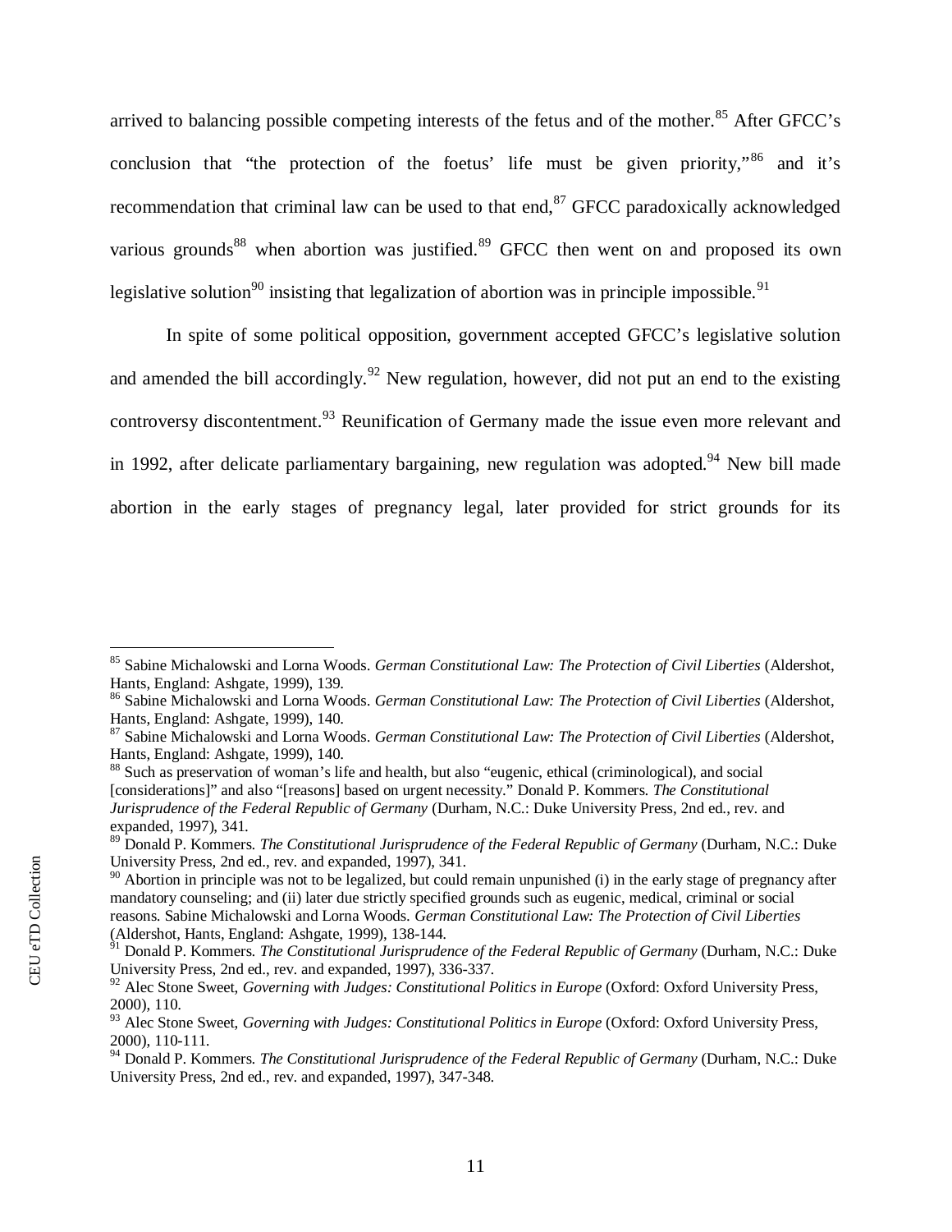arrived to balancing possible competing interests of the fetus and of the mother.[85] After GFCC's conclusion that "the protection of the foetus' life must be given priority,"[86] and it's recommendation that criminal law can be used to that end,[87] GFCC paradoxically acknowledged various grounds[88] when abortion was justified.[89] GFCC then went on and proposed its own legislative solution[90] insisting that legalization of abortion was in principle impossible.[91]

In spite of some political opposition, government accepted GFCC's legislative solution and amended the bill accordingly.[92] New regulation, however, did not put an end to the existing controversy discontentment.[93] Reunification of Germany made the issue even more relevant and in 1992, after delicate parliamentary bargaining, new regulation was adopted.[94] New bill made abortion in the early stages of pregnancy legal, later provided for strict grounds for its

---

[85] Sabine Michalowski and Lorna Woods. *German Constitutional Law: The Protection of Civil Liberties* (Aldershot, Hants, England: Ashgate, 1999), 139.

[86] Sabine Michalowski and Lorna Woods. *German Constitutional Law: The Protection of Civil Liberties* (Aldershot, Hants, England: Ashgate, 1999), 140.

[87] Sabine Michalowski and Lorna Woods. *German Constitutional Law: The Protection of Civil Liberties* (Aldershot, Hants, England: Ashgate, 1999), 140.

[88] Such as preservation of woman's life and health, but also "eugenic, ethical (criminological), and social [considerations]" and also "[reasons] based on urgent necessity." Donald P. Kommers. *The Constitutional Jurisprudence of the Federal Republic of Germany* (Durham, N.C.: Duke University Press, 2nd ed., rev. and expanded, 1997), 341.

[89] Donald P. Kommers. *The Constitutional Jurisprudence of the Federal Republic of Germany* (Durham, N.C.: Duke University Press, 2nd ed., rev. and expanded, 1997), 341.

[90] Abortion in principle was not to be legalized, but could remain unpunished (i) in the early stage of pregnancy after mandatory counseling; and (ii) later due strictly specified grounds such as eugenic, medical, criminal or social reasons. Sabine Michalowski and Lorna Woods. *German Constitutional Law: The Protection of Civil Liberties* (Aldershot, Hants, England: Ashgate, 1999), 138-144.

[91] Donald P. Kommers. *The Constitutional Jurisprudence of the Federal Republic of Germany* (Durham, N.C.: Duke University Press, 2nd ed., rev. and expanded, 1997), 336-337.

[92] Alec Stone Sweet, *Governing with Judges: Constitutional Politics in Europe* (Oxford: Oxford University Press, 2000), 110.

[93] Alec Stone Sweet, *Governing with Judges: Constitutional Politics in Europe* (Oxford: Oxford University Press, 2000), 110-111.

[94] Donald P. Kommers. *The Constitutional Jurisprudence of the Federal Republic of Germany* (Durham, N.C.: Duke University Press, 2nd ed., rev. and expanded, 1997), 347-348.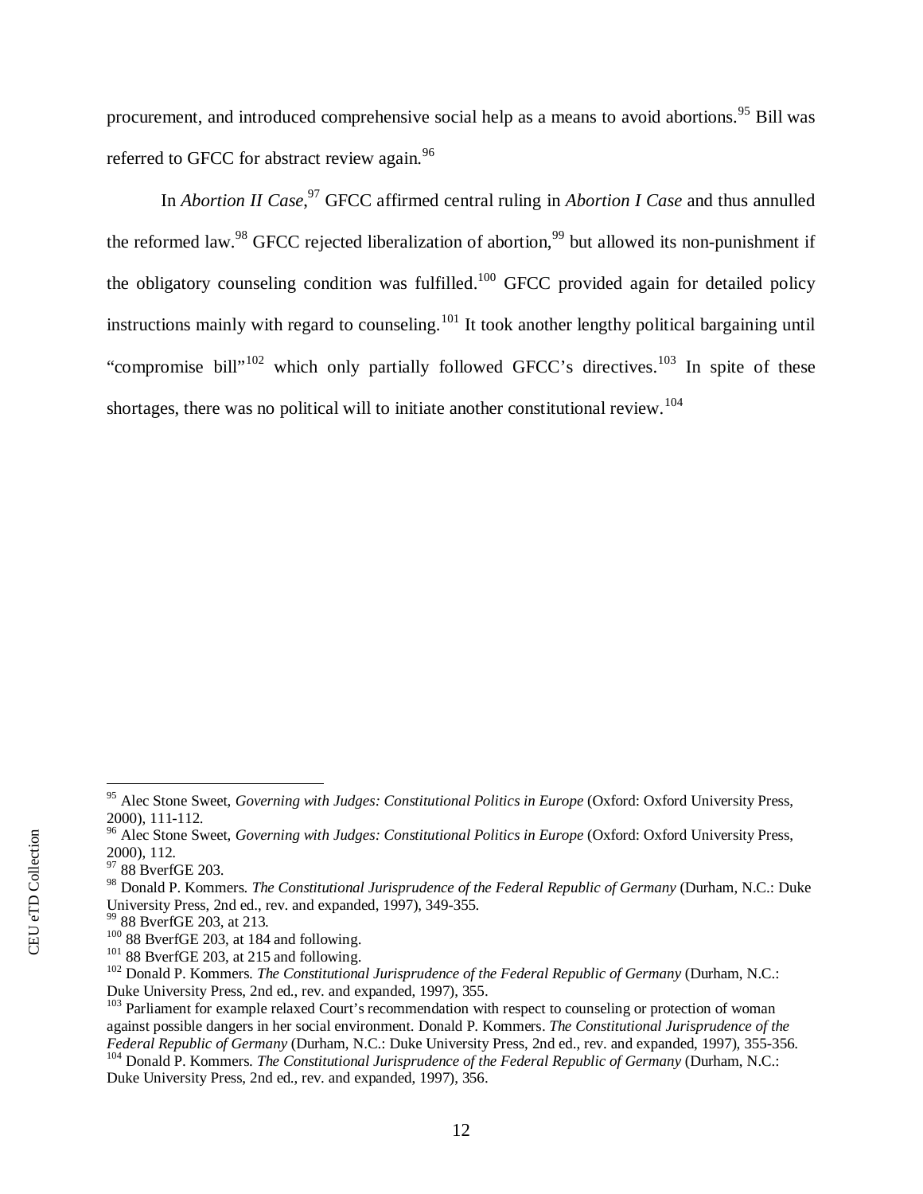procurement, and introduced comprehensive social help as a means to avoid abortions.[95] Bill was referred to GFCC for abstract review again.[96]

In *Abortion II Case*,[97] GFCC affirmed central ruling in *Abortion I Case* and thus annulled the reformed law.[98] GFCC rejected liberalization of abortion,[99] but allowed its non-punishment if the obligatory counseling condition was fulfilled.[100] GFCC provided again for detailed policy instructions mainly with regard to counseling.[101] It took another lengthy political bargaining until "compromise bill"[102] which only partially followed GFCC's directives.[103] In spite of these shortages, there was no political will to initiate another constitutional review.[104]

---

[95] Alec Stone Sweet, *Governing with Judges: Constitutional Politics in Europe* (Oxford: Oxford University Press, 2000), 111-112.

[96] Alec Stone Sweet, *Governing with Judges: Constitutional Politics in Europe* (Oxford: Oxford University Press, 2000), 112.

[97] 88 BverfGE 203.

[98] Donald P. Kommers. *The Constitutional Jurisprudence of the Federal Republic of Germany* (Durham, N.C.: Duke University Press, 2nd ed., rev. and expanded, 1997), 349-355.

[99] 88 BverfGE 203, at 213.

[100] 88 BverfGE 203, at 184 and following.

[101] 88 BverfGE 203, at 215 and following.

[102] Donald P. Kommers. *The Constitutional Jurisprudence of the Federal Republic of Germany* (Durham, N.C.: Duke University Press, 2nd ed., rev. and expanded, 1997), 355.

[103] Parliament for example relaxed Court's recommendation with respect to counseling or protection of woman against possible dangers in her social environment. Donald P. Kommers. *The Constitutional Jurisprudence of the Federal Republic of Germany* (Durham, N.C.: Duke University Press, 2nd ed., rev. and expanded, 1997), 355-356.

[104] Donald P. Kommers. *The Constitutional Jurisprudence of the Federal Republic of Germany* (Durham, N.C.: Duke University Press, 2nd ed., rev. and expanded, 1997), 356.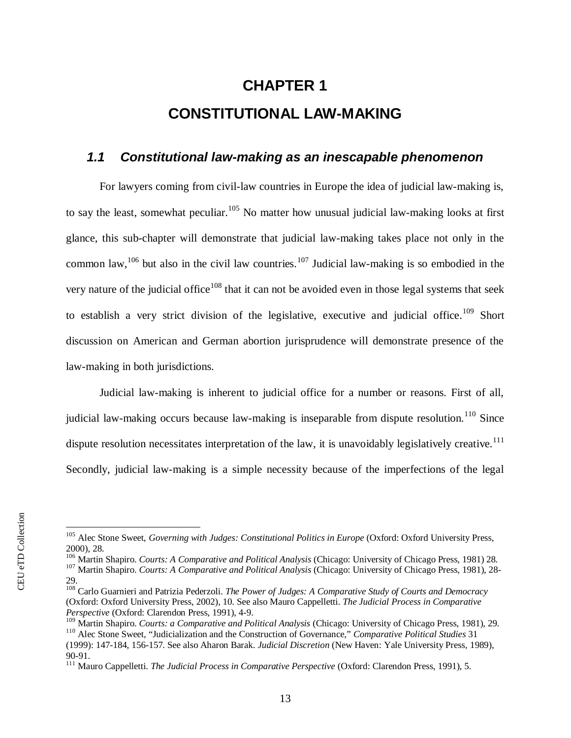# CHAPTER 1

# CONSTITUTIONAL LAW-MAKING

## *1.1 Constitutional law-making as an inescapable phenomenon*

For lawyers coming from civil-law countries in Europe the idea of judicial law-making is, to say the least, somewhat peculiar.[105] No matter how unusual judicial law-making looks at first glance, this sub-chapter will demonstrate that judicial law-making takes place not only in the common law,[106] but also in the civil law countries.[107] Judicial law-making is so embodied in the very nature of the judicial office[108] that it can not be avoided even in those legal systems that seek to establish a very strict division of the legislative, executive and judicial office.[109] Short discussion on American and German abortion jurisprudence will demonstrate presence of the law-making in both jurisdictions.

Judicial law-making is inherent to judicial office for a number or reasons. First of all, judicial law-making occurs because law-making is inseparable from dispute resolution.[110] Since dispute resolution necessitates interpretation of the law, it is unavoidably legislatively creative.[111] Secondly, judicial law-making is a simple necessity because of the imperfections of the legal

---

[105] Alec Stone Sweet, *Governing with Judges: Constitutional Politics in Europe* (Oxford: Oxford University Press, 2000), 28.

[106] Martin Shapiro. *Courts: A Comparative and Political Analysis* (Chicago: University of Chicago Press, 1981) 28.

[107] Martin Shapiro. *Courts: A Comparative and Political Analysis* (Chicago: University of Chicago Press, 1981), 28-29.

[108] Carlo Guarnieri and Patrizia Pederzoli. *The Power of Judges: A Comparative Study of Courts and Democracy* (Oxford: Oxford University Press, 2002), 10. See also Mauro Cappelletti. *The Judicial Process in Comparative Perspective* (Oxford: Clarendon Press, 1991), 4-9.

[109] Martin Shapiro. *Courts: a Comparative and Political Analysis* (Chicago: University of Chicago Press, 1981), 29.

[110] Alec Stone Sweet, "Judicialization and the Construction of Governance," *Comparative Political Studies* 31 (1999): 147-184, 156-157. See also Aharon Barak. *Judicial Discretion* (New Haven: Yale University Press, 1989), 90-91.

[111] Mauro Cappelletti. *The Judicial Process in Comparative Perspective* (Oxford: Clarendon Press, 1991), 5.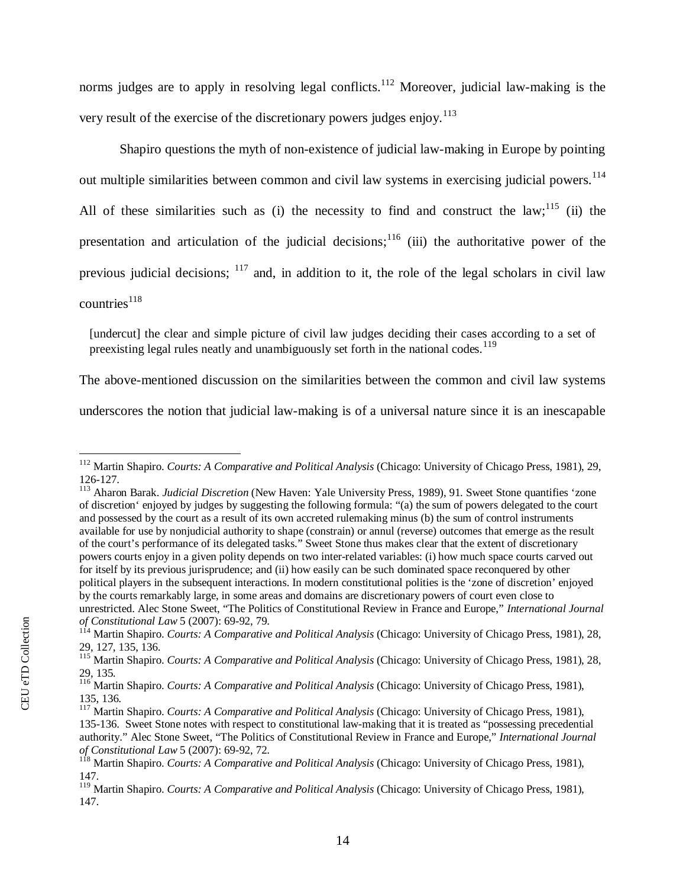norms judges are to apply in resolving legal conflicts.[112] Moreover, judicial law-making is the very result of the exercise of the discretionary powers judges enjoy.[113]

Shapiro questions the myth of non-existence of judicial law-making in Europe by pointing out multiple similarities between common and civil law systems in exercising judicial powers.[114] All of these similarities such as (i) the necessity to find and construct the law;[115] (ii) the presentation and articulation of the judicial decisions;[116] (iii) the authoritative power of the previous judicial decisions; [117] and, in addition to it, the role of the legal scholars in civil law countries[118]

> [undercut] the clear and simple picture of civil law judges deciding their cases according to a set of preexisting legal rules neatly and unambiguously set forth in the national codes.[119]

The above-mentioned discussion on the similarities between the common and civil law systems underscores the notion that judicial law-making is of a universal nature since it is an inescapable

---

[112] Martin Shapiro. *Courts: A Comparative and Political Analysis* (Chicago: University of Chicago Press, 1981), 29, 126-127.

[113] Aharon Barak. *Judicial Discretion* (New Haven: Yale University Press, 1989), 91. Sweet Stone quantifies 'zone of discretion' enjoyed by judges by suggesting the following formula: "(a) the sum of powers delegated to the court and possessed by the court as a result of its own accreted rulemaking minus (b) the sum of control instruments available for use by nonjudicial authority to shape (constrain) or annul (reverse) outcomes that emerge as the result of the court's performance of its delegated tasks." Sweet Stone thus makes clear that the extent of discretionary powers courts enjoy in a given polity depends on two inter-related variables: (i) how much space courts carved out for itself by its previous jurisprudence; and (ii) how easily can be such dominated space reconquered by other political players in the subsequent interactions. In modern constitutional polities is the 'zone of discretion' enjoyed by the courts remarkably large, in some areas and domains are discretionary powers of court even close to unrestricted. Alec Stone Sweet, "The Politics of Constitutional Review in France and Europe," *International Journal of Constitutional Law* 5 (2007): 69-92, 79.

[114] Martin Shapiro. *Courts: A Comparative and Political Analysis* (Chicago: University of Chicago Press, 1981), 28, 29, 127, 135, 136.

[115] Martin Shapiro. *Courts: A Comparative and Political Analysis* (Chicago: University of Chicago Press, 1981), 28, 29, 135.

[116] Martin Shapiro. *Courts: A Comparative and Political Analysis* (Chicago: University of Chicago Press, 1981), 135, 136.

[117] Martin Shapiro. *Courts: A Comparative and Political Analysis* (Chicago: University of Chicago Press, 1981), 135-136. Sweet Stone notes with respect to constitutional law-making that it is treated as "possessing precedential authority." Alec Stone Sweet, "The Politics of Constitutional Review in France and Europe," *International Journal of Constitutional Law* 5 (2007): 69-92, 72.

[118] Martin Shapiro. *Courts: A Comparative and Political Analysis* (Chicago: University of Chicago Press, 1981), 147.

[119] Martin Shapiro. *Courts: A Comparative and Political Analysis* (Chicago: University of Chicago Press, 1981), 147.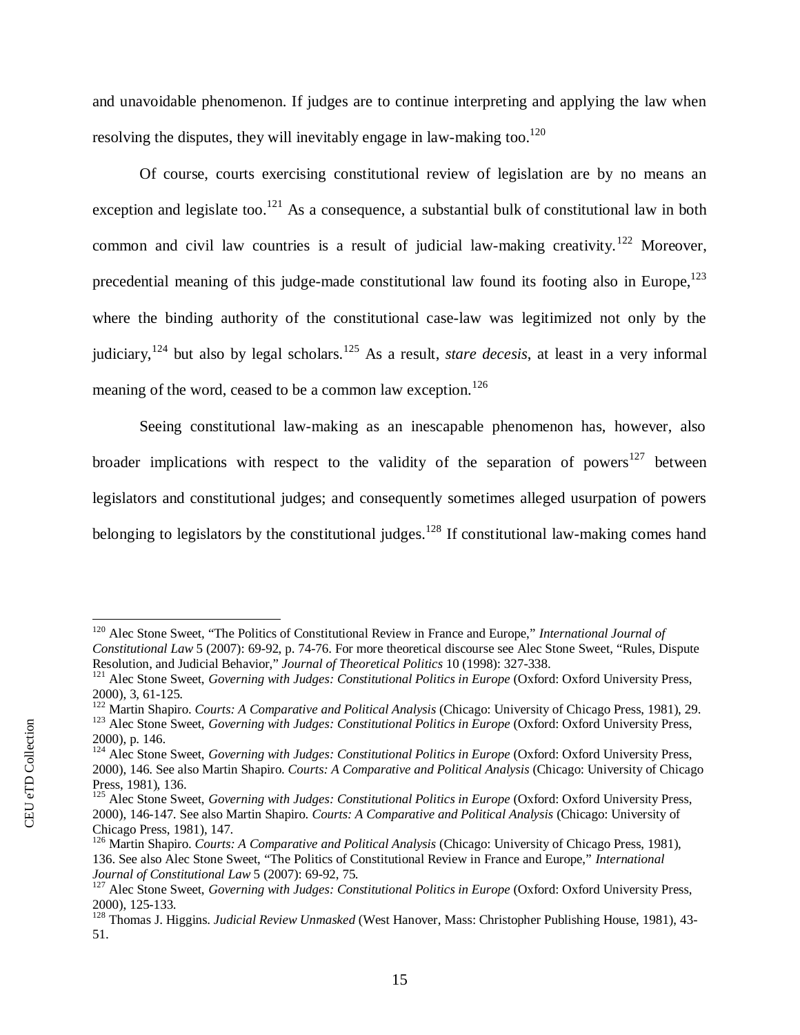and unavoidable phenomenon. If judges are to continue interpreting and applying the law when resolving the disputes, they will inevitably engage in law-making too.[120]

Of course, courts exercising constitutional review of legislation are by no means an exception and legislate too.[121] As a consequence, a substantial bulk of constitutional law in both common and civil law countries is a result of judicial law-making creativity.[122] Moreover, precedential meaning of this judge-made constitutional law found its footing also in Europe,[123] where the binding authority of the constitutional case-law was legitimized not only by the judiciary,[124] but also by legal scholars.[125] As a result, *stare decesis*, at least in a very informal meaning of the word, ceased to be a common law exception.[126]

Seeing constitutional law-making as an inescapable phenomenon has, however, also broader implications with respect to the validity of the separation of powers[127] between legislators and constitutional judges; and consequently sometimes alleged usurpation of powers belonging to legislators by the constitutional judges.[128] If constitutional law-making comes hand

---

[120] Alec Stone Sweet, "The Politics of Constitutional Review in France and Europe," *International Journal of Constitutional Law* 5 (2007): 69-92, p. 74-76. For more theoretical discourse see Alec Stone Sweet, "Rules, Dispute Resolution, and Judicial Behavior," *Journal of Theoretical Politics* 10 (1998): 327-338.

[121] Alec Stone Sweet, *Governing with Judges: Constitutional Politics in Europe* (Oxford: Oxford University Press, 2000), 3, 61-125.

[122] Martin Shapiro. *Courts: A Comparative and Political Analysis* (Chicago: University of Chicago Press, 1981), 29.

[123] Alec Stone Sweet, *Governing with Judges: Constitutional Politics in Europe* (Oxford: Oxford University Press, 2000), p. 146.

[124] Alec Stone Sweet, *Governing with Judges: Constitutional Politics in Europe* (Oxford: Oxford University Press, 2000), 146. See also Martin Shapiro. *Courts: A Comparative and Political Analysis* (Chicago: University of Chicago Press, 1981), 136.

[125] Alec Stone Sweet, *Governing with Judges: Constitutional Politics in Europe* (Oxford: Oxford University Press, 2000), 146-147. See also Martin Shapiro. *Courts: A Comparative and Political Analysis* (Chicago: University of Chicago Press, 1981), 147.

[126] Martin Shapiro. *Courts: A Comparative and Political Analysis* (Chicago: University of Chicago Press, 1981), 136. See also Alec Stone Sweet, "The Politics of Constitutional Review in France and Europe," *International Journal of Constitutional Law* 5 (2007): 69-92, 75.

[127] Alec Stone Sweet, *Governing with Judges: Constitutional Politics in Europe* (Oxford: Oxford University Press, 2000), 125-133.

[128] Thomas J. Higgins. *Judicial Review Unmasked* (West Hanover, Mass: Christopher Publishing House, 1981), 43-51.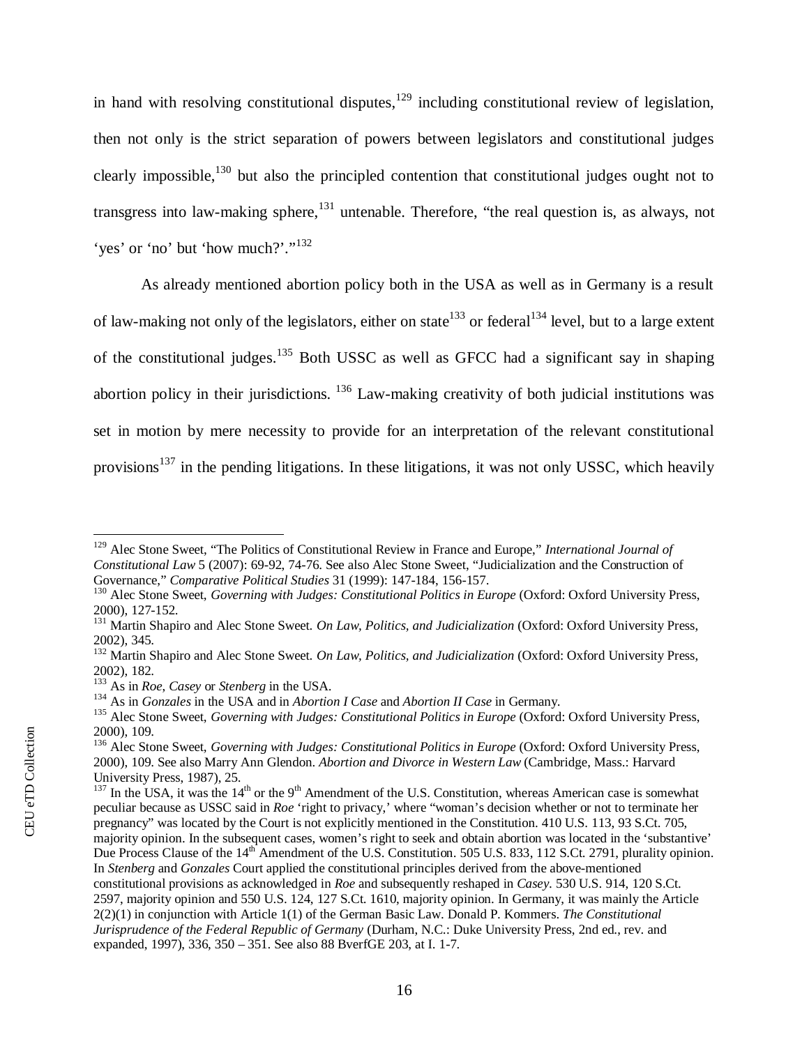in hand with resolving constitutional disputes,[129] including constitutional review of legislation, then not only is the strict separation of powers between legislators and constitutional judges clearly impossible,[130] but also the principled contention that constitutional judges ought not to transgress into law-making sphere,[131] untenable. Therefore, "the real question is, as always, not 'yes' or 'no' but 'how much?'."[132]

As already mentioned abortion policy both in the USA as well as in Germany is a result of law-making not only of the legislators, either on state[133] or federal[134] level, but to a large extent of the constitutional judges.[135] Both USSC as well as GFCC had a significant say in shaping abortion policy in their jurisdictions. [136] Law-making creativity of both judicial institutions was set in motion by mere necessity to provide for an interpretation of the relevant constitutional provisions[137] in the pending litigations. In these litigations, it was not only USSC, which heavily

---

[129] Alec Stone Sweet, "The Politics of Constitutional Review in France and Europe," *International Journal of Constitutional Law* 5 (2007): 69-92, 74-76. See also Alec Stone Sweet, "Judicialization and the Construction of Governance," *Comparative Political Studies* 31 (1999): 147-184, 156-157.

[130] Alec Stone Sweet, *Governing with Judges: Constitutional Politics in Europe* (Oxford: Oxford University Press, 2000), 127-152.

[131] Martin Shapiro and Alec Stone Sweet. *On Law, Politics, and Judicialization* (Oxford: Oxford University Press, 2002), 345.

[132] Martin Shapiro and Alec Stone Sweet. *On Law, Politics, and Judicialization* (Oxford: Oxford University Press, 2002), 182.

[133] As in *Roe, Casey* or *Stenberg* in the USA.

[134] As in *Gonzales* in the USA and in *Abortion I Case* and *Abortion II Case* in Germany.

[135] Alec Stone Sweet, *Governing with Judges: Constitutional Politics in Europe* (Oxford: Oxford University Press, 2000), 109.

[136] Alec Stone Sweet, *Governing with Judges: Constitutional Politics in Europe* (Oxford: Oxford University Press, 2000), 109. See also Marry Ann Glendon. *Abortion and Divorce in Western Law* (Cambridge, Mass.: Harvard University Press, 1987), 25.

[137] In the USA, it was the 14th or the 9th Amendment of the U.S. Constitution, whereas American case is somewhat peculiar because as USSC said in *Roe* 'right to privacy,' where "woman's decision whether or not to terminate her pregnancy" was located by the Court is not explicitly mentioned in the Constitution. 410 U.S. 113, 93 S.Ct. 705, majority opinion. In the subsequent cases, women's right to seek and obtain abortion was located in the 'substantive' Due Process Clause of the 14th Amendment of the U.S. Constitution. 505 U.S. 833, 112 S.Ct. 2791, plurality opinion. In *Stenberg* and *Gonzales* Court applied the constitutional principles derived from the above-mentioned constitutional provisions as acknowledged in *Roe* and subsequently reshaped in *Casey*. 530 U.S. 914, 120 S.Ct. 2597, majority opinion and 550 U.S. 124, 127 S.Ct. 1610, majority opinion. In Germany, it was mainly the Article 2(2)(1) in conjunction with Article 1(1) of the German Basic Law. Donald P. Kommers. *The Constitutional Jurisprudence of the Federal Republic of Germany* (Durham, N.C.: Duke University Press, 2nd ed., rev. and expanded, 1997), 336, 350 – 351. See also 88 BverfGE 203, at I. 1-7.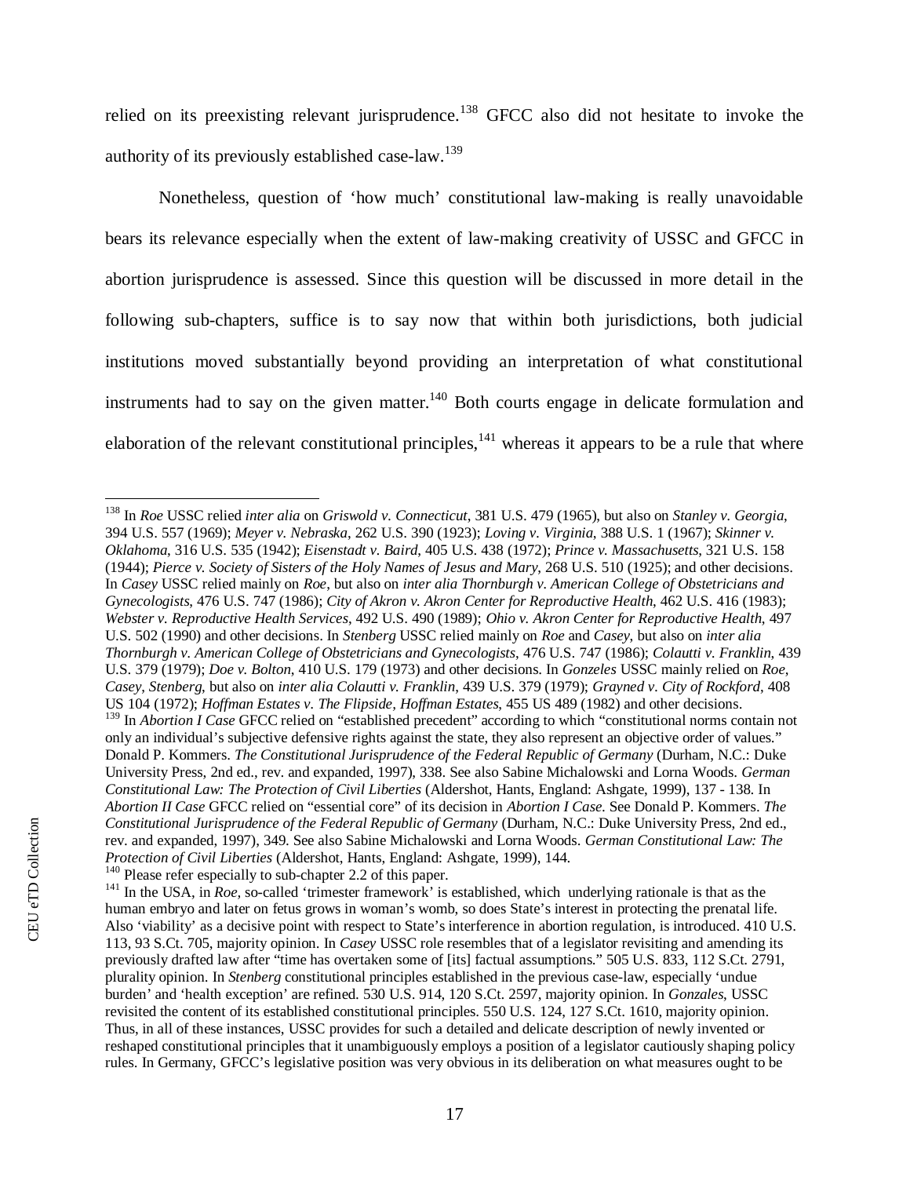relied on its preexisting relevant jurisprudence.[138] GFCC also did not hesitate to invoke the authority of its previously established case-law.[139]

Nonetheless, question of 'how much' constitutional law-making is really unavoidable bears its relevance especially when the extent of law-making creativity of USSC and GFCC in abortion jurisprudence is assessed. Since this question will be discussed in more detail in the following sub-chapters, suffice is to say now that within both jurisdictions, both judicial institutions moved substantially beyond providing an interpretation of what constitutional instruments had to say on the given matter.[140] Both courts engage in delicate formulation and elaboration of the relevant constitutional principles,[141] whereas it appears to be a rule that where

---

[138] In *Roe* USSC relied *inter alia* on *Griswold v. Connecticut*, 381 U.S. 479 (1965), but also on *Stanley v. Georgia*, 394 U.S. 557 (1969); *Meyer v. Nebraska*, 262 U.S. 390 (1923); *Loving v. Virginia*, 388 U.S. 1 (1967); *Skinner v. Oklahoma*, 316 U.S. 535 (1942); *Eisenstadt v. Baird*, 405 U.S. 438 (1972); *Prince v. Massachusetts*, 321 U.S. 158 (1944); *Pierce v. Society of Sisters of the Holy Names of Jesus and Mary*, 268 U.S. 510 (1925); and other decisions. In *Casey* USSC relied mainly on *Roe*, but also on *inter alia Thornburgh v. American College of Obstetricians and Gynecologists*, 476 U.S. 747 (1986); *City of Akron v. Akron Center for Reproductive Health*, 462 U.S. 416 (1983); *Webster v. Reproductive Health Services*, 492 U.S. 490 (1989); *Ohio v. Akron Center for Reproductive Health*, 497 U.S. 502 (1990) and other decisions. In *Stenberg* USSC relied mainly on *Roe* and *Casey*, but also on *inter alia Thornburgh v. American College of Obstetricians and Gynecologists*, 476 U.S. 747 (1986); *Colautti v. Franklin*, 439 U.S. 379 (1979); *Doe v. Bolton*, 410 U.S. 179 (1973) and other decisions. In *Gonzeles* USSC mainly relied on *Roe*, *Casey*, *Stenberg*, but also on *inter alia Colautti v. Franklin*, 439 U.S. 379 (1979); *Grayned v. City of Rockford*, 408 US 104 (1972); *Hoffman Estates v. The Flipside, Hoffman Estates*, 455 US 489 (1982) and other decisions.

[139] In *Abortion I Case* GFCC relied on "established precedent" according to which "constitutional norms contain not only an individual's subjective defensive rights against the state, they also represent an objective order of values." Donald P. Kommers. *The Constitutional Jurisprudence of the Federal Republic of Germany* (Durham, N.C.: Duke University Press, 2nd ed., rev. and expanded, 1997), 338. See also Sabine Michalowski and Lorna Woods. *German Constitutional Law: The Protection of Civil Liberties* (Aldershot, Hants, England: Ashgate, 1999), 137 - 138. In *Abortion II Case* GFCC relied on "essential core" of its decision in *Abortion I Case.* See Donald P. Kommers. *The Constitutional Jurisprudence of the Federal Republic of Germany* (Durham, N.C.: Duke University Press, 2nd ed., rev. and expanded, 1997), 349. See also Sabine Michalowski and Lorna Woods. *German Constitutional Law: The Protection of Civil Liberties* (Aldershot, Hants, England: Ashgate, 1999), 144.

[140] Please refer especially to sub-chapter 2.2 of this paper.

[141] In the USA, in *Roe*, so-called 'trimester framework' is established, which underlying rationale is that as the human embryo and later on fetus grows in woman's womb, so does State's interest in protecting the prenatal life. Also 'viability' as a decisive point with respect to State's interference in abortion regulation, is introduced. 410 U.S. 113, 93 S.Ct. 705, majority opinion. In *Casey* USSC role resembles that of a legislator revisiting and amending its previously drafted law after "time has overtaken some of [its] factual assumptions." 505 U.S. 833, 112 S.Ct. 2791, plurality opinion. In *Stenberg* constitutional principles established in the previous case-law, especially 'undue burden' and 'health exception' are refined. 530 U.S. 914, 120 S.Ct. 2597, majority opinion. In *Gonzales*, USSC revisited the content of its established constitutional principles. 550 U.S. 124, 127 S.Ct. 1610, majority opinion. Thus, in all of these instances, USSC provides for such a detailed and delicate description of newly invented or reshaped constitutional principles that it unambiguously employs a position of a legislator cautiously shaping policy rules. In Germany, GFCC's legislative position was very obvious in its deliberation on what measures ought to be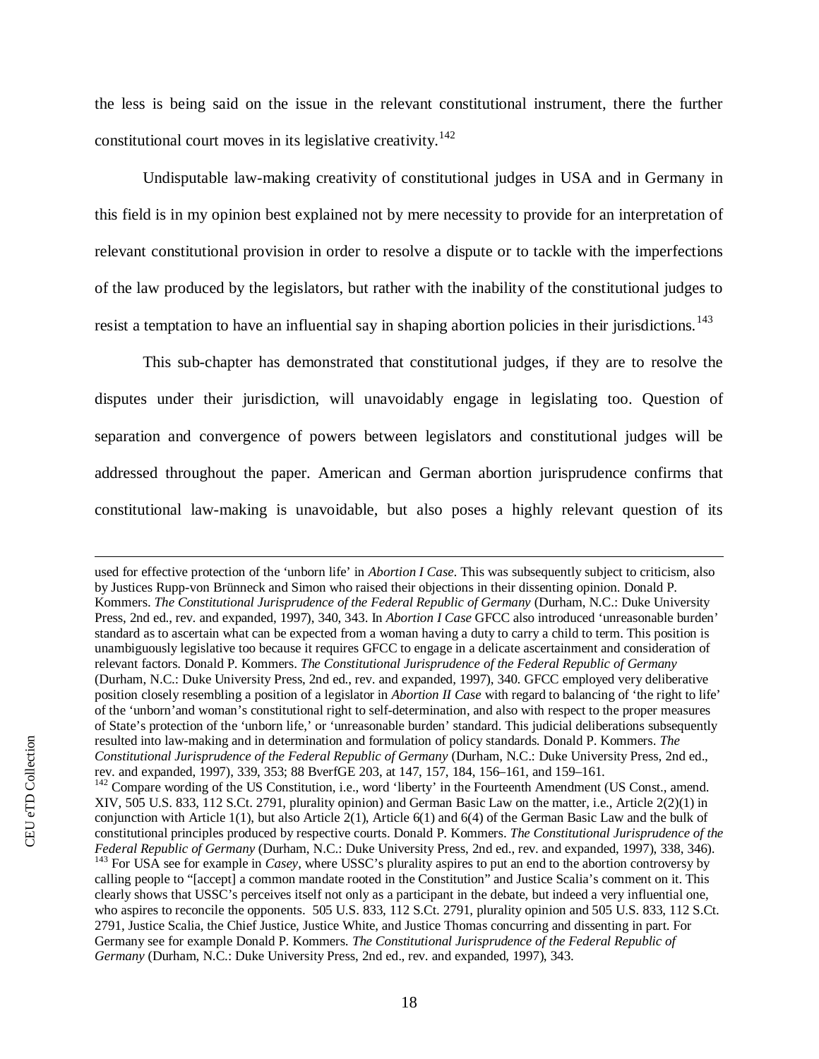the less is being said on the issue in the relevant constitutional instrument, there the further constitutional court moves in its legislative creativity.[142]

Undisputable law-making creativity of constitutional judges in USA and in Germany in this field is in my opinion best explained not by mere necessity to provide for an interpretation of relevant constitutional provision in order to resolve a dispute or to tackle with the imperfections of the law produced by the legislators, but rather with the inability of the constitutional judges to resist a temptation to have an influential say in shaping abortion policies in their jurisdictions.[143]

This sub-chapter has demonstrated that constitutional judges, if they are to resolve the disputes under their jurisdiction, will unavoidably engage in legislating too. Question of separation and convergence of powers between legislators and constitutional judges will be addressed throughout the paper. American and German abortion jurisprudence confirms that constitutional law-making is unavoidable, but also poses a highly relevant question of its

---

used for effective protection of the 'unborn life' in *Abortion I Case*. This was subsequently subject to criticism, also by Justices Rupp-von Brünneck and Simon who raised their objections in their dissenting opinion. Donald P. Kommers. *The Constitutional Jurisprudence of the Federal Republic of Germany* (Durham, N.C.: Duke University Press, 2nd ed., rev. and expanded, 1997), 340, 343. In *Abortion I Case* GFCC also introduced 'unreasonable burden' standard as to ascertain what can be expected from a woman having a duty to carry a child to term. This position is unambiguously legislative too because it requires GFCC to engage in a delicate ascertainment and consideration of relevant factors. Donald P. Kommers. *The Constitutional Jurisprudence of the Federal Republic of Germany* (Durham, N.C.: Duke University Press, 2nd ed., rev. and expanded, 1997), 340. GFCC employed very deliberative position closely resembling a position of a legislator in *Abortion II Case* with regard to balancing of 'the right to life' of the 'unborn'and woman's constitutional right to self-determination, and also with respect to the proper measures of State's protection of the 'unborn life,' or 'unreasonable burden' standard. This judicial deliberations subsequently resulted into law-making and in determination and formulation of policy standards. Donald P. Kommers. *The Constitutional Jurisprudence of the Federal Republic of Germany* (Durham, N.C.: Duke University Press, 2nd ed., rev. and expanded, 1997), 339, 353; 88 BverfGE 203, at 147, 157, 184, 156–161, and 159–161.

[142] Compare wording of the US Constitution, i.e., word 'liberty' in the Fourteenth Amendment (US Const., amend. XIV, 505 U.S. 833, 112 S.Ct. 2791, plurality opinion) and German Basic Law on the matter, i.e., Article 2(2)(1) in conjunction with Article 1(1), but also Article 2(1), Article 6(1) and 6(4) of the German Basic Law and the bulk of constitutional principles produced by respective courts. Donald P. Kommers. *The Constitutional Jurisprudence of the Federal Republic of Germany* (Durham, N.C.: Duke University Press, 2nd ed., rev. and expanded, 1997), 338, 346).

[143] For USA see for example in *Casey*, where USSC's plurality aspires to put an end to the abortion controversy by calling people to "[accept] a common mandate rooted in the Constitution" and Justice Scalia's comment on it. This clearly shows that USSC's perceives itself not only as a participant in the debate, but indeed a very influential one, who aspires to reconcile the opponents. 505 U.S. 833, 112 S.Ct. 2791, plurality opinion and 505 U.S. 833, 112 S.Ct. 2791, Justice Scalia, the Chief Justice, Justice White, and Justice Thomas concurring and dissenting in part. For Germany see for example Donald P. Kommers. *The Constitutional Jurisprudence of the Federal Republic of Germany* (Durham, N.C.: Duke University Press, 2nd ed., rev. and expanded, 1997), 343.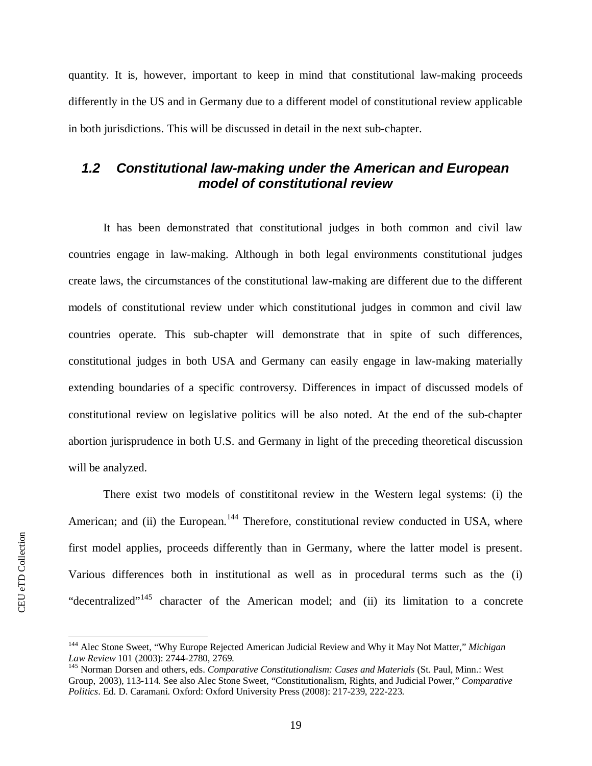quantity. It is, however, important to keep in mind that constitutional law-making proceeds differently in the US and in Germany due to a different model of constitutional review applicable in both jurisdictions. This will be discussed in detail in the next sub-chapter.

## *1.2 Constitutional law-making under the American and European model of constitutional review*

It has been demonstrated that constitutional judges in both common and civil law countries engage in law-making. Although in both legal environments constitutional judges create laws, the circumstances of the constitutional law-making are different due to the different models of constitutional review under which constitutional judges in common and civil law countries operate. This sub-chapter will demonstrate that in spite of such differences, constitutional judges in both USA and Germany can easily engage in law-making materially extending boundaries of a specific controversy. Differences in impact of discussed models of constitutional review on legislative politics will be also noted. At the end of the sub-chapter abortion jurisprudence in both U.S. and Germany in light of the preceding theoretical discussion will be analyzed.

There exist two models of constititonal review in the Western legal systems: (i) the American; and (ii) the European.[144] Therefore, constitutional review conducted in USA, where first model applies, proceeds differently than in Germany, where the latter model is present. Various differences both in institutional as well as in procedural terms such as the (i) "decentralized"[145] character of the American model; and (ii) its limitation to a concrete

---

[144] Alec Stone Sweet, "Why Europe Rejected American Judicial Review and Why it May Not Matter," *Michigan Law Review* 101 (2003): 2744-2780, 2769.

[145] Norman Dorsen and others, eds. *Comparative Constitutionalism: Cases and Materials* (St. Paul, Minn.: West Group, 2003), 113-114. See also Alec Stone Sweet, "Constitutionalism, Rights, and Judicial Power," *Comparative Politics*. Ed. D. Caramani. Oxford: Oxford University Press (2008): 217-239, 222-223.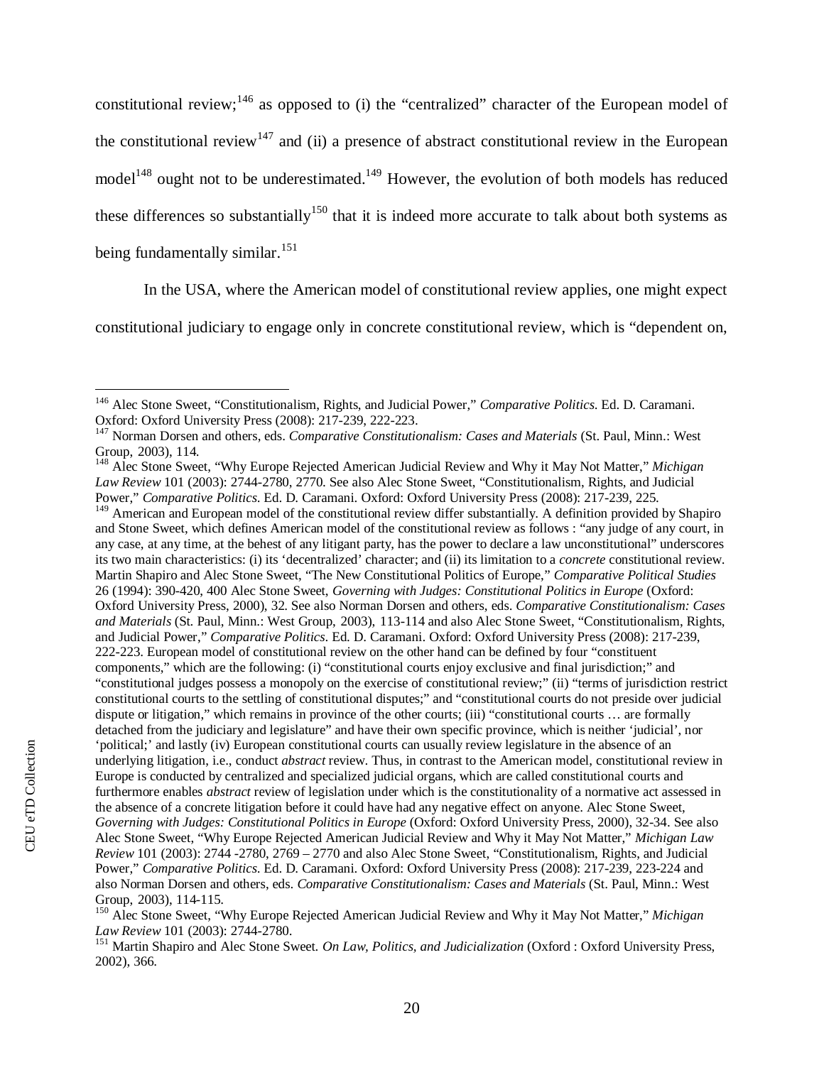constitutional review;[146] as opposed to (i) the "centralized" character of the European model of the constitutional review[147] and (ii) a presence of abstract constitutional review in the European model[148] ought not to be underestimated.[149] However, the evolution of both models has reduced these differences so substantially[150] that it is indeed more accurate to talk about both systems as being fundamentally similar.[151]

In the USA, where the American model of constitutional review applies, one might expect constitutional judiciary to engage only in concrete constitutional review, which is "dependent on,

---

[146] Alec Stone Sweet, "Constitutionalism, Rights, and Judicial Power," *Comparative Politics*. Ed. D. Caramani. Oxford: Oxford University Press (2008): 217-239, 222-223.

[147] Norman Dorsen and others, eds. *Comparative Constitutionalism: Cases and Materials* (St. Paul, Minn.: West Group, 2003), 114.

[148] Alec Stone Sweet, "Why Europe Rejected American Judicial Review and Why it May Not Matter," *Michigan Law Review* 101 (2003): 2744-2780, 2770. See also Alec Stone Sweet, "Constitutionalism, Rights, and Judicial Power," *Comparative Politics*. Ed. D. Caramani. Oxford: Oxford University Press (2008): 217-239, 225.

[149] American and European model of the constitutional review differ substantially. A definition provided by Shapiro and Stone Sweet, which defines American model of the constitutional review as follows : "any judge of any court, in any case, at any time, at the behest of any litigant party, has the power to declare a law unconstitutional" underscores its two main characteristics: (i) its 'decentralized' character; and (ii) its limitation to a *concrete* constitutional review. Martin Shapiro and Alec Stone Sweet, "The New Constitutional Politics of Europe," *Comparative Political Studies* 26 (1994): 390-420, 400 Alec Stone Sweet, *Governing with Judges: Constitutional Politics in Europe* (Oxford: Oxford University Press, 2000), 32. See also Norman Dorsen and others, eds. *Comparative Constitutionalism: Cases and Materials* (St. Paul, Minn.: West Group, 2003), 113-114 and also Alec Stone Sweet, "Constitutionalism, Rights, and Judicial Power," *Comparative Politics*. Ed. D. Caramani. Oxford: Oxford University Press (2008): 217-239, 222-223. European model of constitutional review on the other hand can be defined by four "constituent components," which are the following: (i) "constitutional courts enjoy exclusive and final jurisdiction;" and "constitutional judges possess a monopoly on the exercise of constitutional review;" (ii) "terms of jurisdiction restrict constitutional courts to the settling of constitutional disputes;" and "constitutional courts do not preside over judicial dispute or litigation," which remains in province of the other courts; (iii) "constitutional courts … are formally detached from the judiciary and legislature" and have their own specific province, which is neither 'judicial', nor 'political;' and lastly (iv) European constitutional courts can usually review legislature in the absence of an underlying litigation, i.e., conduct *abstract* review. Thus, in contrast to the American model, constitutional review in Europe is conducted by centralized and specialized judicial organs, which are called constitutional courts and furthermore enables *abstract* review of legislation under which is the constitutionality of a normative act assessed in the absence of a concrete litigation before it could have had any negative effect on anyone. Alec Stone Sweet, *Governing with Judges: Constitutional Politics in Europe* (Oxford: Oxford University Press, 2000), 32-34. See also Alec Stone Sweet, "Why Europe Rejected American Judicial Review and Why it May Not Matter," *Michigan Law Review* 101 (2003): 2744 -2780, 2769 – 2770 and also Alec Stone Sweet, "Constitutionalism, Rights, and Judicial Power," *Comparative Politics*. Ed. D. Caramani. Oxford: Oxford University Press (2008): 217-239, 223-224 and also Norman Dorsen and others, eds. *Comparative Constitutionalism: Cases and Materials* (St. Paul, Minn.: West Group, 2003), 114-115.

[150] Alec Stone Sweet, "Why Europe Rejected American Judicial Review and Why it May Not Matter," *Michigan Law Review* 101 (2003): 2744-2780.

[151] Martin Shapiro and Alec Stone Sweet. *On Law, Politics, and Judicialization* (Oxford : Oxford University Press, 2002), 366.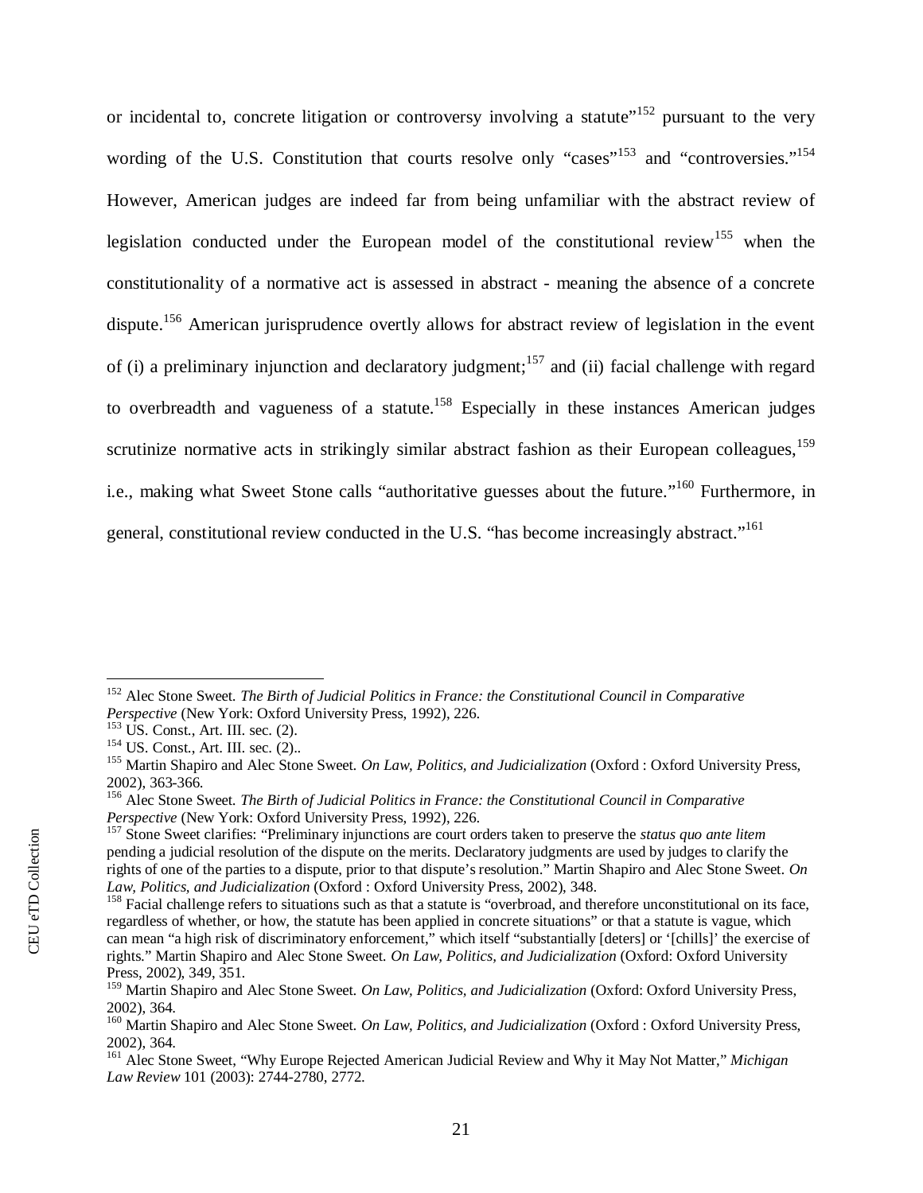or incidental to, concrete litigation or controversy involving a statute"[152] pursuant to the very wording of the U.S. Constitution that courts resolve only "cases"[153] and "controversies."[154] However, American judges are indeed far from being unfamiliar with the abstract review of legislation conducted under the European model of the constitutional review[155] when the constitutionality of a normative act is assessed in abstract - meaning the absence of a concrete dispute.[156] American jurisprudence overtly allows for abstract review of legislation in the event of (i) a preliminary injunction and declaratory judgment;[157] and (ii) facial challenge with regard to overbreadth and vagueness of a statute.[158] Especially in these instances American judges scrutinize normative acts in strikingly similar abstract fashion as their European colleagues,[159] i.e., making what Sweet Stone calls "authoritative guesses about the future."[160] Furthermore, in general, constitutional review conducted in the U.S. "has become increasingly abstract."[161]

---

[152] Alec Stone Sweet. *The Birth of Judicial Politics in France: the Constitutional Council in Comparative Perspective* (New York: Oxford University Press, 1992), 226.

[153] US. Const., Art. III. sec. (2).

[154] US. Const., Art. III. sec. (2)..

[155] Martin Shapiro and Alec Stone Sweet. *On Law, Politics, and Judicialization* (Oxford : Oxford University Press, 2002), 363-366.

[156] Alec Stone Sweet. *The Birth of Judicial Politics in France: the Constitutional Council in Comparative Perspective* (New York: Oxford University Press, 1992), 226.

[157] Stone Sweet clarifies: "Preliminary injunctions are court orders taken to preserve the *status quo ante litem* pending a judicial resolution of the dispute on the merits. Declaratory judgments are used by judges to clarify the rights of one of the parties to a dispute, prior to that dispute's resolution." Martin Shapiro and Alec Stone Sweet. *On Law, Politics, and Judicialization* (Oxford : Oxford University Press, 2002), 348.

[158] Facial challenge refers to situations such as that a statute is "overbroad, and therefore unconstitutional on its face, regardless of whether, or how, the statute has been applied in concrete situations" or that a statute is vague, which can mean "a high risk of discriminatory enforcement," which itself "substantially [deters] or '[chills]' the exercise of rights." Martin Shapiro and Alec Stone Sweet. *On Law, Politics, and Judicialization* (Oxford: Oxford University Press, 2002), 349, 351.

[159] Martin Shapiro and Alec Stone Sweet. *On Law, Politics, and Judicialization* (Oxford: Oxford University Press, 2002), 364.

[160] Martin Shapiro and Alec Stone Sweet. *On Law, Politics, and Judicialization* (Oxford : Oxford University Press, 2002), 364.

[161] Alec Stone Sweet, "Why Europe Rejected American Judicial Review and Why it May Not Matter," *Michigan Law Review* 101 (2003): 2744-2780, 2772.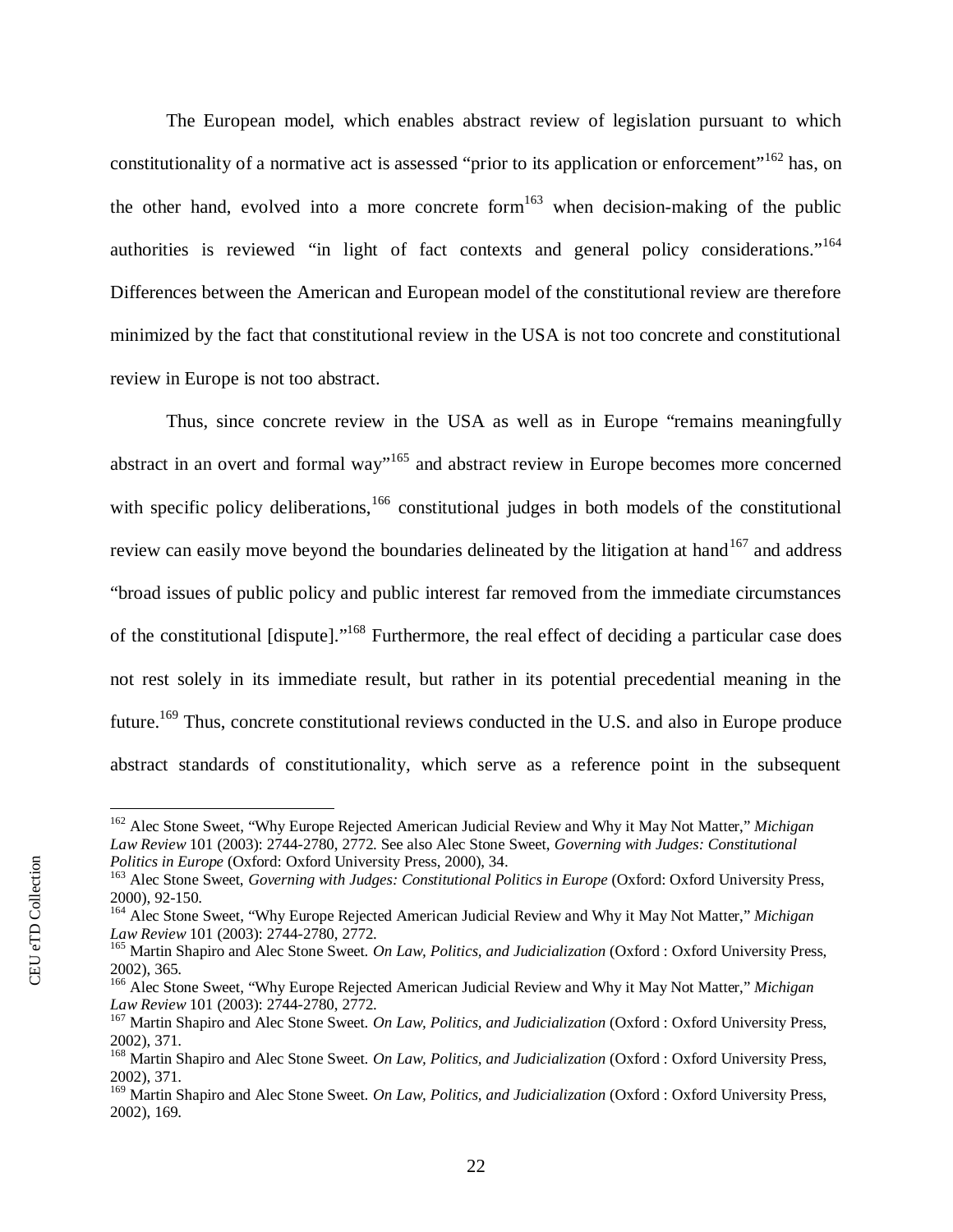The European model, which enables abstract review of legislation pursuant to which constitutionality of a normative act is assessed "prior to its application or enforcement"[162] has, on the other hand, evolved into a more concrete form[163] when decision-making of the public authorities is reviewed "in light of fact contexts and general policy considerations."[164] Differences between the American and European model of the constitutional review are therefore minimized by the fact that constitutional review in the USA is not too concrete and constitutional review in Europe is not too abstract.

Thus, since concrete review in the USA as well as in Europe "remains meaningfully abstract in an overt and formal way"[165] and abstract review in Europe becomes more concerned with specific policy deliberations,[166] constitutional judges in both models of the constitutional review can easily move beyond the boundaries delineated by the litigation at hand[167] and address "broad issues of public policy and public interest far removed from the immediate circumstances of the constitutional [dispute]."[168] Furthermore, the real effect of deciding a particular case does not rest solely in its immediate result, but rather in its potential precedential meaning in the future.[169] Thus, concrete constitutional reviews conducted in the U.S. and also in Europe produce abstract standards of constitutionality, which serve as a reference point in the subsequent

---

[162] Alec Stone Sweet, "Why Europe Rejected American Judicial Review and Why it May Not Matter," *Michigan Law Review* 101 (2003): 2744-2780, 2772. See also Alec Stone Sweet, *Governing with Judges: Constitutional Politics in Europe* (Oxford: Oxford University Press, 2000), 34.

[163] Alec Stone Sweet, *Governing with Judges: Constitutional Politics in Europe* (Oxford: Oxford University Press, 2000), 92-150.

[164] Alec Stone Sweet, "Why Europe Rejected American Judicial Review and Why it May Not Matter," *Michigan Law Review* 101 (2003): 2744-2780, 2772.

[165] Martin Shapiro and Alec Stone Sweet. *On Law, Politics, and Judicialization* (Oxford : Oxford University Press, 2002), 365.

[166] Alec Stone Sweet, "Why Europe Rejected American Judicial Review and Why it May Not Matter," *Michigan Law Review* 101 (2003): 2744-2780, 2772.

[167] Martin Shapiro and Alec Stone Sweet. *On Law, Politics, and Judicialization* (Oxford : Oxford University Press, 2002), 371.

[168] Martin Shapiro and Alec Stone Sweet. *On Law, Politics, and Judicialization* (Oxford : Oxford University Press, 2002), 371.

[169] Martin Shapiro and Alec Stone Sweet. *On Law, Politics, and Judicialization* (Oxford : Oxford University Press, 2002), 169.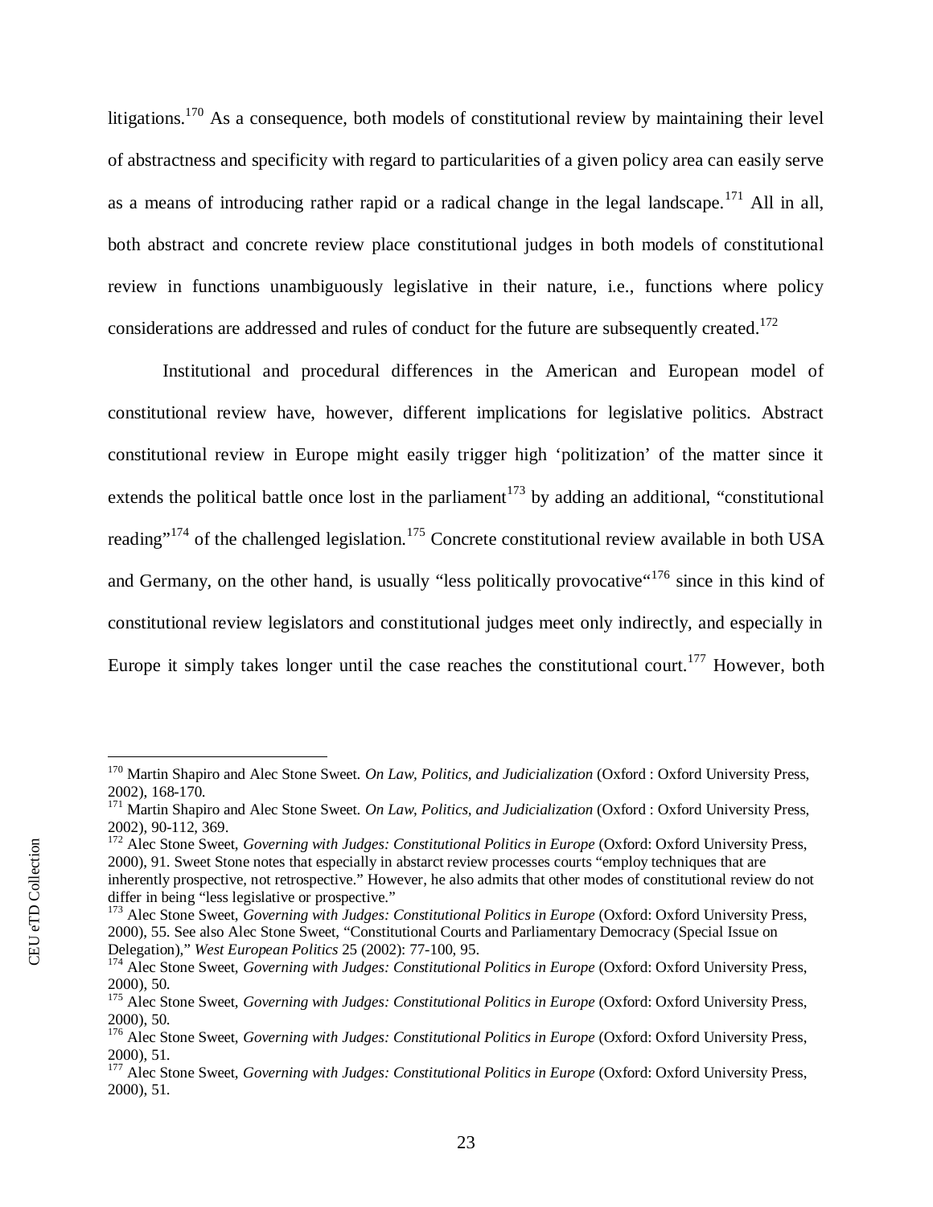litigations.[170] As a consequence, both models of constitutional review by maintaining their level of abstractness and specificity with regard to particularities of a given policy area can easily serve as a means of introducing rather rapid or a radical change in the legal landscape.[171] All in all, both abstract and concrete review place constitutional judges in both models of constitutional review in functions unambiguously legislative in their nature, i.e., functions where policy considerations are addressed and rules of conduct for the future are subsequently created.[172]

Institutional and procedural differences in the American and European model of constitutional review have, however, different implications for legislative politics. Abstract constitutional review in Europe might easily trigger high 'politization' of the matter since it extends the political battle once lost in the parliament[173] by adding an additional, "constitutional reading"[174] of the challenged legislation.[175] Concrete constitutional review available in both USA and Germany, on the other hand, is usually "less politically provocative"[176] since in this kind of constitutional review legislators and constitutional judges meet only indirectly, and especially in Europe it simply takes longer until the case reaches the constitutional court.[177] However, both

---

[170] Martin Shapiro and Alec Stone Sweet. *On Law, Politics, and Judicialization* (Oxford : Oxford University Press, 2002), 168-170.

[171] Martin Shapiro and Alec Stone Sweet. *On Law, Politics, and Judicialization* (Oxford : Oxford University Press, 2002), 90-112, 369.

[172] Alec Stone Sweet, *Governing with Judges: Constitutional Politics in Europe* (Oxford: Oxford University Press, 2000), 91. Sweet Stone notes that especially in abstarct review processes courts "employ techniques that are inherently prospective, not retrospective." However, he also admits that other modes of constitutional review do not differ in being "less legislative or prospective."

[173] Alec Stone Sweet, *Governing with Judges: Constitutional Politics in Europe* (Oxford: Oxford University Press, 2000), 55. See also Alec Stone Sweet, "Constitutional Courts and Parliamentary Democracy (Special Issue on Delegation)," *West European Politics* 25 (2002): 77-100, 95.

[174] Alec Stone Sweet, *Governing with Judges: Constitutional Politics in Europe* (Oxford: Oxford University Press, 2000), 50.

[175] Alec Stone Sweet, *Governing with Judges: Constitutional Politics in Europe* (Oxford: Oxford University Press, 2000), 50.

[176] Alec Stone Sweet, *Governing with Judges: Constitutional Politics in Europe* (Oxford: Oxford University Press, 2000), 51.

[177] Alec Stone Sweet, *Governing with Judges: Constitutional Politics in Europe* (Oxford: Oxford University Press, 2000), 51.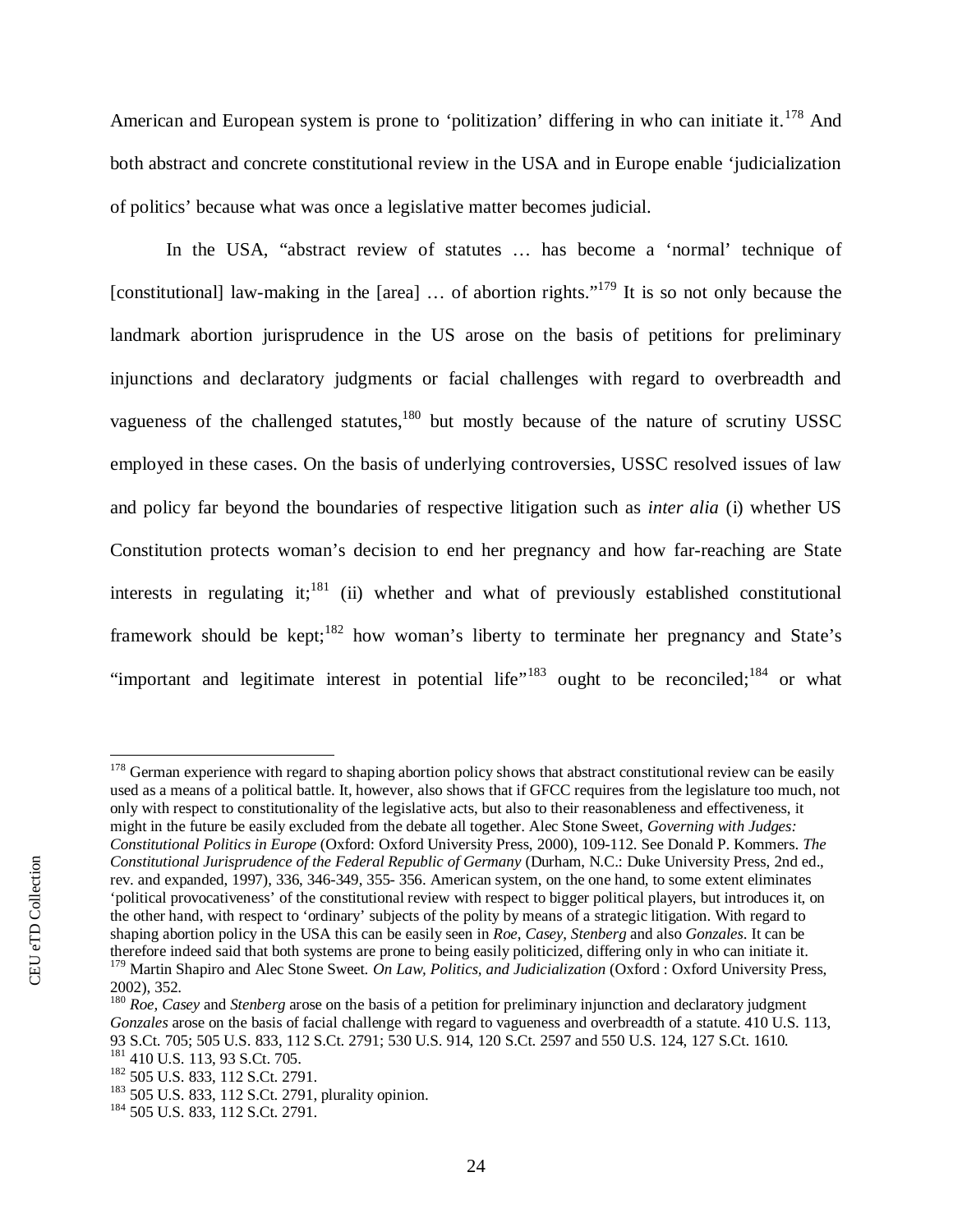American and European system is prone to 'politization' differing in who can initiate it.[178] And both abstract and concrete constitutional review in the USA and in Europe enable 'judicialization of politics' because what was once a legislative matter becomes judicial.

In the USA, "abstract review of statutes … has become a 'normal' technique of [constitutional] law-making in the [area] … of abortion rights."[179] It is so not only because the landmark abortion jurisprudence in the US arose on the basis of petitions for preliminary injunctions and declaratory judgments or facial challenges with regard to overbreadth and vagueness of the challenged statutes,[180] but mostly because of the nature of scrutiny USSC employed in these cases. On the basis of underlying controversies, USSC resolved issues of law and policy far beyond the boundaries of respective litigation such as *inter alia* (i) whether US Constitution protects woman's decision to end her pregnancy and how far-reaching are State interests in regulating it;[181] (ii) whether and what of previously established constitutional framework should be kept;[182] how woman's liberty to terminate her pregnancy and State's "important and legitimate interest in potential life"[183] ought to be reconciled;[184] or what

---

[178] German experience with regard to shaping abortion policy shows that abstract constitutional review can be easily used as a means of a political battle. It, however, also shows that if GFCC requires from the legislature too much, not only with respect to constitutionality of the legislative acts, but also to their reasonableness and effectiveness, it might in the future be easily excluded from the debate all together. Alec Stone Sweet, *Governing with Judges: Constitutional Politics in Europe* (Oxford: Oxford University Press, 2000), 109-112. See Donald P. Kommers. *The Constitutional Jurisprudence of the Federal Republic of Germany* (Durham, N.C.: Duke University Press, 2nd ed., rev. and expanded, 1997), 336, 346-349, 355- 356. American system, on the one hand, to some extent eliminates 'political provocativeness' of the constitutional review with respect to bigger political players, but introduces it, on the other hand, with respect to 'ordinary' subjects of the polity by means of a strategic litigation. With regard to shaping abortion policy in the USA this can be easily seen in *Roe*, *Casey*, *Stenberg* and also *Gonzales*. It can be therefore indeed said that both systems are prone to being easily politicized, differing only in who can initiate it.

[179] Martin Shapiro and Alec Stone Sweet. *On Law, Politics, and Judicialization* (Oxford : Oxford University Press, 2002), 352.

[180] *Roe, Casey* and *Stenberg* arose on the basis of a petition for preliminary injunction and declaratory judgment *Gonzales* arose on the basis of facial challenge with regard to vagueness and overbreadth of a statute. 410 U.S. 113, 93 S.Ct. 705; 505 U.S. 833, 112 S.Ct. 2791; 530 U.S. 914, 120 S.Ct. 2597 and 550 U.S. 124, 127 S.Ct. 1610.

[181] 410 U.S. 113, 93 S.Ct. 705.

[182] 505 U.S. 833, 112 S.Ct. 2791.

[183] 505 U.S. 833, 112 S.Ct. 2791, plurality opinion.

[184] 505 U.S. 833, 112 S.Ct. 2791.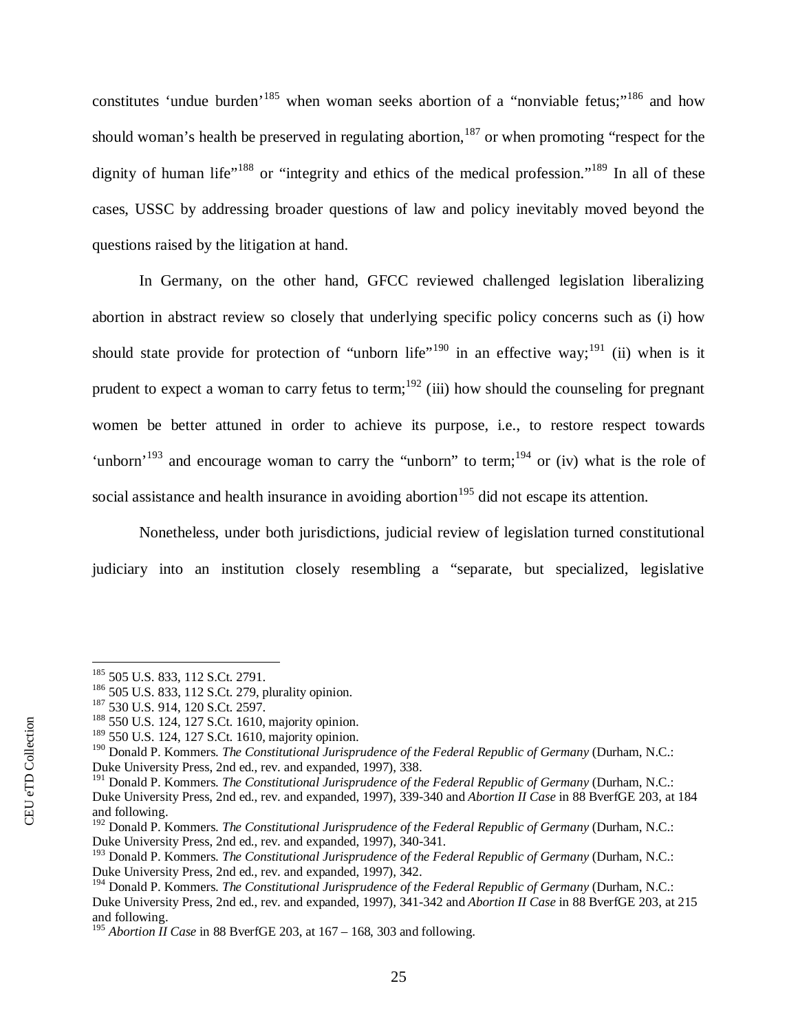constitutes 'undue burden'[185] when woman seeks abortion of a "nonviable fetus;"[186] and how should woman's health be preserved in regulating abortion,[187] or when promoting "respect for the dignity of human life"[188] or "integrity and ethics of the medical profession."[189] In all of these cases, USSC by addressing broader questions of law and policy inevitably moved beyond the questions raised by the litigation at hand.

In Germany, on the other hand, GFCC reviewed challenged legislation liberalizing abortion in abstract review so closely that underlying specific policy concerns such as (i) how should state provide for protection of "unborn life"[190] in an effective way;[191] (ii) when is it prudent to expect a woman to carry fetus to term;[192] (iii) how should the counseling for pregnant women be better attuned in order to achieve its purpose, i.e., to restore respect towards 'unborn'[193] and encourage woman to carry the "unborn" to term;[194] or (iv) what is the role of social assistance and health insurance in avoiding abortion[195] did not escape its attention.

Nonetheless, under both jurisdictions, judicial review of legislation turned constitutional judiciary into an institution closely resembling a "separate, but specialized, legislative

---

[185] 505 U.S. 833, 112 S.Ct. 2791.

[186] 505 U.S. 833, 112 S.Ct. 279, plurality opinion.

[187] 530 U.S. 914, 120 S.Ct. 2597.

[188] 550 U.S. 124, 127 S.Ct. 1610, majority opinion.

[189] 550 U.S. 124, 127 S.Ct. 1610, majority opinion.

[190] Donald P. Kommers. *The Constitutional Jurisprudence of the Federal Republic of Germany* (Durham, N.C.: Duke University Press, 2nd ed., rev. and expanded, 1997), 338.

[191] Donald P. Kommers. *The Constitutional Jurisprudence of the Federal Republic of Germany* (Durham, N.C.: Duke University Press, 2nd ed., rev. and expanded, 1997), 339-340 and *Abortion II Case* in 88 BverfGE 203, at 184 and following.

[192] Donald P. Kommers. *The Constitutional Jurisprudence of the Federal Republic of Germany* (Durham, N.C.: Duke University Press, 2nd ed., rev. and expanded, 1997), 340-341.

[193] Donald P. Kommers. *The Constitutional Jurisprudence of the Federal Republic of Germany* (Durham, N.C.: Duke University Press, 2nd ed., rev. and expanded, 1997), 342.

[194] Donald P. Kommers. *The Constitutional Jurisprudence of the Federal Republic of Germany* (Durham, N.C.: Duke University Press, 2nd ed., rev. and expanded, 1997), 341-342 and *Abortion II Case* in 88 BverfGE 203, at 215 and following.

[195] *Abortion II Case* in 88 BverfGE 203, at 167 – 168, 303 and following.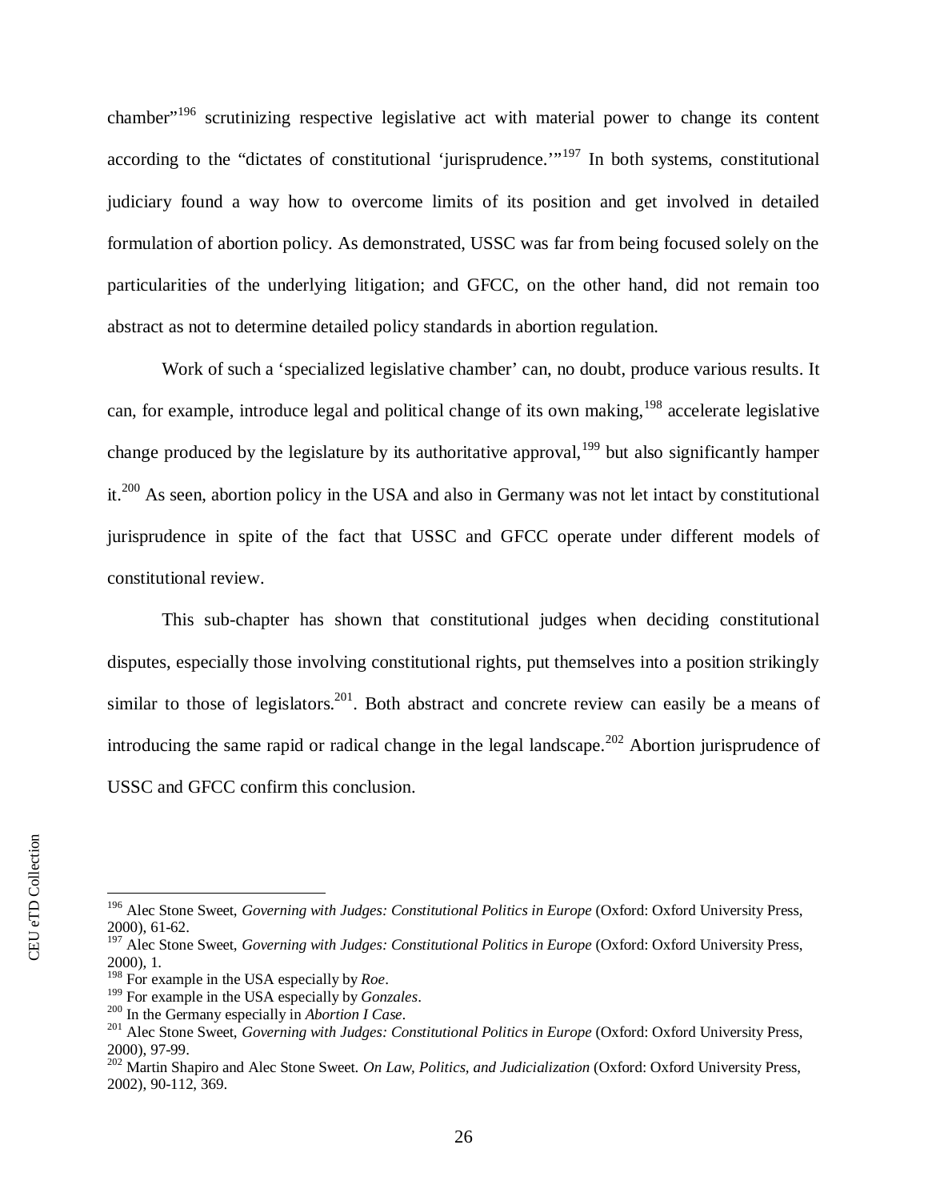chamber"[196] scrutinizing respective legislative act with material power to change its content according to the "dictates of constitutional 'jurisprudence.'"[197] In both systems, constitutional judiciary found a way how to overcome limits of its position and get involved in detailed formulation of abortion policy. As demonstrated, USSC was far from being focused solely on the particularities of the underlying litigation; and GFCC, on the other hand, did not remain too abstract as not to determine detailed policy standards in abortion regulation.

Work of such a 'specialized legislative chamber' can, no doubt, produce various results. It can, for example, introduce legal and political change of its own making,[198] accelerate legislative change produced by the legislature by its authoritative approval,[199] but also significantly hamper it.[200] As seen, abortion policy in the USA and also in Germany was not let intact by constitutional jurisprudence in spite of the fact that USSC and GFCC operate under different models of constitutional review.

This sub-chapter has shown that constitutional judges when deciding constitutional disputes, especially those involving constitutional rights, put themselves into a position strikingly similar to those of legislators.[201]. Both abstract and concrete review can easily be a means of introducing the same rapid or radical change in the legal landscape.[202] Abortion jurisprudence of USSC and GFCC confirm this conclusion.

---

[196] Alec Stone Sweet, *Governing with Judges: Constitutional Politics in Europe* (Oxford: Oxford University Press, 2000), 61-62.

[197] Alec Stone Sweet, *Governing with Judges: Constitutional Politics in Europe* (Oxford: Oxford University Press, 2000), 1.

[198] For example in the USA especially by *Roe*.

[199] For example in the USA especially by *Gonzales*.

[200] In the Germany especially in *Abortion I Case*.

[201] Alec Stone Sweet, *Governing with Judges: Constitutional Politics in Europe* (Oxford: Oxford University Press, 2000), 97-99.

[202] Martin Shapiro and Alec Stone Sweet. *On Law, Politics, and Judicialization* (Oxford: Oxford University Press, 2002), 90-112, 369.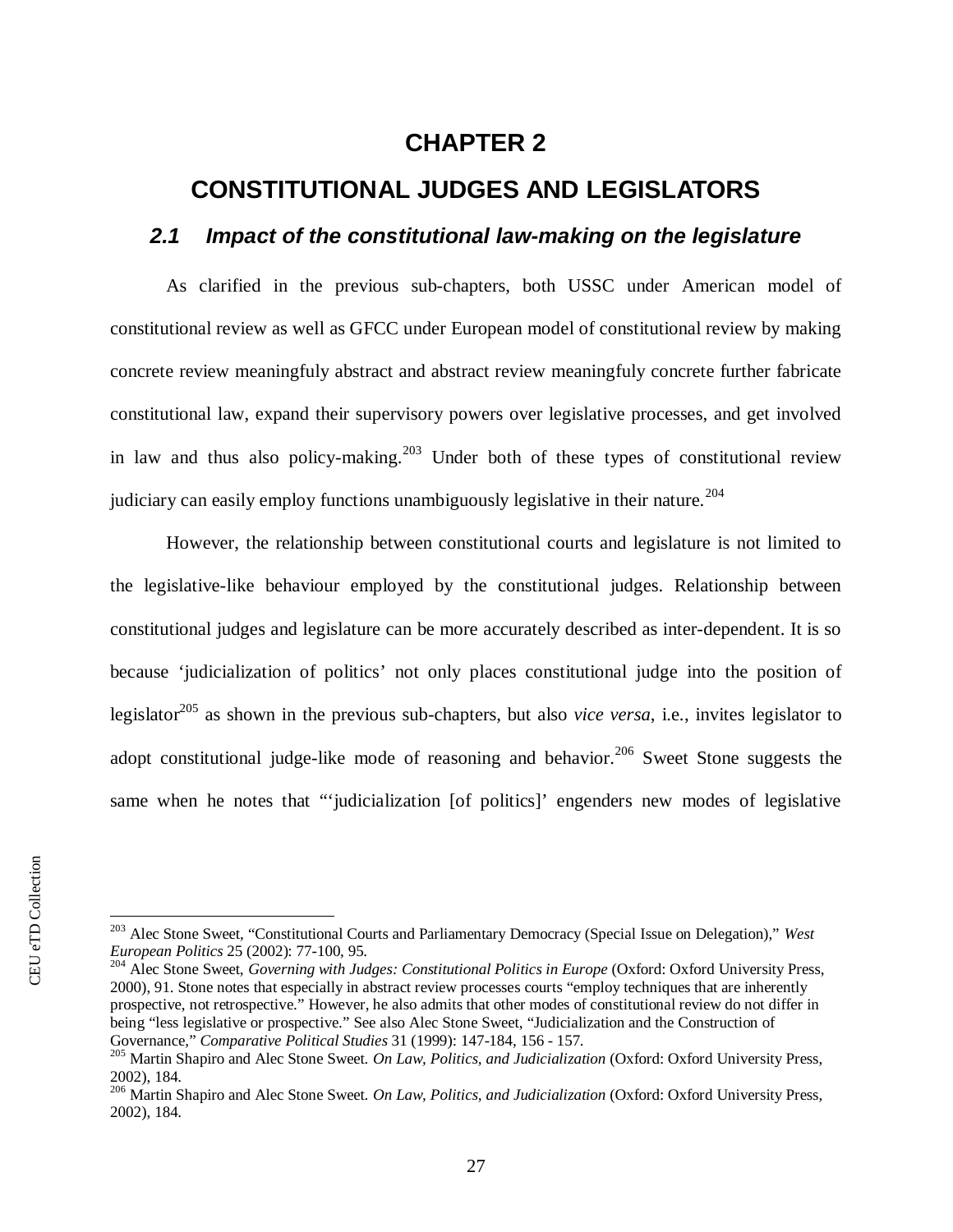# CHAPTER 2

# CONSTITUTIONAL JUDGES AND LEGISLATORS

## 2.1 Impact of the constitutional law-making on the legislature

As clarified in the previous sub-chapters, both USSC under American model of constitutional review as well as GFCC under European model of constitutional review by making concrete review meaningfuly abstract and abstract review meaningfuly concrete further fabricate constitutional law, expand their supervisory powers over legislative processes, and get involved in law and thus also policy-making.[203] Under both of these types of constitutional review judiciary can easily employ functions unambiguously legislative in their nature.[204]

However, the relationship between constitutional courts and legislature is not limited to the legislative-like behaviour employed by the constitutional judges. Relationship between constitutional judges and legislature can be more accurately described as inter-dependent. It is so because 'judicialization of politics' not only places constitutional judge into the position of legislator[205] as shown in the previous sub-chapters, but also *vice versa*, i.e., invites legislator to adopt constitutional judge-like mode of reasoning and behavior.[206] Sweet Stone suggests the same when he notes that "'judicialization [of politics]' engenders new modes of legislative

---

[203] Alec Stone Sweet, "Constitutional Courts and Parliamentary Democracy (Special Issue on Delegation)," *West European Politics* 25 (2002): 77-100, 95.

[204] Alec Stone Sweet, *Governing with Judges: Constitutional Politics in Europe* (Oxford: Oxford University Press, 2000), 91. Stone notes that especially in abstract review processes courts "employ techniques that are inherently prospective, not retrospective." However, he also admits that other modes of constitutional review do not differ in being "less legislative or prospective." See also Alec Stone Sweet, "Judicialization and the Construction of Governance," *Comparative Political Studies* 31 (1999): 147-184, 156 - 157.

[205] Martin Shapiro and Alec Stone Sweet. *On Law, Politics, and Judicialization* (Oxford: Oxford University Press, 2002), 184.

[206] Martin Shapiro and Alec Stone Sweet. *On Law, Politics, and Judicialization* (Oxford: Oxford University Press, 2002), 184.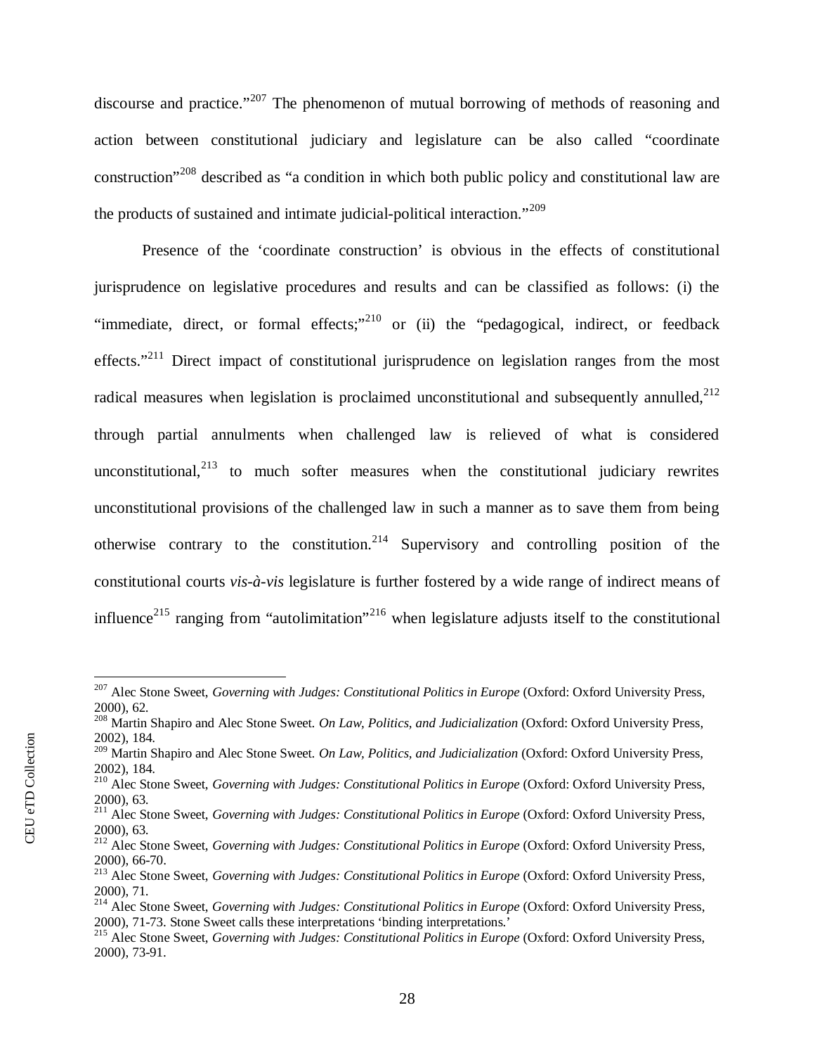discourse and practice."[207] The phenomenon of mutual borrowing of methods of reasoning and action between constitutional judiciary and legislature can be also called "coordinate construction"[208] described as "a condition in which both public policy and constitutional law are the products of sustained and intimate judicial-political interaction."[209]

Presence of the 'coordinate construction' is obvious in the effects of constitutional jurisprudence on legislative procedures and results and can be classified as follows: (i) the "immediate, direct, or formal effects;"[210] or (ii) the "pedagogical, indirect, or feedback effects."[211] Direct impact of constitutional jurisprudence on legislation ranges from the most radical measures when legislation is proclaimed unconstitutional and subsequently annulled,[212] through partial annulments when challenged law is relieved of what is considered unconstitutional,[213] to much softer measures when the constitutional judiciary rewrites unconstitutional provisions of the challenged law in such a manner as to save them from being otherwise contrary to the constitution.[214] Supervisory and controlling position of the constitutional courts *vis-à-vis* legislature is further fostered by a wide range of indirect means of influence[215] ranging from "autolimitation"[216] when legislature adjusts itself to the constitutional

---

[207] Alec Stone Sweet, *Governing with Judges: Constitutional Politics in Europe* (Oxford: Oxford University Press, 2000), 62.

[208] Martin Shapiro and Alec Stone Sweet. *On Law, Politics, and Judicialization* (Oxford: Oxford University Press, 2002), 184.

[209] Martin Shapiro and Alec Stone Sweet. *On Law, Politics, and Judicialization* (Oxford: Oxford University Press, 2002), 184.

[210] Alec Stone Sweet, *Governing with Judges: Constitutional Politics in Europe* (Oxford: Oxford University Press, 2000), 63.

[211] Alec Stone Sweet, *Governing with Judges: Constitutional Politics in Europe* (Oxford: Oxford University Press, 2000), 63.

[212] Alec Stone Sweet, *Governing with Judges: Constitutional Politics in Europe* (Oxford: Oxford University Press, 2000), 66-70.

[213] Alec Stone Sweet, *Governing with Judges: Constitutional Politics in Europe* (Oxford: Oxford University Press, 2000), 71.

[214] Alec Stone Sweet, *Governing with Judges: Constitutional Politics in Europe* (Oxford: Oxford University Press, 2000), 71-73. Stone Sweet calls these interpretations 'binding interpretations.'

[215] Alec Stone Sweet, *Governing with Judges: Constitutional Politics in Europe* (Oxford: Oxford University Press, 2000), 73-91.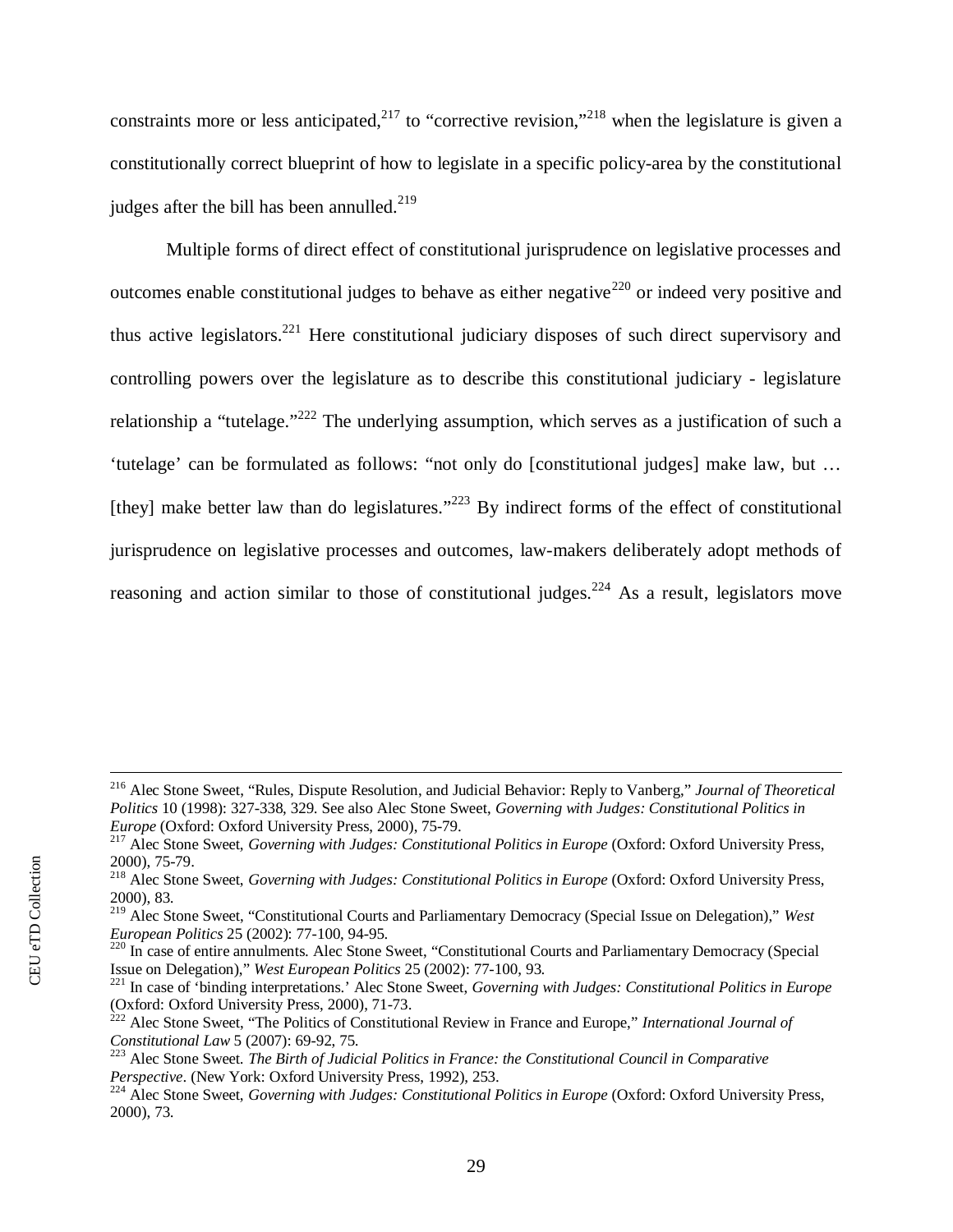constraints more or less anticipated,[217] to "corrective revision,"[218] when the legislature is given a constitutionally correct blueprint of how to legislate in a specific policy-area by the constitutional judges after the bill has been annulled.[219]

Multiple forms of direct effect of constitutional jurisprudence on legislative processes and outcomes enable constitutional judges to behave as either negative[220] or indeed very positive and thus active legislators.[221] Here constitutional judiciary disposes of such direct supervisory and controlling powers over the legislature as to describe this constitutional judiciary - legislature relationship a "tutelage."[222] The underlying assumption, which serves as a justification of such a 'tutelage' can be formulated as follows: "not only do [constitutional judges] make law, but … [they] make better law than do legislatures."[223] By indirect forms of the effect of constitutional jurisprudence on legislative processes and outcomes, law-makers deliberately adopt methods of reasoning and action similar to those of constitutional judges.[224] As a result, legislators move

---

[216] Alec Stone Sweet, "Rules, Dispute Resolution, and Judicial Behavior: Reply to Vanberg," *Journal of Theoretical Politics* 10 (1998): 327-338, 329. See also Alec Stone Sweet, *Governing with Judges: Constitutional Politics in Europe* (Oxford: Oxford University Press, 2000), 75-79.

[217] Alec Stone Sweet, *Governing with Judges: Constitutional Politics in Europe* (Oxford: Oxford University Press, 2000), 75-79.

[218] Alec Stone Sweet, *Governing with Judges: Constitutional Politics in Europe* (Oxford: Oxford University Press, 2000), 83.

[219] Alec Stone Sweet, "Constitutional Courts and Parliamentary Democracy (Special Issue on Delegation)," *West European Politics* 25 (2002): 77-100, 94-95.

[220] In case of entire annulments. Alec Stone Sweet, "Constitutional Courts and Parliamentary Democracy (Special Issue on Delegation)," *West European Politics* 25 (2002): 77-100, 93.

[221] In case of 'binding interpretations.' Alec Stone Sweet, *Governing with Judges: Constitutional Politics in Europe* (Oxford: Oxford University Press, 2000), 71-73.

[222] Alec Stone Sweet, "The Politics of Constitutional Review in France and Europe," *International Journal of Constitutional Law* 5 (2007): 69-92, 75.

[223] Alec Stone Sweet. *The Birth of Judicial Politics in France: the Constitutional Council in Comparative Perspective*. (New York: Oxford University Press, 1992), 253.

[224] Alec Stone Sweet, *Governing with Judges: Constitutional Politics in Europe* (Oxford: Oxford University Press, 2000), 73.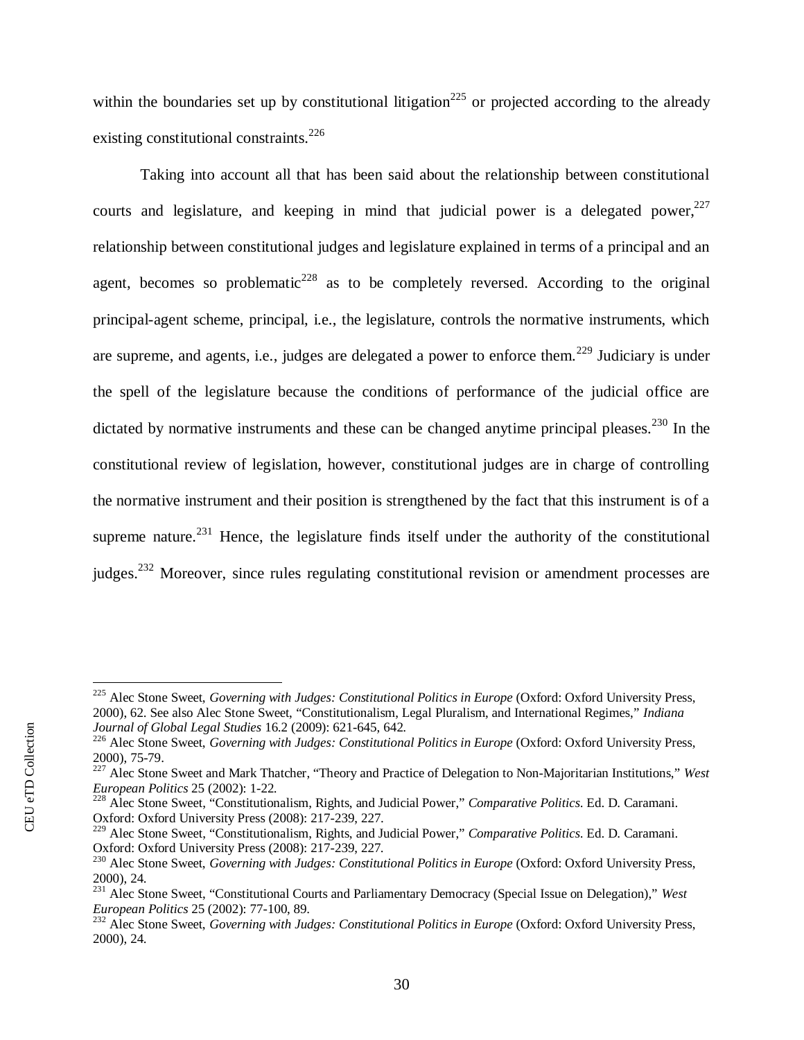within the boundaries set up by constitutional litigation[225] or projected according to the already existing constitutional constraints.[226]

Taking into account all that has been said about the relationship between constitutional courts and legislature, and keeping in mind that judicial power is a delegated power,[227] relationship between constitutional judges and legislature explained in terms of a principal and an agent, becomes so problematic[228] as to be completely reversed. According to the original principal-agent scheme, principal, i.e., the legislature, controls the normative instruments, which are supreme, and agents, i.e., judges are delegated a power to enforce them.[229] Judiciary is under the spell of the legislature because the conditions of performance of the judicial office are dictated by normative instruments and these can be changed anytime principal pleases.[230] In the constitutional review of legislation, however, constitutional judges are in charge of controlling the normative instrument and their position is strengthened by the fact that this instrument is of a supreme nature.[231] Hence, the legislature finds itself under the authority of the constitutional judges.[232] Moreover, since rules regulating constitutional revision or amendment processes are

---

[225] Alec Stone Sweet, *Governing with Judges: Constitutional Politics in Europe* (Oxford: Oxford University Press, 2000), 62. See also Alec Stone Sweet, "Constitutionalism, Legal Pluralism, and International Regimes," *Indiana Journal of Global Legal Studies* 16.2 (2009): 621-645, 642.

[226] Alec Stone Sweet, *Governing with Judges: Constitutional Politics in Europe* (Oxford: Oxford University Press, 2000), 75-79.

[227] Alec Stone Sweet and Mark Thatcher, "Theory and Practice of Delegation to Non-Majoritarian Institutions," *West European Politics* 25 (2002): 1-22.

[228] Alec Stone Sweet, "Constitutionalism, Rights, and Judicial Power," *Comparative Politics*. Ed. D. Caramani. Oxford: Oxford University Press (2008): 217-239, 227.

[229] Alec Stone Sweet, "Constitutionalism, Rights, and Judicial Power," *Comparative Politics*. Ed. D. Caramani. Oxford: Oxford University Press (2008): 217-239, 227.

[230] Alec Stone Sweet, *Governing with Judges: Constitutional Politics in Europe* (Oxford: Oxford University Press, 2000), 24.

[231] Alec Stone Sweet, "Constitutional Courts and Parliamentary Democracy (Special Issue on Delegation)," *West European Politics* 25 (2002): 77-100, 89.

[232] Alec Stone Sweet, *Governing with Judges: Constitutional Politics in Europe* (Oxford: Oxford University Press, 2000), 24.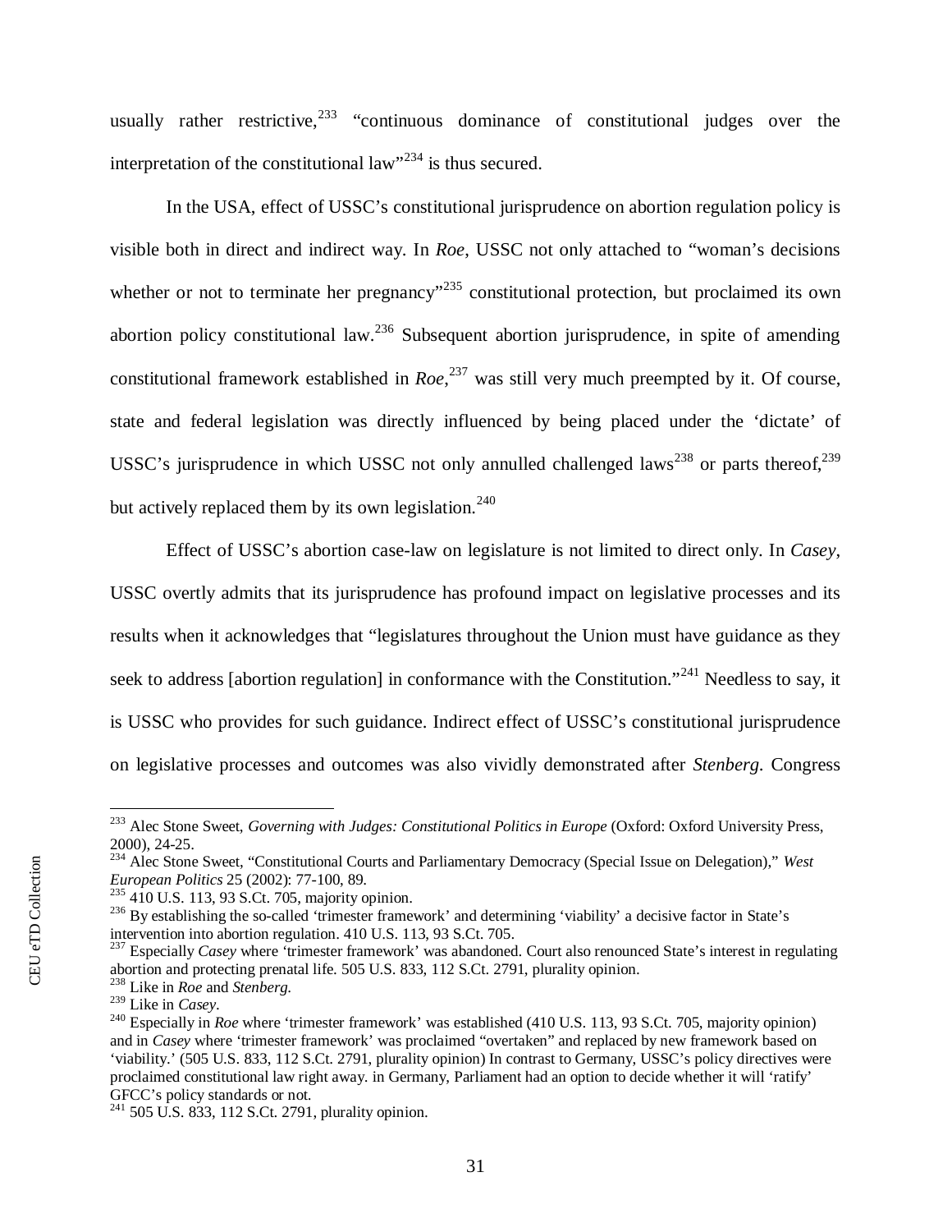usually rather restrictive,[233] "continuous dominance of constitutional judges over the interpretation of the constitutional law"[234] is thus secured.

In the USA, effect of USSC's constitutional jurisprudence on abortion regulation policy is visible both in direct and indirect way. In *Roe*, USSC not only attached to "woman's decisions whether or not to terminate her pregnancy"[235] constitutional protection, but proclaimed its own abortion policy constitutional law.[236] Subsequent abortion jurisprudence, in spite of amending constitutional framework established in *Roe*,[237] was still very much preempted by it. Of course, state and federal legislation was directly influenced by being placed under the 'dictate' of USSC's jurisprudence in which USSC not only annulled challenged laws[238] or parts thereof,[239] but actively replaced them by its own legislation.[240]

Effect of USSC's abortion case-law on legislature is not limited to direct only. In *Casey*, USSC overtly admits that its jurisprudence has profound impact on legislative processes and its results when it acknowledges that "legislatures throughout the Union must have guidance as they seek to address [abortion regulation] in conformance with the Constitution."[241] Needless to say, it is USSC who provides for such guidance. Indirect effect of USSC's constitutional jurisprudence on legislative processes and outcomes was also vividly demonstrated after *Stenberg*. Congress

---

[233] Alec Stone Sweet, *Governing with Judges: Constitutional Politics in Europe* (Oxford: Oxford University Press, 2000), 24-25.

[234] Alec Stone Sweet, "Constitutional Courts and Parliamentary Democracy (Special Issue on Delegation)," *West European Politics* 25 (2002): 77-100, 89.

[235] 410 U.S. 113, 93 S.Ct. 705, majority opinion.

[236] By establishing the so-called 'trimester framework' and determining 'viability' a decisive factor in State's intervention into abortion regulation. 410 U.S. 113, 93 S.Ct. 705.

[237] Especially *Casey* where 'trimester framework' was abandoned. Court also renounced State's interest in regulating abortion and protecting prenatal life. 505 U.S. 833, 112 S.Ct. 2791, plurality opinion.

[238] Like in *Roe* and *Stenberg*.

[239] Like in *Casey*.

[240] Especially in *Roe* where 'trimester framework' was established (410 U.S. 113, 93 S.Ct. 705, majority opinion) and in *Casey* where 'trimester framework' was proclaimed "overtaken" and replaced by new framework based on 'viability.' (505 U.S. 833, 112 S.Ct. 2791, plurality opinion) In contrast to Germany, USSC's policy directives were proclaimed constitutional law right away. in Germany, Parliament had an option to decide whether it will 'ratify' GFCC's policy standards or not.

[241] 505 U.S. 833, 112 S.Ct. 2791, plurality opinion.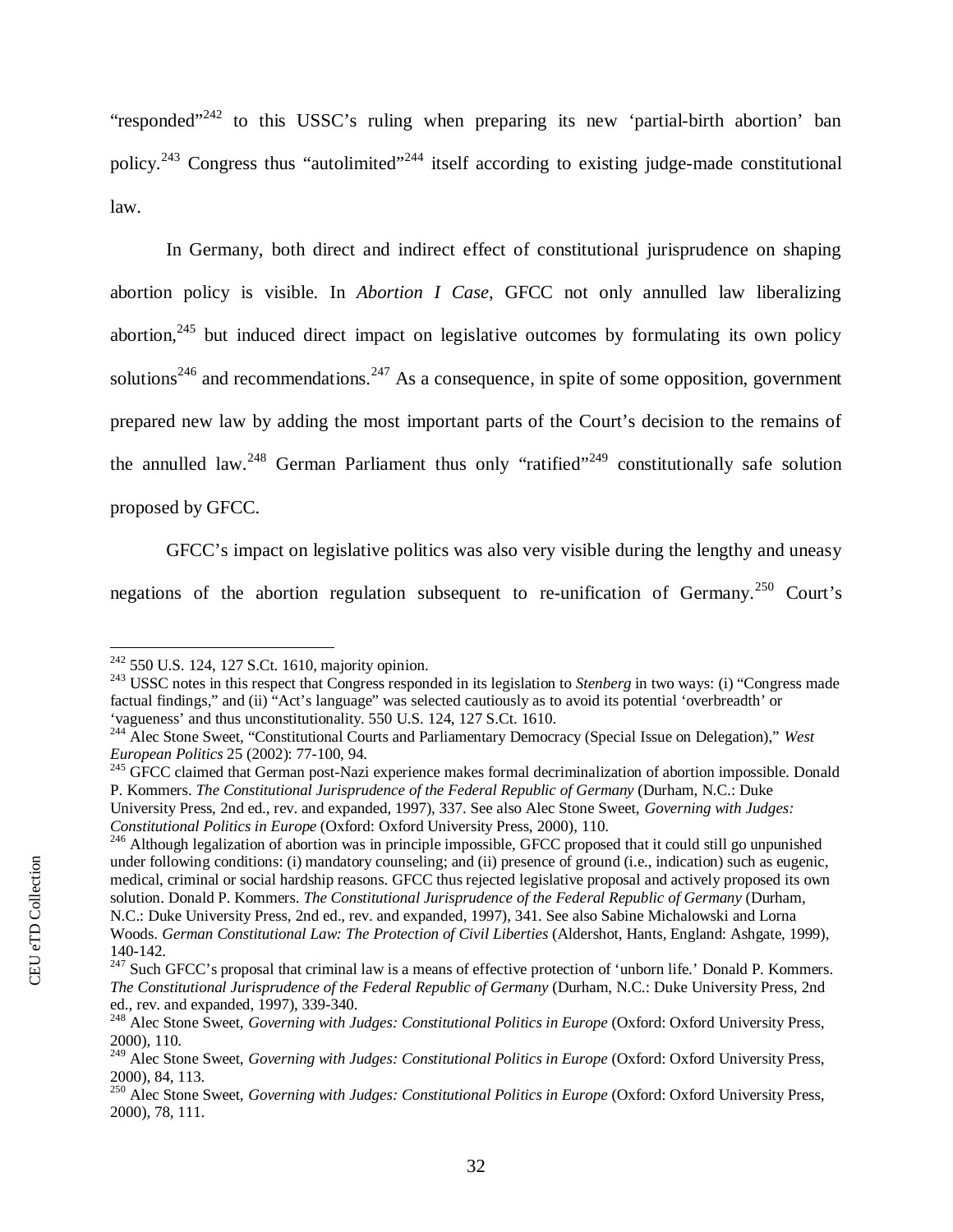"responded"[242] to this USSC's ruling when preparing its new 'partial-birth abortion' ban policy.[243] Congress thus "autolimited"[244] itself according to existing judge-made constitutional law.

In Germany, both direct and indirect effect of constitutional jurisprudence on shaping abortion policy is visible. In *Abortion I Case*, GFCC not only annulled law liberalizing abortion,[245] but induced direct impact on legislative outcomes by formulating its own policy solutions[246] and recommendations.[247] As a consequence, in spite of some opposition, government prepared new law by adding the most important parts of the Court's decision to the remains of the annulled law.[248] German Parliament thus only "ratified"[249] constitutionally safe solution proposed by GFCC.

GFCC's impact on legislative politics was also very visible during the lengthy and uneasy negations of the abortion regulation subsequent to re-unification of Germany.[250] Court's

---

[242] 550 U.S. 124, 127 S.Ct. 1610, majority opinion.

[243] USSC notes in this respect that Congress responded in its legislation to *Stenberg* in two ways: (i) "Congress made factual findings," and (ii) "Act's language" was selected cautiously as to avoid its potential 'overbreadth' or 'vagueness' and thus unconstitutionality. 550 U.S. 124, 127 S.Ct. 1610.

[244] Alec Stone Sweet, "Constitutional Courts and Parliamentary Democracy (Special Issue on Delegation)," *West European Politics* 25 (2002): 77-100, 94.

[245] GFCC claimed that German post-Nazi experience makes formal decriminalization of abortion impossible. Donald P. Kommers. *The Constitutional Jurisprudence of the Federal Republic of Germany* (Durham, N.C.: Duke University Press, 2nd ed., rev. and expanded, 1997), 337. See also Alec Stone Sweet, *Governing with Judges: Constitutional Politics in Europe* (Oxford: Oxford University Press, 2000), 110.

[246] Although legalization of abortion was in principle impossible, GFCC proposed that it could still go unpunished under following conditions: (i) mandatory counseling; and (ii) presence of ground (i.e., indication) such as eugenic, medical, criminal or social hardship reasons. GFCC thus rejected legislative proposal and actively proposed its own solution. Donald P. Kommers. *The Constitutional Jurisprudence of the Federal Republic of Germany* (Durham, N.C.: Duke University Press, 2nd ed., rev. and expanded, 1997), 341. See also Sabine Michalowski and Lorna Woods. *German Constitutional Law: The Protection of Civil Liberties* (Aldershot, Hants, England: Ashgate, 1999), 140-142.

[247] Such GFCC's proposal that criminal law is a means of effective protection of 'unborn life.' Donald P. Kommers. *The Constitutional Jurisprudence of the Federal Republic of Germany* (Durham, N.C.: Duke University Press, 2nd ed., rev. and expanded, 1997), 339-340.

[248] Alec Stone Sweet, *Governing with Judges: Constitutional Politics in Europe* (Oxford: Oxford University Press, 2000), 110.

[249] Alec Stone Sweet, *Governing with Judges: Constitutional Politics in Europe* (Oxford: Oxford University Press, 2000), 84, 113.

[250] Alec Stone Sweet, *Governing with Judges: Constitutional Politics in Europe* (Oxford: Oxford University Press, 2000), 78, 111.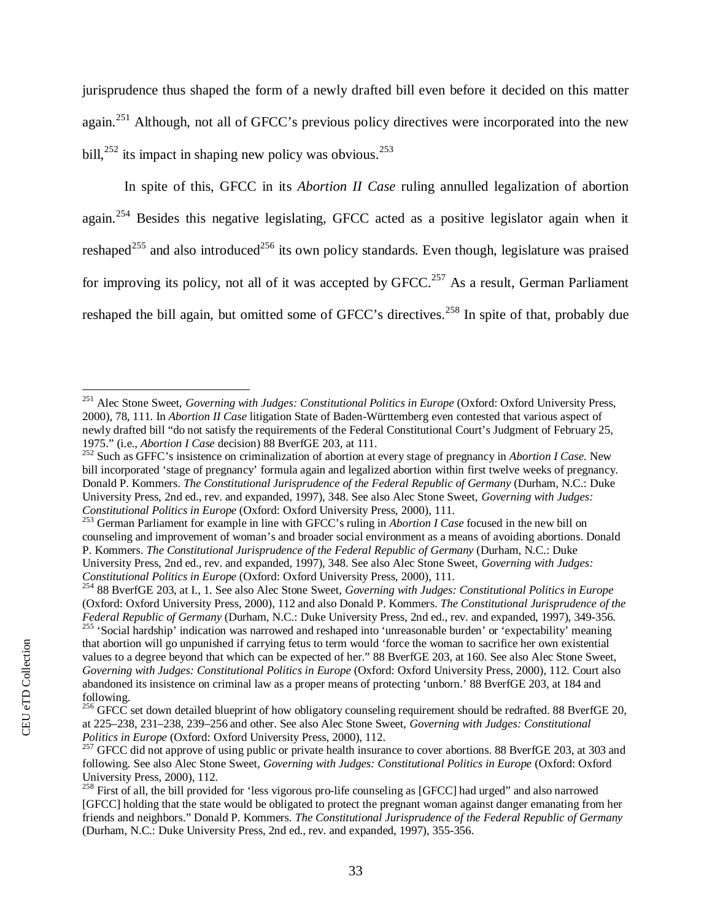jurisprudence thus shaped the form of a newly drafted bill even before it decided on this matter again.[251] Although, not all of GFCC's previous policy directives were incorporated into the new bill,[252] its impact in shaping new policy was obvious.[253]

In spite of this, GFCC in its *Abortion II Case* ruling annulled legalization of abortion again.[254] Besides this negative legislating, GFCC acted as a positive legislator again when it reshaped[255] and also introduced[256] its own policy standards. Even though, legislature was praised for improving its policy, not all of it was accepted by GFCC.[257] As a result, German Parliament reshaped the bill again, but omitted some of GFCC's directives.[258] In spite of that, probably due

---

[251] Alec Stone Sweet, *Governing with Judges: Constitutional Politics in Europe* (Oxford: Oxford University Press, 2000), 78, 111. In *Abortion II Case* litigation State of Baden-Württemberg even contested that various aspect of newly drafted bill "do not satisfy the requirements of the Federal Constitutional Court's Judgment of February 25, 1975." (i.e., *Abortion I Case* decision) 88 BverfGE 203, at 111.

[252] Such as GFFC's insistence on criminalization of abortion at every stage of pregnancy in *Abortion I Case*. New bill incorporated 'stage of pregnancy' formula again and legalized abortion within first twelve weeks of pregnancy. Donald P. Kommers. *The Constitutional Jurisprudence of the Federal Republic of Germany* (Durham, N.C.: Duke University Press, 2nd ed., rev. and expanded, 1997), 348. See also Alec Stone Sweet, *Governing with Judges: Constitutional Politics in Europe* (Oxford: Oxford University Press, 2000), 111.

[253] German Parliament for example in line with GFCC's ruling in *Abortion I Case* focused in the new bill on counseling and improvement of woman's and broader social environment as a means of avoiding abortions. Donald P. Kommers. *The Constitutional Jurisprudence of the Federal Republic of Germany* (Durham, N.C.: Duke University Press, 2nd ed., rev. and expanded, 1997), 348. See also Alec Stone Sweet, *Governing with Judges: Constitutional Politics in Europe* (Oxford: Oxford University Press, 2000), 111.

[254] 88 BverfGE 203, at I., 1. See also Alec Stone Sweet, *Governing with Judges: Constitutional Politics in Europe* (Oxford: Oxford University Press, 2000), 112 and also Donald P. Kommers. *The Constitutional Jurisprudence of the Federal Republic of Germany* (Durham, N.C.: Duke University Press, 2nd ed., rev. and expanded, 1997), 349-356.

[255] 'Social hardship' indication was narrowed and reshaped into 'unreasonable burden' or 'expectability' meaning that abortion will go unpunished if carrying fetus to term would 'force the woman to sacrifice her own existential values to a degree beyond that which can be expected of her." 88 BverfGE 203, at 160. See also Alec Stone Sweet, *Governing with Judges: Constitutional Politics in Europe* (Oxford: Oxford University Press, 2000), 112. Court also abandoned its insistence on criminal law as a proper means of protecting 'unborn.' 88 BverfGE 203, at 184 and following.

[256] GFCC set down detailed blueprint of how obligatory counseling requirement should be redrafted. 88 BverfGE 20, at 225–238, 231–238, 239–256 and other. See also Alec Stone Sweet, *Governing with Judges: Constitutional Politics in Europe* (Oxford: Oxford University Press, 2000), 112.

[257] GFCC did not approve of using public or private health insurance to cover abortions. 88 BverfGE 203, at 303 and following. See also Alec Stone Sweet, *Governing with Judges: Constitutional Politics in Europe* (Oxford: Oxford University Press, 2000), 112.

[258] First of all, the bill provided for 'less vigorous pro-life counseling as [GFCC] had urged" and also narrowed [GFCC] holding that the state would be obligated to protect the pregnant woman against danger emanating from her friends and neighbors." Donald P. Kommers. *The Constitutional Jurisprudence of the Federal Republic of Germany* (Durham, N.C.: Duke University Press, 2nd ed., rev. and expanded, 1997), 355-356.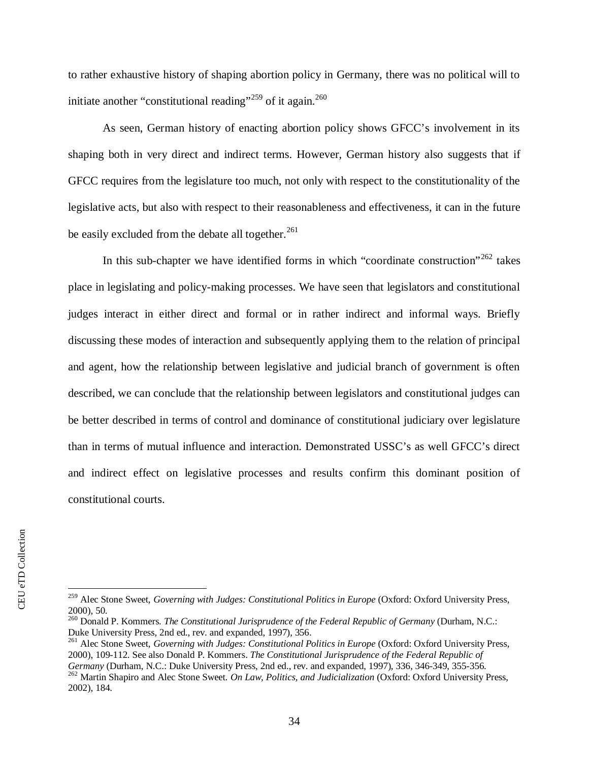to rather exhaustive history of shaping abortion policy in Germany, there was no political will to initiate another "constitutional reading"[259] of it again.[260]

As seen, German history of enacting abortion policy shows GFCC's involvement in its shaping both in very direct and indirect terms. However, German history also suggests that if GFCC requires from the legislature too much, not only with respect to the constitutionality of the legislative acts, but also with respect to their reasonableness and effectiveness, it can in the future be easily excluded from the debate all together.[261]

In this sub-chapter we have identified forms in which "coordinate construction"[262] takes place in legislating and policy-making processes. We have seen that legislators and constitutional judges interact in either direct and formal or in rather indirect and informal ways. Briefly discussing these modes of interaction and subsequently applying them to the relation of principal and agent, how the relationship between legislative and judicial branch of government is often described, we can conclude that the relationship between legislators and constitutional judges can be better described in terms of control and dominance of constitutional judiciary over legislature than in terms of mutual influence and interaction. Demonstrated USSC's as well GFCC's direct and indirect effect on legislative processes and results confirm this dominant position of constitutional courts.

---

[259] Alec Stone Sweet, *Governing with Judges: Constitutional Politics in Europe* (Oxford: Oxford University Press, 2000), 50.

[260] Donald P. Kommers. *The Constitutional Jurisprudence of the Federal Republic of Germany* (Durham, N.C.: Duke University Press, 2nd ed., rev. and expanded, 1997), 356.

[261] Alec Stone Sweet, *Governing with Judges: Constitutional Politics in Europe* (Oxford: Oxford University Press, 2000), 109-112. See also Donald P. Kommers. *The Constitutional Jurisprudence of the Federal Republic of Germany* (Durham, N.C.: Duke University Press, 2nd ed., rev. and expanded, 1997), 336, 346-349, 355-356.

[262] Martin Shapiro and Alec Stone Sweet. *On Law, Politics, and Judicialization* (Oxford: Oxford University Press, 2002), 184.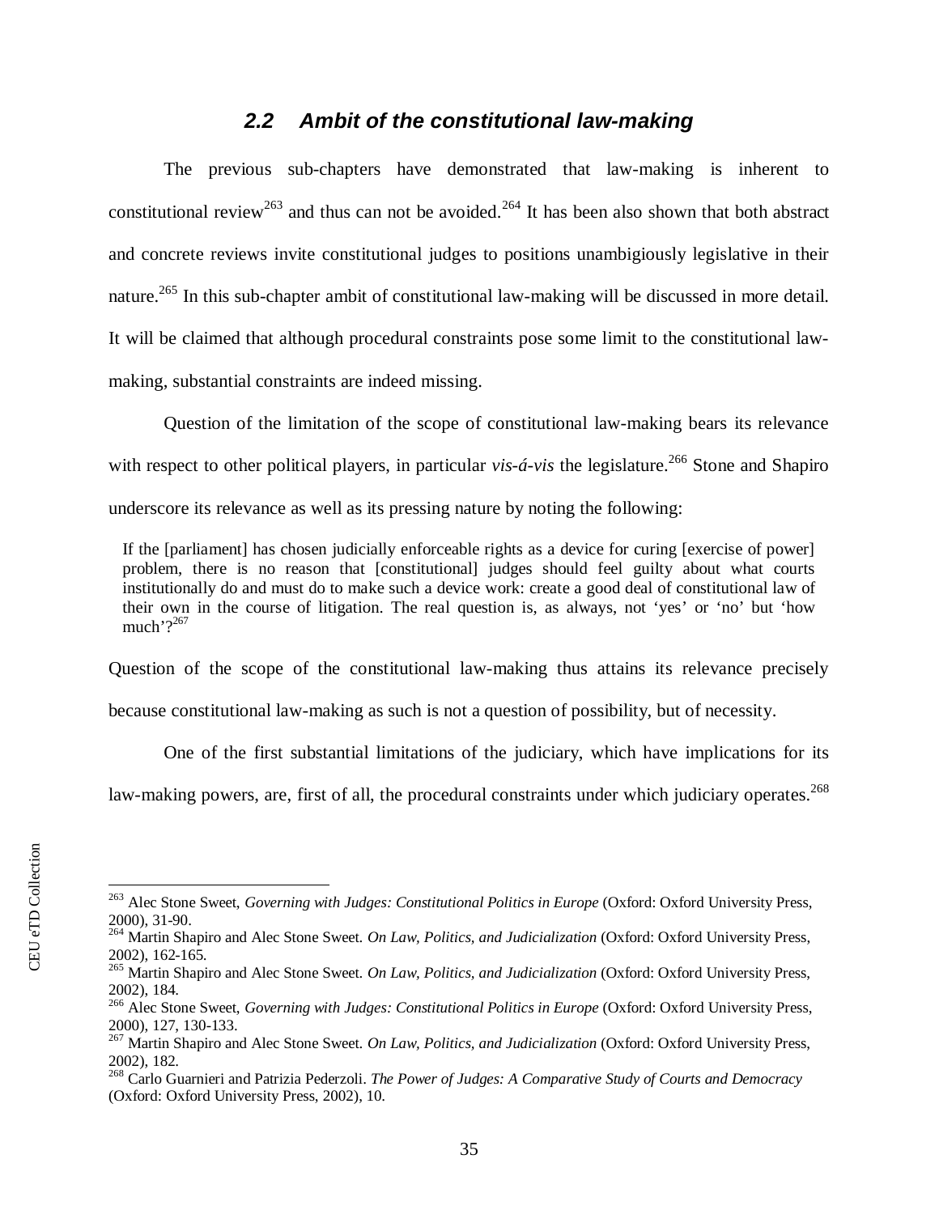## 2.2 Ambit of the constitutional law-making

The previous sub-chapters have demonstrated that law-making is inherent to constitutional review[263] and thus can not be avoided.[264] It has been also shown that both abstract and concrete reviews invite constitutional judges to positions unambigiously legislative in their nature.[265] In this sub-chapter ambit of constitutional law-making will be discussed in more detail. It will be claimed that although procedural constraints pose some limit to the constitutional law-making, substantial constraints are indeed missing.

Question of the limitation of the scope of constitutional law-making bears its relevance with respect to other political players, in particular *vis-á-vis* the legislature.[266] Stone and Shapiro underscore its relevance as well as its pressing nature by noting the following:

> If the [parliament] has chosen judicially enforceable rights as a device for curing [exercise of power] problem, there is no reason that [constitutional] judges should feel guilty about what courts institutionally do and must do to make such a device work: create a good deal of constitutional law of their own in the course of litigation. The real question is, as always, not 'yes' or 'no' but 'how much'?[267]

Question of the scope of the constitutional law-making thus attains its relevance precisely because constitutional law-making as such is not a question of possibility, but of necessity.

One of the first substantial limitations of the judiciary, which have implications for its law-making powers, are, first of all, the procedural constraints under which judiciary operates.[268]

---

[263] Alec Stone Sweet, *Governing with Judges: Constitutional Politics in Europe* (Oxford: Oxford University Press, 2000), 31-90.

[264] Martin Shapiro and Alec Stone Sweet. *On Law, Politics, and Judicialization* (Oxford: Oxford University Press, 2002), 162-165.

[265] Martin Shapiro and Alec Stone Sweet. *On Law, Politics, and Judicialization* (Oxford: Oxford University Press, 2002), 184.

[266] Alec Stone Sweet, *Governing with Judges: Constitutional Politics in Europe* (Oxford: Oxford University Press, 2000), 127, 130-133.

[267] Martin Shapiro and Alec Stone Sweet. *On Law, Politics, and Judicialization* (Oxford: Oxford University Press, 2002), 182.

[268] Carlo Guarnieri and Patrizia Pederzoli. *The Power of Judges: A Comparative Study of Courts and Democracy* (Oxford: Oxford University Press, 2002), 10.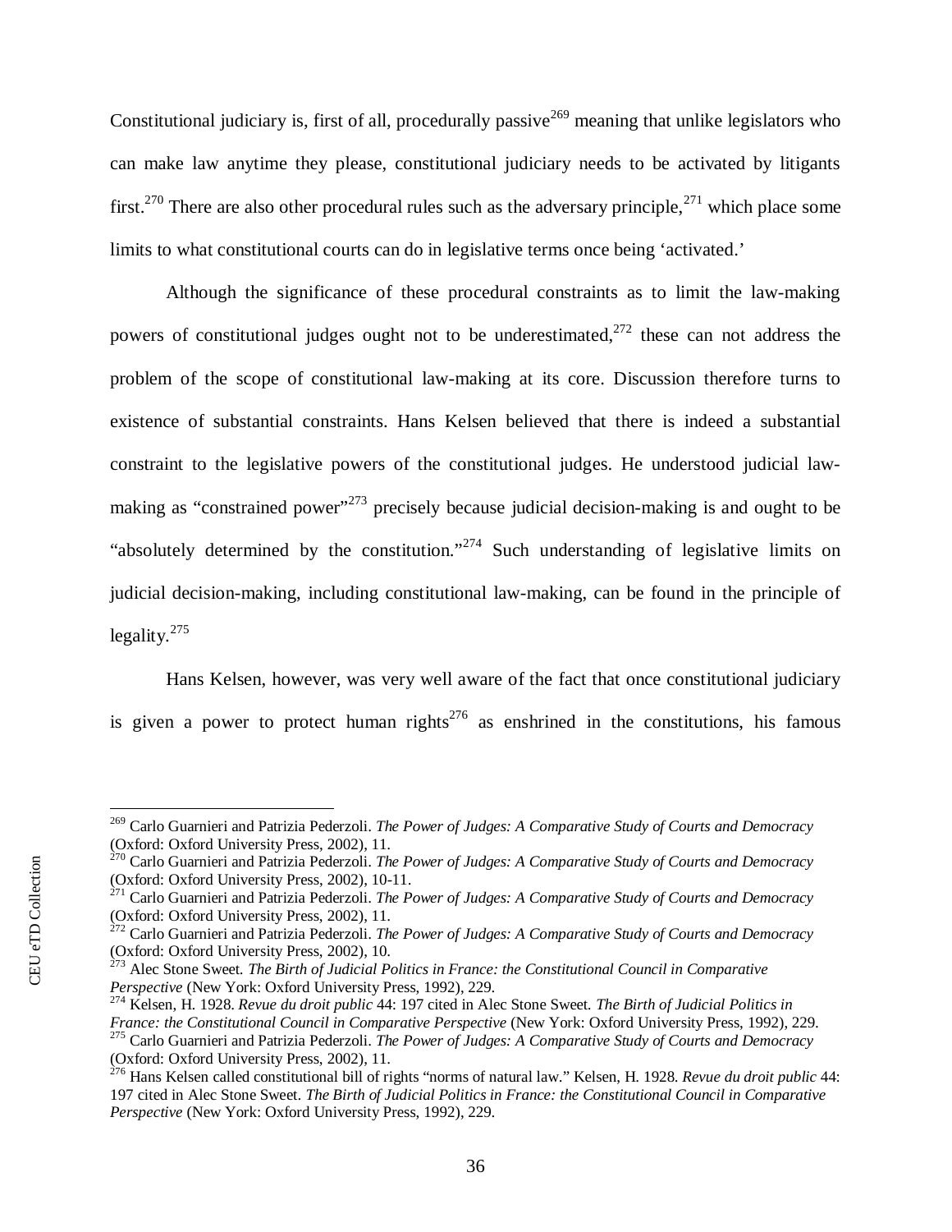Constitutional judiciary is, first of all, procedurally passive[269] meaning that unlike legislators who can make law anytime they please, constitutional judiciary needs to be activated by litigants first.[270] There are also other procedural rules such as the adversary principle,[271] which place some limits to what constitutional courts can do in legislative terms once being 'activated.'

Although the significance of these procedural constraints as to limit the law-making powers of constitutional judges ought not to be underestimated,[272] these can not address the problem of the scope of constitutional law-making at its core. Discussion therefore turns to existence of substantial constraints. Hans Kelsen believed that there is indeed a substantial constraint to the legislative powers of the constitutional judges. He understood judicial law-making as "constrained power"[273] precisely because judicial decision-making is and ought to be "absolutely determined by the constitution."[274] Such understanding of legislative limits on judicial decision-making, including constitutional law-making, can be found in the principle of legality.[275]

Hans Kelsen, however, was very well aware of the fact that once constitutional judiciary is given a power to protect human rights[276] as enshrined in the constitutions, his famous

---

[269] Carlo Guarnieri and Patrizia Pederzoli. *The Power of Judges: A Comparative Study of Courts and Democracy* (Oxford: Oxford University Press, 2002), 11.

[270] Carlo Guarnieri and Patrizia Pederzoli. *The Power of Judges: A Comparative Study of Courts and Democracy* (Oxford: Oxford University Press, 2002), 10-11.

[271] Carlo Guarnieri and Patrizia Pederzoli. *The Power of Judges: A Comparative Study of Courts and Democracy* (Oxford: Oxford University Press, 2002), 11.

[272] Carlo Guarnieri and Patrizia Pederzoli. *The Power of Judges: A Comparative Study of Courts and Democracy* (Oxford: Oxford University Press, 2002), 10.

[273] Alec Stone Sweet. *The Birth of Judicial Politics in France: the Constitutional Council in Comparative Perspective* (New York: Oxford University Press, 1992), 229.

[274] Kelsen, H. 1928. *Revue du droit public* 44: 197 cited in Alec Stone Sweet. *The Birth of Judicial Politics in France: the Constitutional Council in Comparative Perspective* (New York: Oxford University Press, 1992), 229.

[275] Carlo Guarnieri and Patrizia Pederzoli. *The Power of Judges: A Comparative Study of Courts and Democracy* (Oxford: Oxford University Press, 2002), 11.

[276] Hans Kelsen called constitutional bill of rights "norms of natural law." Kelsen, H. 1928. *Revue du droit public* 44: 197 cited in Alec Stone Sweet. *The Birth of Judicial Politics in France: the Constitutional Council in Comparative Perspective* (New York: Oxford University Press, 1992), 229.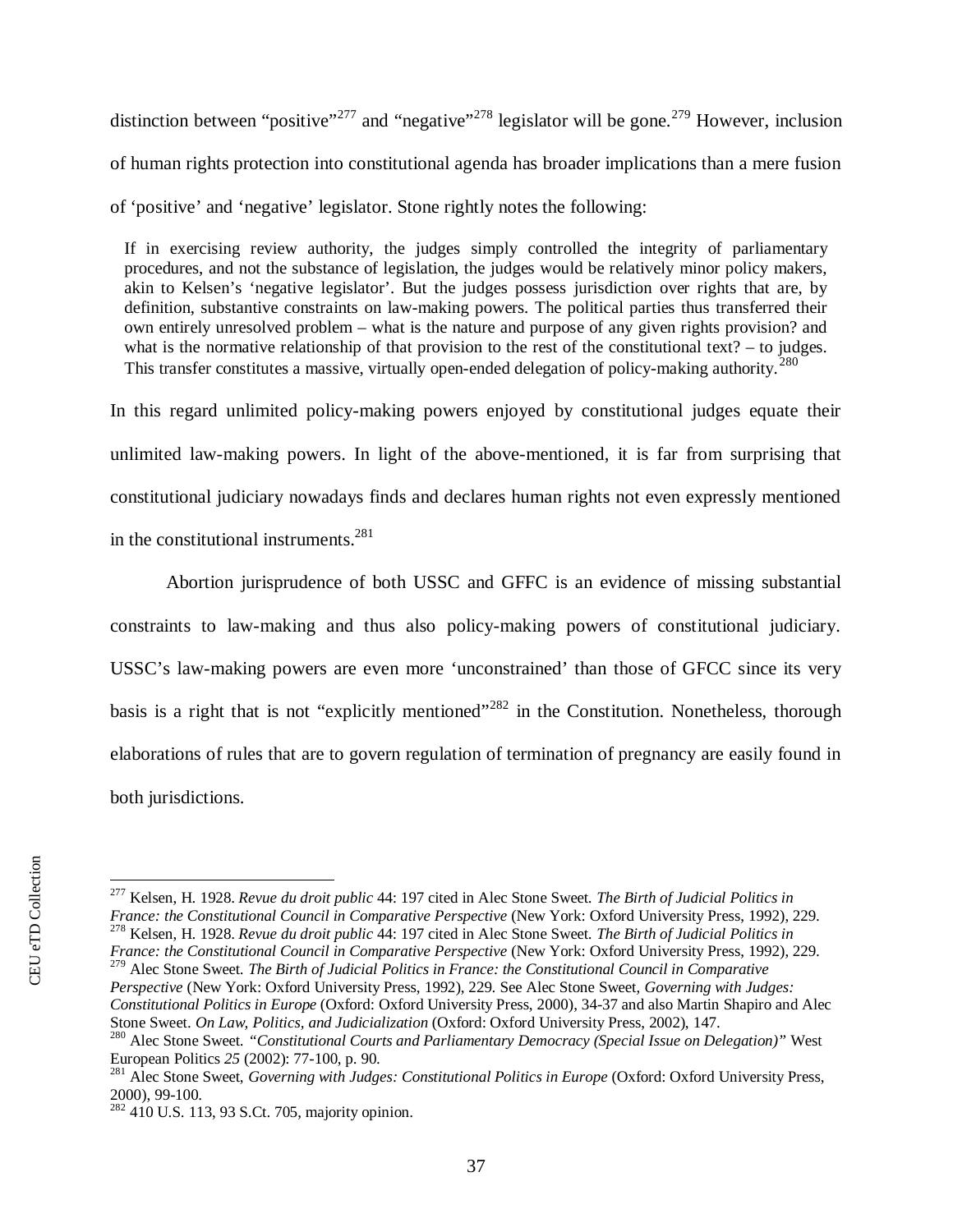distinction between "positive"[277] and "negative"[278] legislator will be gone.[279] However, inclusion of human rights protection into constitutional agenda has broader implications than a mere fusion of 'positive' and 'negative' legislator. Stone rightly notes the following:

> If in exercising review authority, the judges simply controlled the integrity of parliamentary procedures, and not the substance of legislation, the judges would be relatively minor policy makers, akin to Kelsen's 'negative legislator'. But the judges possess jurisdiction over rights that are, by definition, substantive constraints on law-making powers. The political parties thus transferred their own entirely unresolved problem – what is the nature and purpose of any given rights provision? and what is the normative relationship of that provision to the rest of the constitutional text? – to judges. This transfer constitutes a massive, virtually open-ended delegation of policy-making authority.[280]

In this regard unlimited policy-making powers enjoyed by constitutional judges equate their unlimited law-making powers. In light of the above-mentioned, it is far from surprising that constitutional judiciary nowadays finds and declares human rights not even expressly mentioned in the constitutional instruments.[281]

Abortion jurisprudence of both USSC and GFFC is an evidence of missing substantial constraints to law-making and thus also policy-making powers of constitutional judiciary. USSC's law-making powers are even more 'unconstrained' than those of GFCC since its very basis is a right that is not "explicitly mentioned"[282] in the Constitution. Nonetheless, thorough elaborations of rules that are to govern regulation of termination of pregnancy are easily found in both jurisdictions.

---

[277] Kelsen, H. 1928. *Revue du droit public* 44: 197 cited in Alec Stone Sweet. *The Birth of Judicial Politics in France: the Constitutional Council in Comparative Perspective* (New York: Oxford University Press, 1992), 229.

[278] Kelsen, H. 1928. *Revue du droit public* 44: 197 cited in Alec Stone Sweet. *The Birth of Judicial Politics in France: the Constitutional Council in Comparative Perspective* (New York: Oxford University Press, 1992), 229.

[279] Alec Stone Sweet. *The Birth of Judicial Politics in France: the Constitutional Council in Comparative Perspective* (New York: Oxford University Press, 1992), 229. See Alec Stone Sweet, *Governing with Judges: Constitutional Politics in Europe* (Oxford: Oxford University Press, 2000), 34-37 and also Martin Shapiro and Alec Stone Sweet. *On Law, Politics, and Judicialization* (Oxford: Oxford University Press, 2002), 147.

[280] Alec Stone Sweet. *"Constitutional Courts and Parliamentary Democracy (Special Issue on Delegation)"* West European Politics *25* (2002): 77-100, p. 90.

[281] Alec Stone Sweet, *Governing with Judges: Constitutional Politics in Europe* (Oxford: Oxford University Press, 2000), 99-100.

[282] 410 U.S. 113, 93 S.Ct. 705, majority opinion.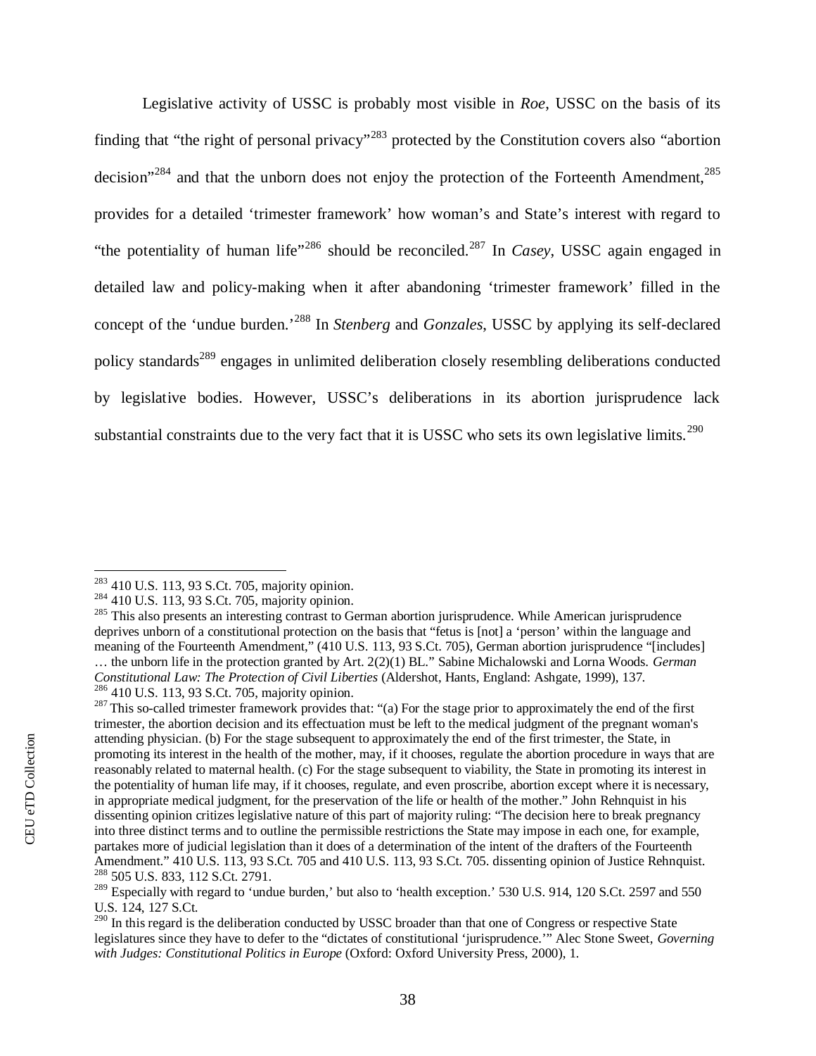Legislative activity of USSC is probably most visible in *Roe*, USSC on the basis of its finding that "the right of personal privacy"[283] protected by the Constitution covers also "abortion decision"[284] and that the unborn does not enjoy the protection of the Forteenth Amendment,[285] provides for a detailed 'trimester framework' how woman's and State's interest with regard to "the potentiality of human life"[286] should be reconciled.[287] In *Casey*, USSC again engaged in detailed law and policy-making when it after abandoning 'trimester framework' filled in the concept of the 'undue burden.'[288] In *Stenberg* and *Gonzales*, USSC by applying its self-declared policy standards[289] engages in unlimited deliberation closely resembling deliberations conducted by legislative bodies. However, USSC's deliberations in its abortion jurisprudence lack substantial constraints due to the very fact that it is USSC who sets its own legislative limits.[290]

---

[283] 410 U.S. 113, 93 S.Ct. 705, majority opinion.

[284] 410 U.S. 113, 93 S.Ct. 705, majority opinion.

[285] This also presents an interesting contrast to German abortion jurisprudence. While American jurisprudence deprives unborn of a constitutional protection on the basis that "fetus is [not] a 'person' within the language and meaning of the Fourteenth Amendment," (410 U.S. 113, 93 S.Ct. 705), German abortion jurisprudence "[includes] … the unborn life in the protection granted by Art. 2(2)(1) BL." Sabine Michalowski and Lorna Woods. *German Constitutional Law: The Protection of Civil Liberties* (Aldershot, Hants, England: Ashgate, 1999), 137.

[286] 410 U.S. 113, 93 S.Ct. 705, majority opinion.

[287] This so-called trimester framework provides that: "(a) For the stage prior to approximately the end of the first trimester, the abortion decision and its effectuation must be left to the medical judgment of the pregnant woman's attending physician. (b) For the stage subsequent to approximately the end of the first trimester, the State, in promoting its interest in the health of the mother, may, if it chooses, regulate the abortion procedure in ways that are reasonably related to maternal health. (c) For the stage subsequent to viability, the State in promoting its interest in the potentiality of human life may, if it chooses, regulate, and even proscribe, abortion except where it is necessary, in appropriate medical judgment, for the preservation of the life or health of the mother." John Rehnquist in his dissenting opinion critizes legislative nature of this part of majority ruling: "The decision here to break pregnancy into three distinct terms and to outline the permissible restrictions the State may impose in each one, for example, partakes more of judicial legislation than it does of a determination of the intent of the drafters of the Fourteenth Amendment." 410 U.S. 113, 93 S.Ct. 705 and 410 U.S. 113, 93 S.Ct. 705. dissenting opinion of Justice Rehnquist.

[288] 505 U.S. 833, 112 S.Ct. 2791.

[289] Especially with regard to 'undue burden,' but also to 'health exception.' 530 U.S. 914, 120 S.Ct. 2597 and 550 U.S. 124, 127 S.Ct.

[290] In this regard is the deliberation conducted by USSC broader than that one of Congress or respective State legislatures since they have to defer to the "dictates of constitutional 'jurisprudence.'" Alec Stone Sweet, *Governing with Judges: Constitutional Politics in Europe* (Oxford: Oxford University Press, 2000), 1.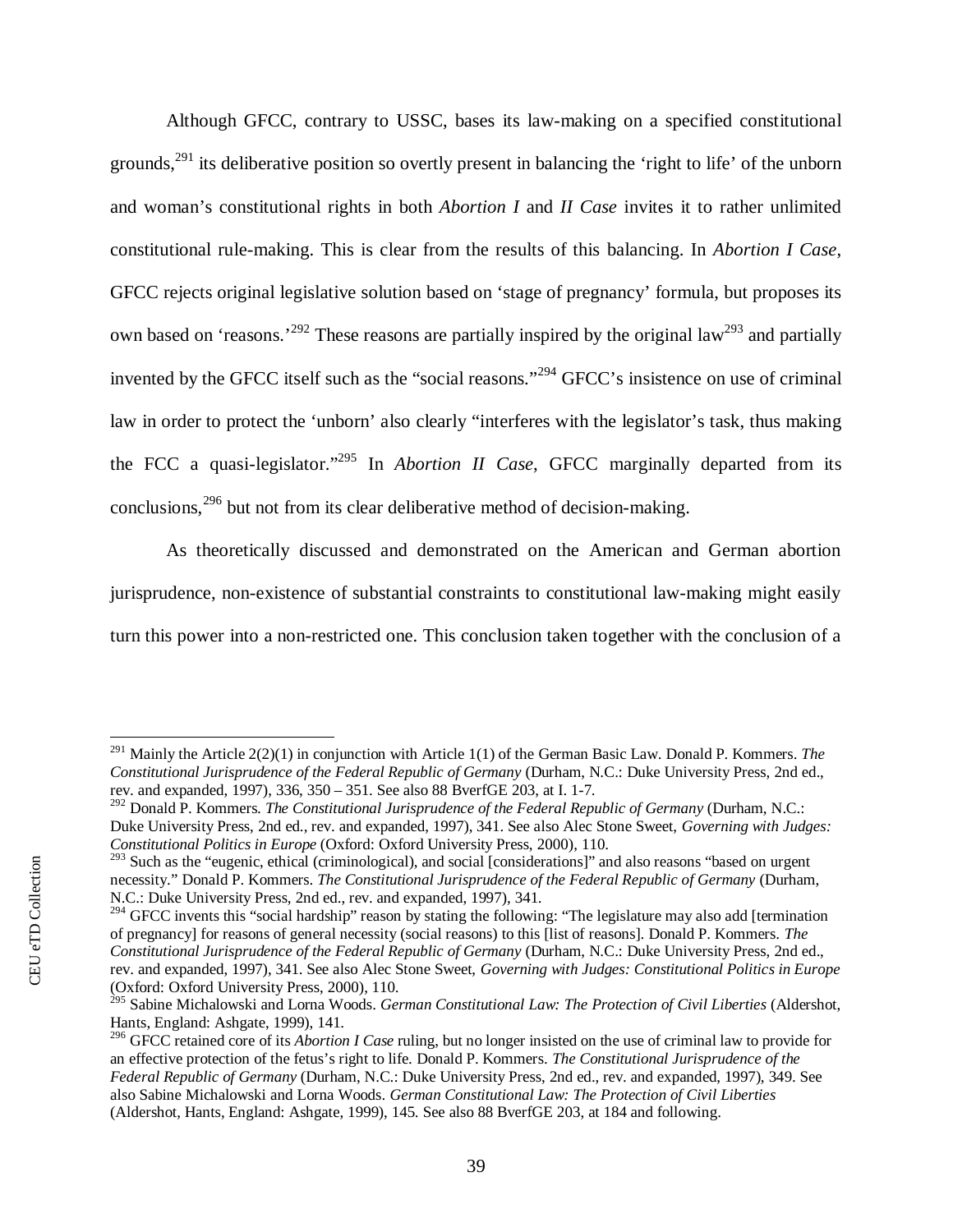Although GFCC, contrary to USSC, bases its law-making on a specified constitutional grounds,[291] its deliberative position so overtly present in balancing the 'right to life' of the unborn and woman's constitutional rights in both *Abortion I* and *II Case* invites it to rather unlimited constitutional rule-making. This is clear from the results of this balancing. In *Abortion I Case*, GFCC rejects original legislative solution based on 'stage of pregnancy' formula, but proposes its own based on 'reasons.'[292] These reasons are partially inspired by the original law[293] and partially invented by the GFCC itself such as the "social reasons."[294] GFCC's insistence on use of criminal law in order to protect the 'unborn' also clearly "interferes with the legislator's task, thus making the FCC a quasi-legislator."[295] In *Abortion II Case*, GFCC marginally departed from its conclusions,[296] but not from its clear deliberative method of decision-making.

As theoretically discussed and demonstrated on the American and German abortion jurisprudence, non-existence of substantial constraints to constitutional law-making might easily turn this power into a non-restricted one. This conclusion taken together with the conclusion of a

---

[291] Mainly the Article 2(2)(1) in conjunction with Article 1(1) of the German Basic Law. Donald P. Kommers. *The Constitutional Jurisprudence of the Federal Republic of Germany* (Durham, N.C.: Duke University Press, 2nd ed., rev. and expanded, 1997), 336, 350 – 351. See also 88 BverfGE 203, at I. 1-7.

[292] Donald P. Kommers. *The Constitutional Jurisprudence of the Federal Republic of Germany* (Durham, N.C.: Duke University Press, 2nd ed., rev. and expanded, 1997), 341. See also Alec Stone Sweet, *Governing with Judges: Constitutional Politics in Europe* (Oxford: Oxford University Press, 2000), 110.

[293] Such as the "eugenic, ethical (criminological), and social [considerations]" and also reasons "based on urgent necessity." Donald P. Kommers. *The Constitutional Jurisprudence of the Federal Republic of Germany* (Durham, N.C.: Duke University Press, 2nd ed., rev. and expanded, 1997), 341.

[294] GFCC invents this "social hardship" reason by stating the following: "The legislature may also add [termination of pregnancy] for reasons of general necessity (social reasons) to this [list of reasons]. Donald P. Kommers. *The Constitutional Jurisprudence of the Federal Republic of Germany* (Durham, N.C.: Duke University Press, 2nd ed., rev. and expanded, 1997), 341. See also Alec Stone Sweet, *Governing with Judges: Constitutional Politics in Europe* (Oxford: Oxford University Press, 2000), 110.

[295] Sabine Michalowski and Lorna Woods. *German Constitutional Law: The Protection of Civil Liberties* (Aldershot, Hants, England: Ashgate, 1999), 141.

[296] GFCC retained core of its *Abortion I Case* ruling, but no longer insisted on the use of criminal law to provide for an effective protection of the fetus's right to life. Donald P. Kommers. *The Constitutional Jurisprudence of the Federal Republic of Germany* (Durham, N.C.: Duke University Press, 2nd ed., rev. and expanded, 1997), 349. See also Sabine Michalowski and Lorna Woods. *German Constitutional Law: The Protection of Civil Liberties* (Aldershot, Hants, England: Ashgate, 1999), 145. See also 88 BverfGE 203, at 184 and following.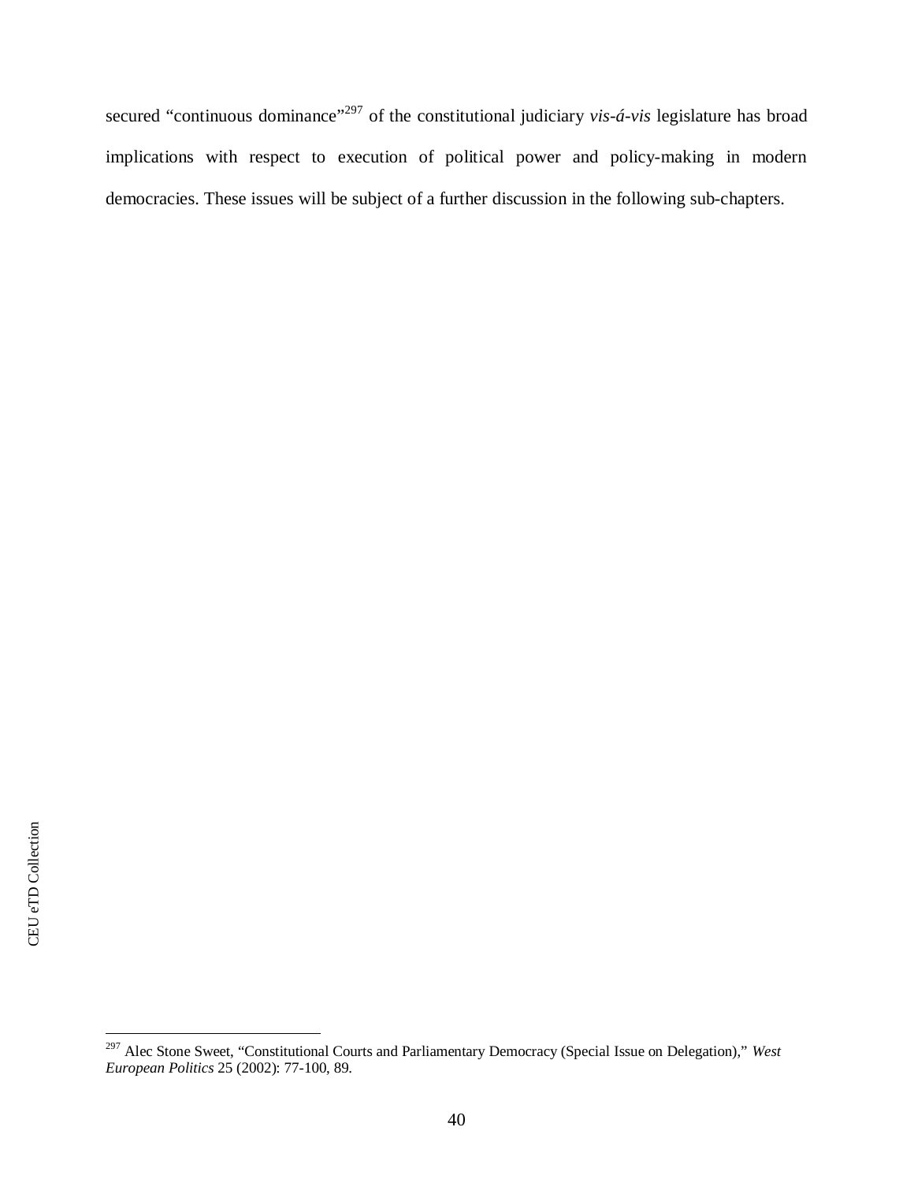secured "continuous dominance"[297] of the constitutional judiciary *vis-á-vis* legislature has broad implications with respect to execution of political power and policy-making in modern democracies. These issues will be subject of a further discussion in the following sub-chapters.

[297] Alec Stone Sweet, "Constitutional Courts and Parliamentary Democracy (Special Issue on Delegation)," *West European Politics* 25 (2002): 77-100, 89.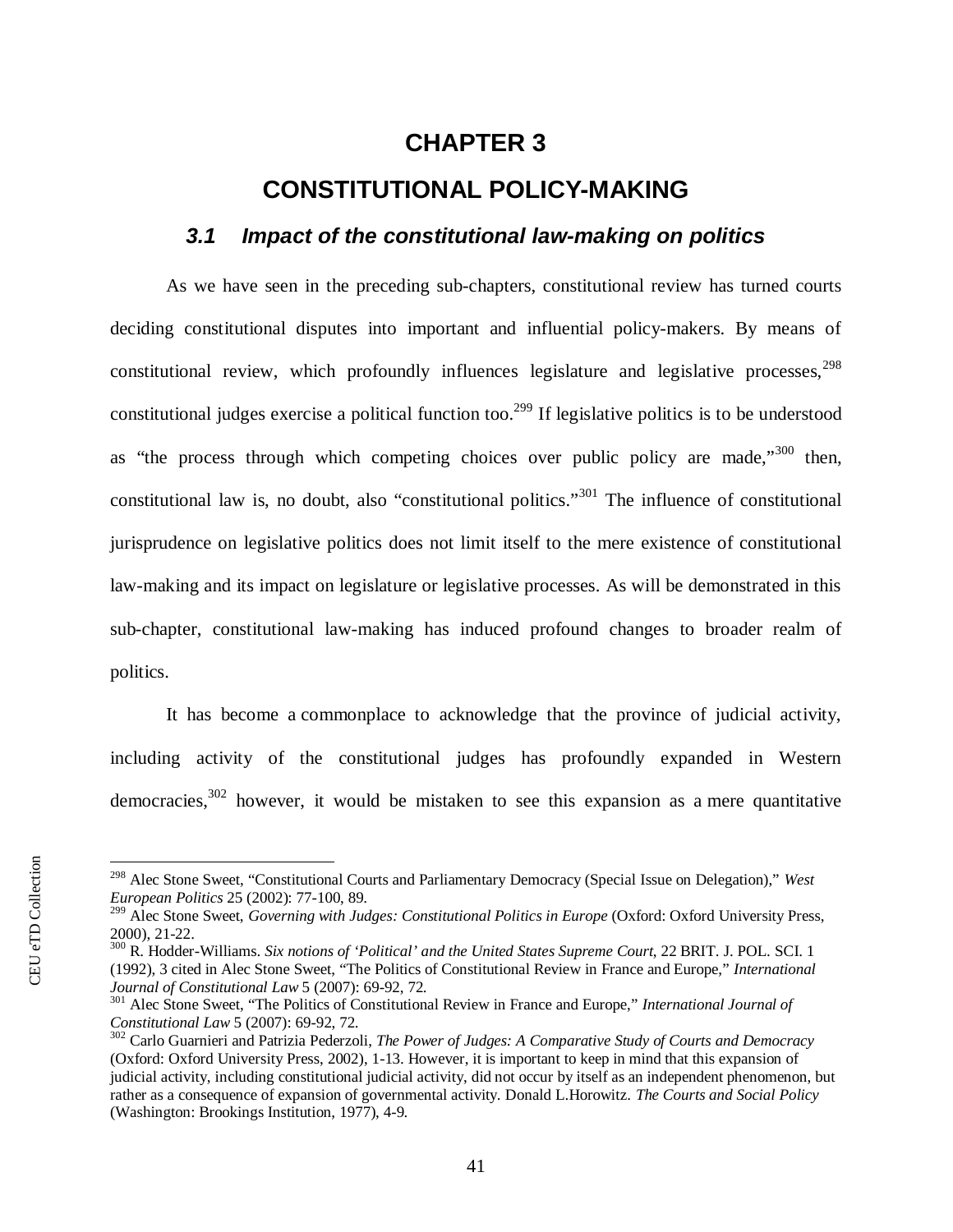# CHAPTER 3

# CONSTITUTIONAL POLICY-MAKING

## *3.1 Impact of the constitutional law-making on politics*

As we have seen in the preceding sub-chapters, constitutional review has turned courts deciding constitutional disputes into important and influential policy-makers. By means of constitutional review, which profoundly influences legislature and legislative processes,[298] constitutional judges exercise a political function too.[299] If legislative politics is to be understood as "the process through which competing choices over public policy are made,"[300] then, constitutional law is, no doubt, also "constitutional politics."[301] The influence of constitutional jurisprudence on legislative politics does not limit itself to the mere existence of constitutional law-making and its impact on legislature or legislative processes. As will be demonstrated in this sub-chapter, constitutional law-making has induced profound changes to broader realm of politics.

It has become a commonplace to acknowledge that the province of judicial activity, including activity of the constitutional judges has profoundly expanded in Western democracies,[302] however, it would be mistaken to see this expansion as a mere quantitative

---

[298] Alec Stone Sweet, "Constitutional Courts and Parliamentary Democracy (Special Issue on Delegation)," *West European Politics* 25 (2002): 77-100, 89.

[299] Alec Stone Sweet, *Governing with Judges: Constitutional Politics in Europe* (Oxford: Oxford University Press, 2000), 21-22.

[300] R. Hodder-Williams. *Six notions of 'Political' and the United States Supreme Court*, 22 BRIT. J. POL. SCI. 1 (1992), 3 cited in Alec Stone Sweet, "The Politics of Constitutional Review in France and Europe," *International Journal of Constitutional Law* 5 (2007): 69-92, 72.

[301] Alec Stone Sweet, "The Politics of Constitutional Review in France and Europe," *International Journal of Constitutional Law* 5 (2007): 69-92, 72.

[302] Carlo Guarnieri and Patrizia Pederzoli, *The Power of Judges: A Comparative Study of Courts and Democracy* (Oxford: Oxford University Press, 2002), 1-13. However, it is important to keep in mind that this expansion of judicial activity, including constitutional judicial activity, did not occur by itself as an independent phenomenon, but rather as a consequence of expansion of governmental activity. Donald L.Horowitz. *The Courts and Social Policy* (Washington: Brookings Institution, 1977), 4-9.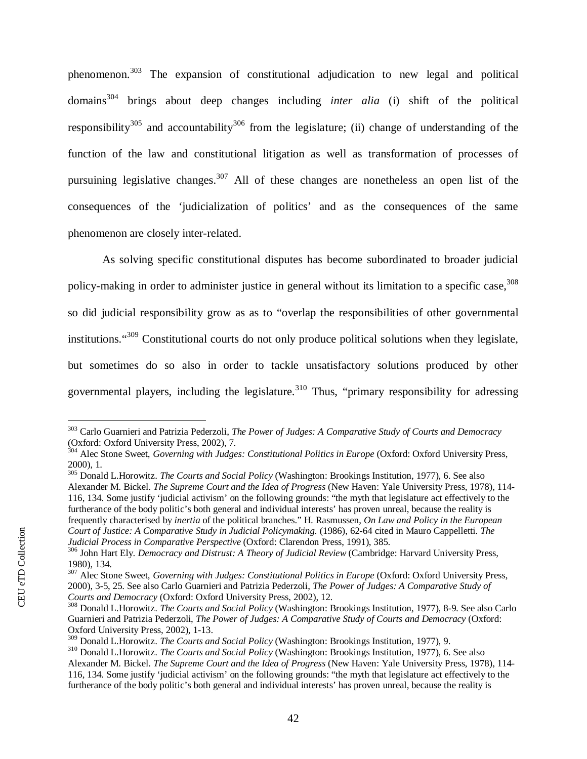phenomenon.[303] The expansion of constitutional adjudication to new legal and political domains[304] brings about deep changes including *inter alia* (i) shift of the political responsibility[305] and accountability[306] from the legislature; (ii) change of understanding of the function of the law and constitutional litigation as well as transformation of processes of pursuining legislative changes.[307] All of these changes are nonetheless an open list of the consequences of the 'judicialization of politics' and as the consequences of the same phenomenon are closely inter-related.

As solving specific constitutional disputes has become subordinated to broader judicial policy-making in order to administer justice in general without its limitation to a specific case,[308] so did judicial responsibility grow as as to "overlap the responsibilities of other governmental institutions."[309] Constitutional courts do not only produce political solutions when they legislate, but sometimes do so also in order to tackle unsatisfactory solutions produced by other governmental players, including the legislature.[310] Thus, "primary responsibility for adressing

---

[303] Carlo Guarnieri and Patrizia Pederzoli, *The Power of Judges: A Comparative Study of Courts and Democracy* (Oxford: Oxford University Press, 2002), 7.

[304] Alec Stone Sweet, *Governing with Judges: Constitutional Politics in Europe* (Oxford: Oxford University Press, 2000), 1.

[305] Donald L.Horowitz. *The Courts and Social Policy* (Washington: Brookings Institution, 1977), 6. See also Alexander M. Bickel. *The Supreme Court and the Idea of Progress* (New Haven: Yale University Press, 1978), 114-116, 134. Some justify 'judicial activism' on the following grounds: "the myth that legislature act effectively to the furtherance of the body politic's both general and individual interests' has proven unreal, because the reality is frequently characterised by *inertia* of the political branches." H. Rasmussen, *On Law and Policy in the European Court of Justice: A Comparative Study in Judicial Policymaking.* (1986), 62-64 cited in Mauro Cappelletti. *The Judicial Process in Comparative Perspective* (Oxford: Clarendon Press, 1991), 385.

[306] John Hart Ely. *Democracy and Distrust: A Theory of Judicial Review* (Cambridge: Harvard University Press, 1980), 134.

[307] Alec Stone Sweet, *Governing with Judges: Constitutional Politics in Europe* (Oxford: Oxford University Press, 2000), 3-5, 25. See also Carlo Guarnieri and Patrizia Pederzoli, *The Power of Judges: A Comparative Study of Courts and Democracy* (Oxford: Oxford University Press, 2002), 12.

[308] Donald L.Horowitz. *The Courts and Social Policy* (Washington: Brookings Institution, 1977), 8-9. See also Carlo Guarnieri and Patrizia Pederzoli, *The Power of Judges: A Comparative Study of Courts and Democracy* (Oxford: Oxford University Press, 2002), 1-13.

[309] Donald L.Horowitz. *The Courts and Social Policy* (Washington: Brookings Institution, 1977), 9.

[310] Donald L.Horowitz. *The Courts and Social Policy* (Washington: Brookings Institution, 1977), 6. See also Alexander M. Bickel. *The Supreme Court and the Idea of Progress* (New Haven: Yale University Press, 1978), 114-116, 134. Some justify 'judicial activism' on the following grounds: "the myth that legislature act effectively to the furtherance of the body politic's both general and individual interests' has proven unreal, because the reality is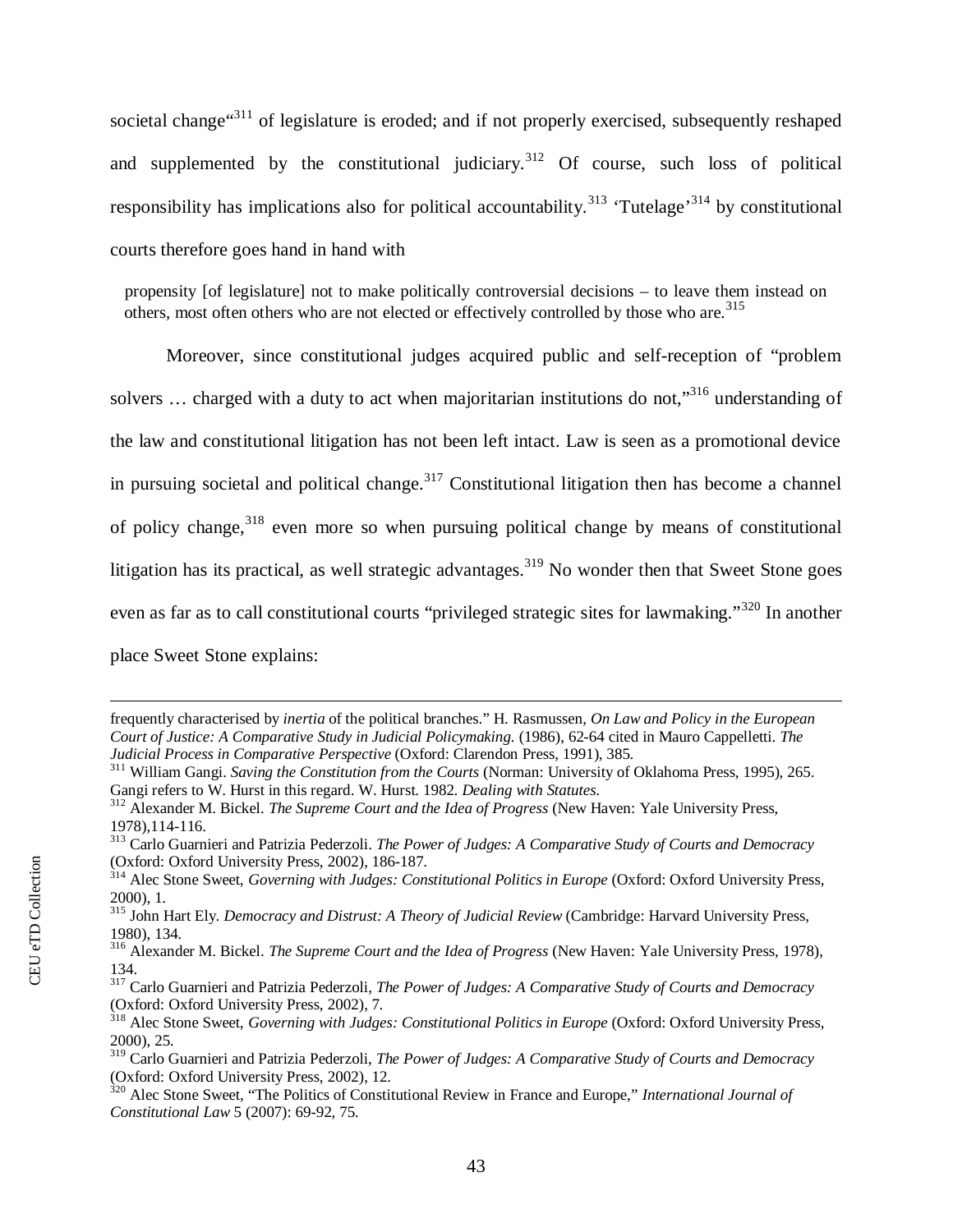societal change"[311] of legislature is eroded; and if not properly exercised, subsequently reshaped and supplemented by the constitutional judiciary.[312] Of course, such loss of political responsibility has implications also for political accountability.[313] 'Tutelage'[314] by constitutional courts therefore goes hand in hand with

> propensity [of legislature] not to make politically controversial decisions – to leave them instead on others, most often others who are not elected or effectively controlled by those who are.[315]

Moreover, since constitutional judges acquired public and self-reception of "problem solvers … charged with a duty to act when majoritarian institutions do not,"[316] understanding of the law and constitutional litigation has not been left intact. Law is seen as a promotional device in pursuing societal and political change.[317] Constitutional litigation then has become a channel of policy change,[318] even more so when pursuing political change by means of constitutional litigation has its practical, as well strategic advantages.[319] No wonder then that Sweet Stone goes even as far as to call constitutional courts "privileged strategic sites for lawmaking."[320] In another place Sweet Stone explains:

---

frequently characterised by *inertia* of the political branches." H. Rasmussen, *On Law and Policy in the European Court of Justice: A Comparative Study in Judicial Policymaking.* (1986), 62-64 cited in Mauro Cappelletti. *The Judicial Process in Comparative Perspective* (Oxford: Clarendon Press, 1991), 385.

[311] William Gangi. *Saving the Constitution from the Courts* (Norman: University of Oklahoma Press, 1995), 265. Gangi refers to W. Hurst in this regard. W. Hurst. 1982. *Dealing with Statutes*.

[312] Alexander M. Bickel. *The Supreme Court and the Idea of Progress* (New Haven: Yale University Press, 1978),114-116.

[313] Carlo Guarnieri and Patrizia Pederzoli. *The Power of Judges: A Comparative Study of Courts and Democracy* (Oxford: Oxford University Press, 2002), 186-187.

[314] Alec Stone Sweet, *Governing with Judges: Constitutional Politics in Europe* (Oxford: Oxford University Press, 2000), 1.

[315] John Hart Ely. *Democracy and Distrust: A Theory of Judicial Review* (Cambridge: Harvard University Press, 1980), 134.

[316] Alexander M. Bickel. *The Supreme Court and the Idea of Progress* (New Haven: Yale University Press, 1978), 134.

[317] Carlo Guarnieri and Patrizia Pederzoli, *The Power of Judges: A Comparative Study of Courts and Democracy* (Oxford: Oxford University Press, 2002), 7.

[318] Alec Stone Sweet, *Governing with Judges: Constitutional Politics in Europe* (Oxford: Oxford University Press, 2000), 25.

[319] Carlo Guarnieri and Patrizia Pederzoli, *The Power of Judges: A Comparative Study of Courts and Democracy* (Oxford: Oxford University Press, 2002), 12.

[320] Alec Stone Sweet, "The Politics of Constitutional Review in France and Europe," *International Journal of Constitutional Law* 5 (2007): 69-92, 75.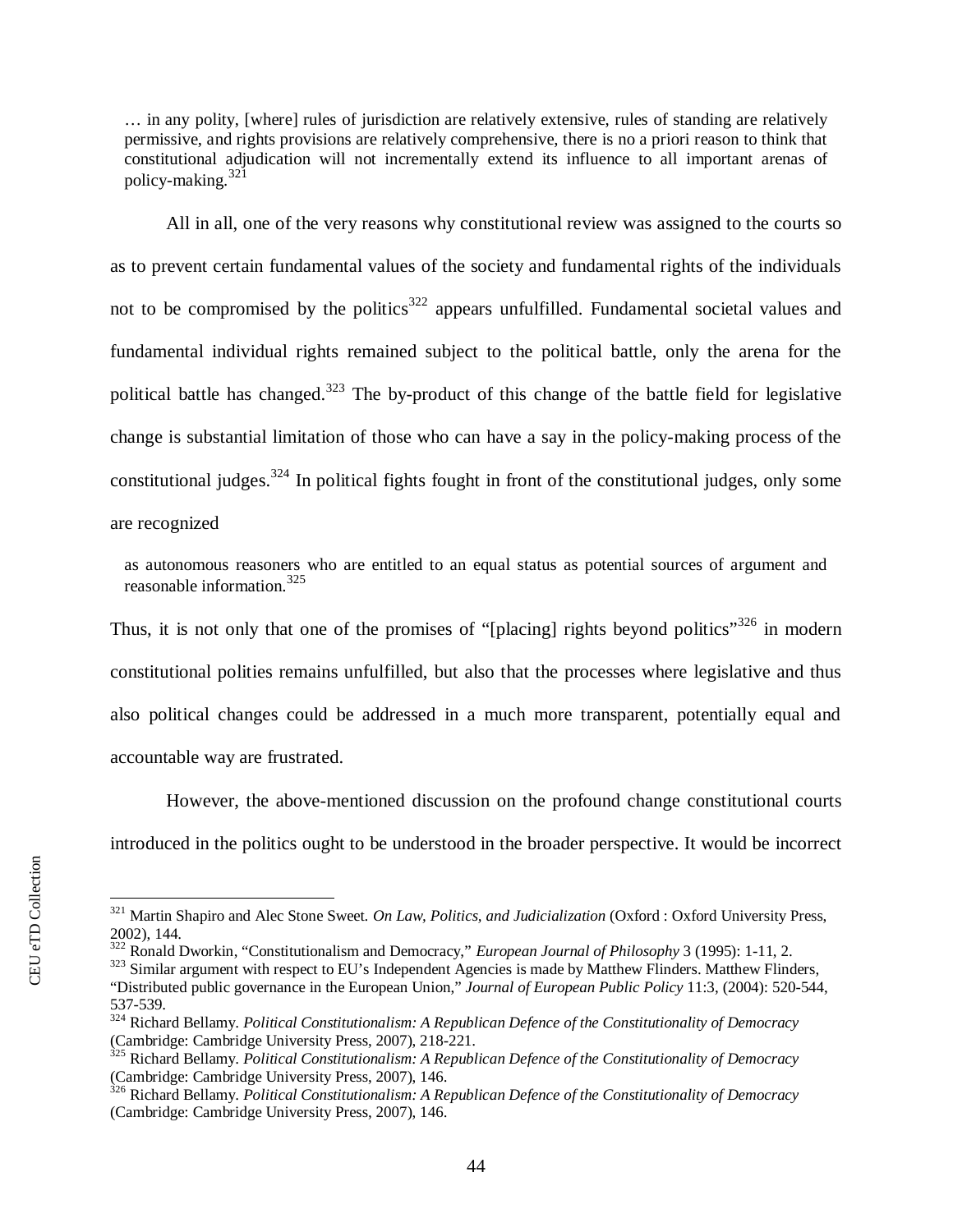> … in any polity, [where] rules of jurisdiction are relatively extensive, rules of standing are relatively permissive, and rights provisions are relatively comprehensive, there is no a priori reason to think that constitutional adjudication will not incrementally extend its influence to all important arenas of policy-making.[321]

All in all, one of the very reasons why constitutional review was assigned to the courts so as to prevent certain fundamental values of the society and fundamental rights of the individuals not to be compromised by the politics[322] appears unfulfilled. Fundamental societal values and fundamental individual rights remained subject to the political battle, only the arena for the political battle has changed.[323] The by-product of this change of the battle field for legislative change is substantial limitation of those who can have a say in the policy-making process of the constitutional judges.[324] In political fights fought in front of the constitutional judges, only some are recognized

> as autonomous reasoners who are entitled to an equal status as potential sources of argument and reasonable information.[325]

Thus, it is not only that one of the promises of "[placing] rights beyond politics"[326] in modern constitutional polities remains unfulfilled, but also that the processes where legislative and thus also political changes could be addressed in a much more transparent, potentially equal and accountable way are frustrated.

However, the above-mentioned discussion on the profound change constitutional courts introduced in the politics ought to be understood in the broader perspective. It would be incorrect

---

[321] Martin Shapiro and Alec Stone Sweet. *On Law, Politics, and Judicialization* (Oxford : Oxford University Press, 2002), 144.

[322] Ronald Dworkin, "Constitutionalism and Democracy," *European Journal of Philosophy* 3 (1995): 1-11, 2.

[323] Similar argument with respect to EU's Independent Agencies is made by Matthew Flinders. Matthew Flinders, "Distributed public governance in the European Union," *Journal of European Public Policy* 11:3, (2004): 520-544, 537-539.

[324] Richard Bellamy. *Political Constitutionalism: A Republican Defence of the Constitutionality of Democracy* (Cambridge: Cambridge University Press, 2007), 218-221.

[325] Richard Bellamy. *Political Constitutionalism: A Republican Defence of the Constitutionality of Democracy* (Cambridge: Cambridge University Press, 2007), 146.

[326] Richard Bellamy. *Political Constitutionalism: A Republican Defence of the Constitutionality of Democracy* (Cambridge: Cambridge University Press, 2007), 146.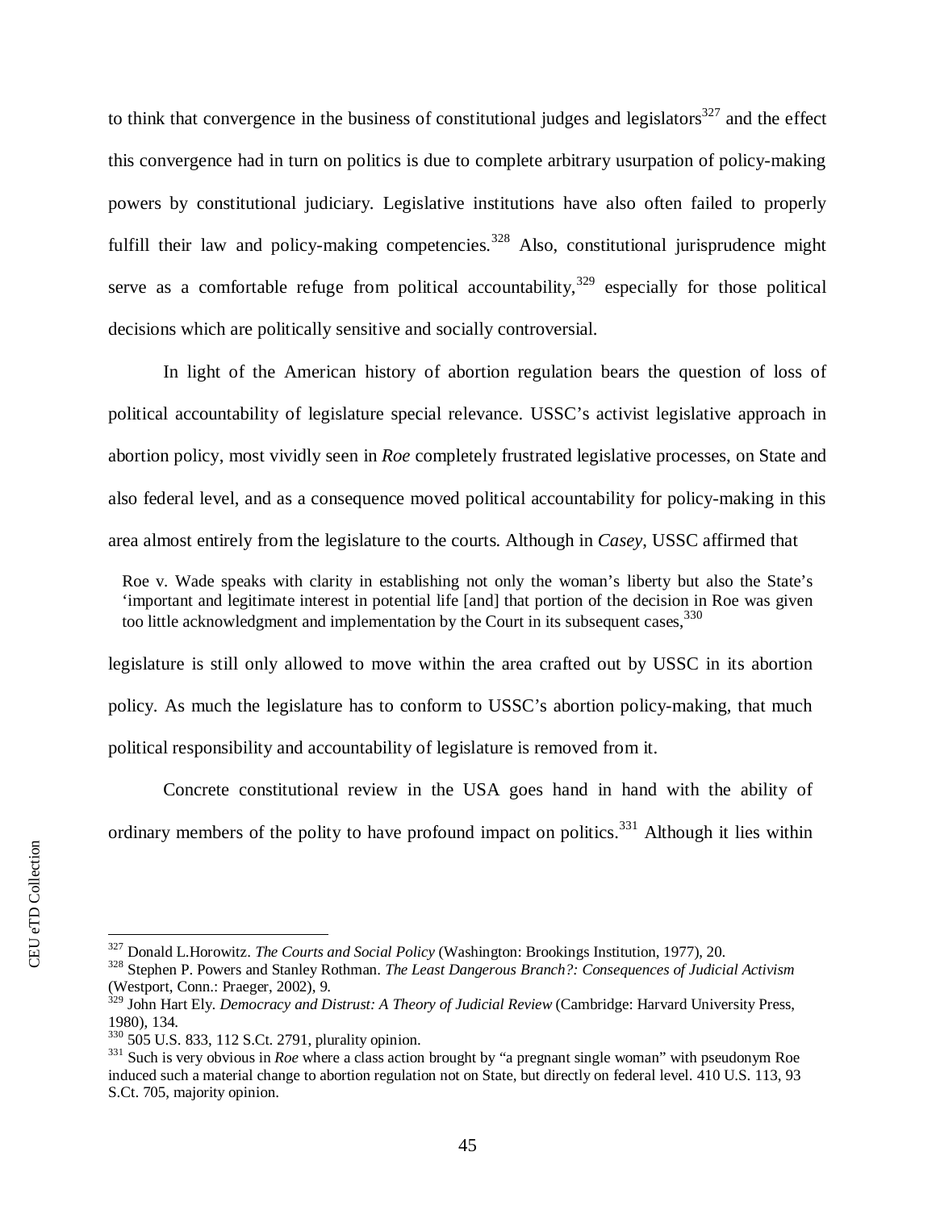to think that convergence in the business of constitutional judges and legislators[327] and the effect this convergence had in turn on politics is due to complete arbitrary usurpation of policy-making powers by constitutional judiciary. Legislative institutions have also often failed to properly fulfill their law and policy-making competencies.[328] Also, constitutional jurisprudence might serve as a comfortable refuge from political accountability,[329] especially for those political decisions which are politically sensitive and socially controversial.

In light of the American history of abortion regulation bears the question of loss of political accountability of legislature special relevance. USSC's activist legislative approach in abortion policy, most vividly seen in *Roe* completely frustrated legislative processes, on State and also federal level, and as a consequence moved political accountability for policy-making in this area almost entirely from the legislature to the courts. Although in *Casey*, USSC affirmed that

> Roe v. Wade speaks with clarity in establishing not only the woman's liberty but also the State's 'important and legitimate interest in potential life [and] that portion of the decision in Roe was given too little acknowledgment and implementation by the Court in its subsequent cases,[330]

legislature is still only allowed to move within the area crafted out by USSC in its abortion policy. As much the legislature has to conform to USSC's abortion policy-making, that much political responsibility and accountability of legislature is removed from it.

Concrete constitutional review in the USA goes hand in hand with the ability of ordinary members of the polity to have profound impact on politics.[331] Although it lies within

---

[327] Donald L.Horowitz. *The Courts and Social Policy* (Washington: Brookings Institution, 1977), 20.

[328] Stephen P. Powers and Stanley Rothman. *The Least Dangerous Branch?: Consequences of Judicial Activism* (Westport, Conn.: Praeger, 2002), 9.

[329] John Hart Ely. *Democracy and Distrust: A Theory of Judicial Review* (Cambridge: Harvard University Press, 1980), 134.

[330] 505 U.S. 833, 112 S.Ct. 2791, plurality opinion.

[331] Such is very obvious in *Roe* where a class action brought by "a pregnant single woman" with pseudonym Roe induced such a material change to abortion regulation not on State, but directly on federal level. 410 U.S. 113, 93 S.Ct. 705, majority opinion.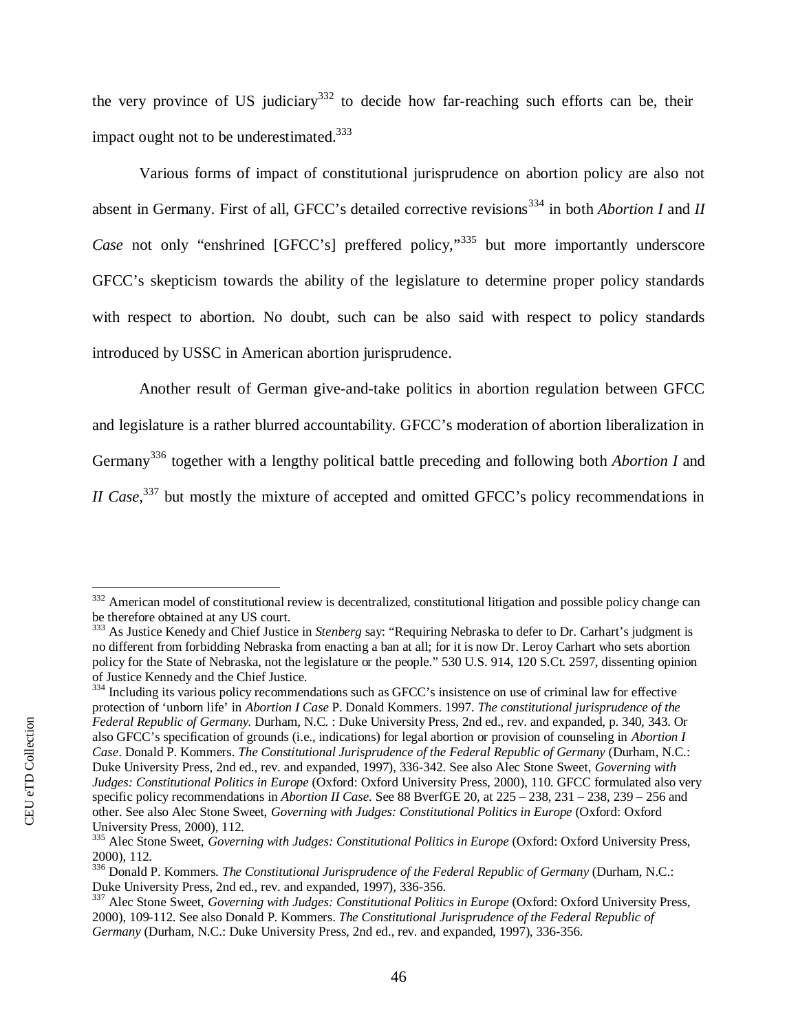the very province of US judiciary[332] to decide how far-reaching such efforts can be, their impact ought not to be underestimated.[333]

Various forms of impact of constitutional jurisprudence on abortion policy are also not absent in Germany. First of all, GFCC's detailed corrective revisions[334] in both *Abortion I* and *II Case* not only "enshrined [GFCC's] preffered policy,"[335] but more importantly underscore GFCC's skepticism towards the ability of the legislature to determine proper policy standards with respect to abortion. No doubt, such can be also said with respect to policy standards introduced by USSC in American abortion jurisprudence.

Another result of German give-and-take politics in abortion regulation between GFCC and legislature is a rather blurred accountability. GFCC's moderation of abortion liberalization in Germany[336] together with a lengthy political battle preceding and following both *Abortion I* and *II Case*,[337] but mostly the mixture of accepted and omitted GFCC's policy recommendations in

---

[332] American model of constitutional review is decentralized, constitutional litigation and possible policy change can be therefore obtained at any US court.

[333] As Justice Kenedy and Chief Justice in *Stenberg* say: "Requiring Nebraska to defer to Dr. Carhart's judgment is no different from forbidding Nebraska from enacting a ban at all; for it is now Dr. Leroy Carhart who sets abortion policy for the State of Nebraska, not the legislature or the people." 530 U.S. 914, 120 S.Ct. 2597, dissenting opinion of Justice Kennedy and the Chief Justice.

[334] Including its various policy recommendations such as GFCC's insistence on use of criminal law for effective protection of 'unborn life' in *Abortion I Case* P. Donald Kommers. 1997. *The constitutional jurisprudence of the Federal Republic of Germany*. Durham, N.C. : Duke University Press, 2nd ed., rev. and expanded, p. 340, 343. Or also GFCC's specification of grounds (i.e., indications) for legal abortion or provision of counseling in *Abortion I Case*. Donald P. Kommers. *The Constitutional Jurisprudence of the Federal Republic of Germany* (Durham, N.C.: Duke University Press, 2nd ed., rev. and expanded, 1997), 336-342. See also Alec Stone Sweet, *Governing with Judges: Constitutional Politics in Europe* (Oxford: Oxford University Press, 2000), 110. GFCC formulated also very specific policy recommendations in *Abortion II Case*. See 88 BverfGE 20, at 225 – 238, 231 – 238, 239 – 256 and other. See also Alec Stone Sweet, *Governing with Judges: Constitutional Politics in Europe* (Oxford: Oxford University Press, 2000), 112.

[335] Alec Stone Sweet, *Governing with Judges: Constitutional Politics in Europe* (Oxford: Oxford University Press, 2000), 112.

[336] Donald P. Kommers. *The Constitutional Jurisprudence of the Federal Republic of Germany* (Durham, N.C.: Duke University Press, 2nd ed., rev. and expanded, 1997), 336-356.

[337] Alec Stone Sweet, *Governing with Judges: Constitutional Politics in Europe* (Oxford: Oxford University Press, 2000), 109-112. See also Donald P. Kommers. *The Constitutional Jurisprudence of the Federal Republic of Germany* (Durham, N.C.: Duke University Press, 2nd ed., rev. and expanded, 1997), 336-356.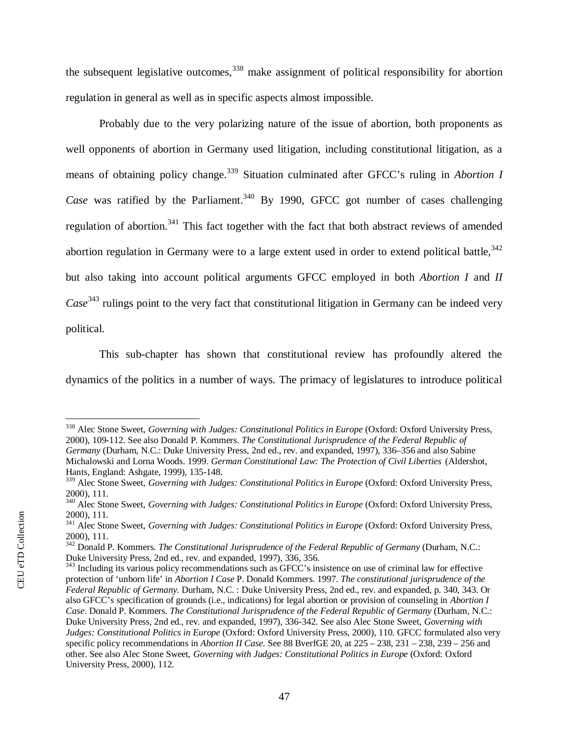the subsequent legislative outcomes,[338] make assignment of political responsibility for abortion regulation in general as well as in specific aspects almost impossible.

Probably due to the very polarizing nature of the issue of abortion, both proponents as well opponents of abortion in Germany used litigation, including constitutional litigation, as a means of obtaining policy change.[339] Situation culminated after GFCC's ruling in *Abortion I Case* was ratified by the Parliament.[340] By 1990, GFCC got number of cases challenging regulation of abortion.[341] This fact together with the fact that both abstract reviews of amended abortion regulation in Germany were to a large extent used in order to extend political battle,[342] but also taking into account political arguments GFCC employed in both *Abortion I* and *II Case*[343] rulings point to the very fact that constitutional litigation in Germany can be indeed very political.

This sub-chapter has shown that constitutional review has profoundly altered the dynamics of the politics in a number of ways. The primacy of legislatures to introduce political

---

[338] Alec Stone Sweet, *Governing with Judges: Constitutional Politics in Europe* (Oxford: Oxford University Press, 2000), 109-112. See also Donald P. Kommers. *The Constitutional Jurisprudence of the Federal Republic of Germany* (Durham, N.C.: Duke University Press, 2nd ed., rev. and expanded, 1997), 336–356 and also Sabine Michalowski and Lorna Woods. 1999. *German Constitutional Law: The Protection of Civil Liberties* (Aldershot, Hants, England: Ashgate, 1999), 135-148.

[339] Alec Stone Sweet, *Governing with Judges: Constitutional Politics in Europe* (Oxford: Oxford University Press, 2000), 111.

[340] Alec Stone Sweet, *Governing with Judges: Constitutional Politics in Europe* (Oxford: Oxford University Press, 2000), 111.

[341] Alec Stone Sweet, *Governing with Judges: Constitutional Politics in Europe* (Oxford: Oxford University Press, 2000), 111.

[342] Donald P. Kommers. *The Constitutional Jurisprudence of the Federal Republic of Germany* (Durham, N.C.: Duke University Press, 2nd ed., rev. and expanded, 1997), 336, 356.

[343] Including its various policy recommendations such as GFCC's insistence on use of criminal law for effective protection of 'unborn life' in *Abortion I Case* P. Donald Kommers. 1997. *The constitutional jurisprudence of the Federal Republic of Germany.* Durham, N.C. : Duke University Press, 2nd ed., rev. and expanded, p. 340, 343. Or also GFCC's specification of grounds (i.e., indications) for legal abortion or provision of counseling in *Abortion I Case*. Donald P. Kommers. *The Constitutional Jurisprudence of the Federal Republic of Germany* (Durham, N.C.: Duke University Press, 2nd ed., rev. and expanded, 1997), 336-342. See also Alec Stone Sweet, *Governing with Judges: Constitutional Politics in Europe* (Oxford: Oxford University Press, 2000), 110. GFCC formulated also very specific policy recommendations in *Abortion II Case.* See 88 BverfGE 20, at 225 – 238, 231 – 238, 239 – 256 and other. See also Alec Stone Sweet, *Governing with Judges: Constitutional Politics in Europe* (Oxford: Oxford University Press, 2000), 112.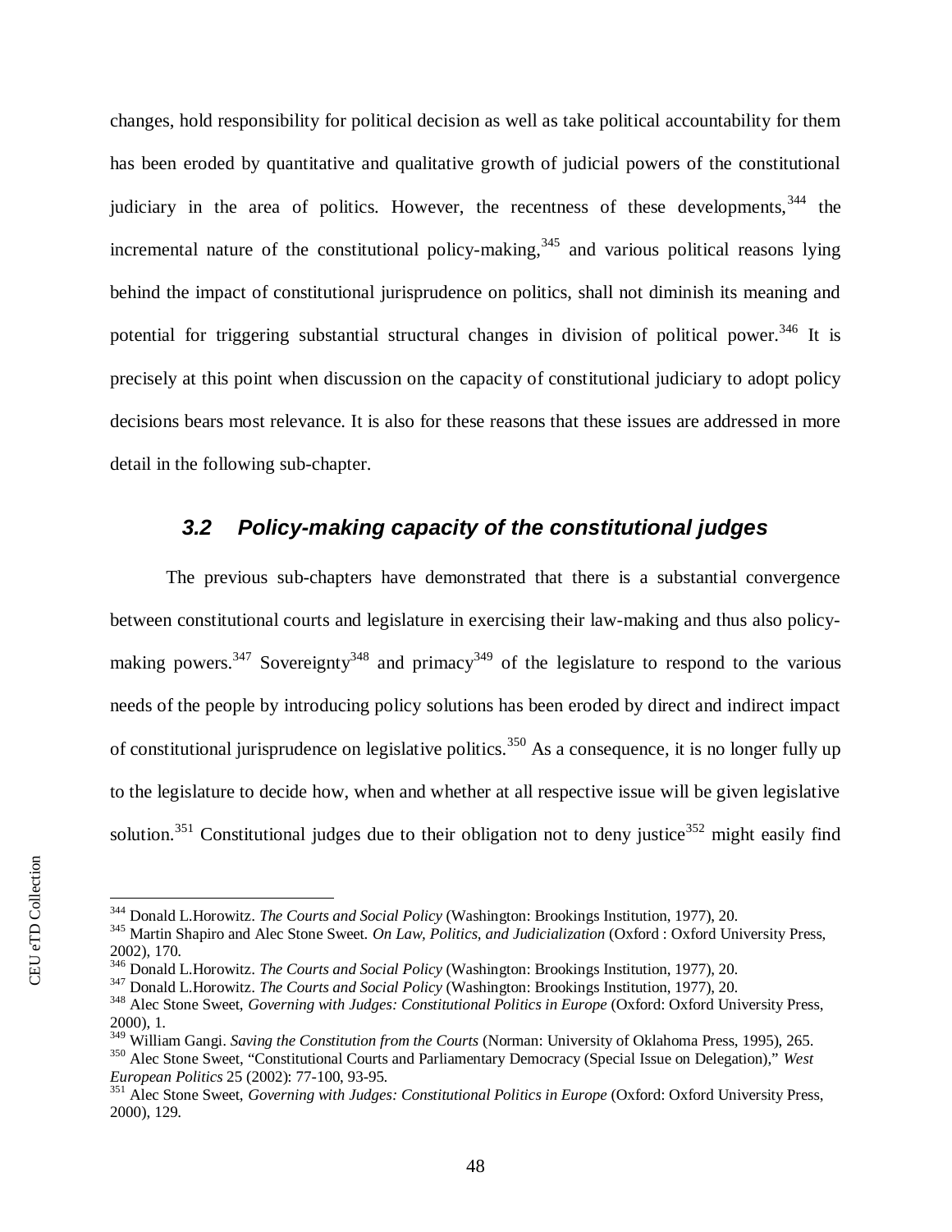changes, hold responsibility for political decision as well as take political accountability for them has been eroded by quantitative and qualitative growth of judicial powers of the constitutional judiciary in the area of politics. However, the recentness of these developments,[344] the incremental nature of the constitutional policy-making,[345] and various political reasons lying behind the impact of constitutional jurisprudence on politics, shall not diminish its meaning and potential for triggering substantial structural changes in division of political power.[346] It is precisely at this point when discussion on the capacity of constitutional judiciary to adopt policy decisions bears most relevance. It is also for these reasons that these issues are addressed in more detail in the following sub-chapter.

### 3.2 Policy-making capacity of the constitutional judges

The previous sub-chapters have demonstrated that there is a substantial convergence between constitutional courts and legislature in exercising their law-making and thus also policy-making powers.[347] Sovereignty[348] and primacy[349] of the legislature to respond to the various needs of the people by introducing policy solutions has been eroded by direct and indirect impact of constitutional jurisprudence on legislative politics.[350] As a consequence, it is no longer fully up to the legislature to decide how, when and whether at all respective issue will be given legislative solution.[351] Constitutional judges due to their obligation not to deny justice[352] might easily find

---

[344] Donald L.Horowitz. *The Courts and Social Policy* (Washington: Brookings Institution, 1977), 20.
[345] Martin Shapiro and Alec Stone Sweet. *On Law, Politics, and Judicialization* (Oxford : Oxford University Press, 2002), 170.
[346] Donald L.Horowitz. *The Courts and Social Policy* (Washington: Brookings Institution, 1977), 20.
[347] Donald L.Horowitz. *The Courts and Social Policy* (Washington: Brookings Institution, 1977), 20.
[348] Alec Stone Sweet, *Governing with Judges: Constitutional Politics in Europe* (Oxford: Oxford University Press, 2000), 1.
[349] William Gangi. *Saving the Constitution from the Courts* (Norman: University of Oklahoma Press, 1995), 265.
[350] Alec Stone Sweet, "Constitutional Courts and Parliamentary Democracy (Special Issue on Delegation)," *West European Politics* 25 (2002): 77-100, 93-95.
[351] Alec Stone Sweet, *Governing with Judges: Constitutional Politics in Europe* (Oxford: Oxford University Press, 2000), 129.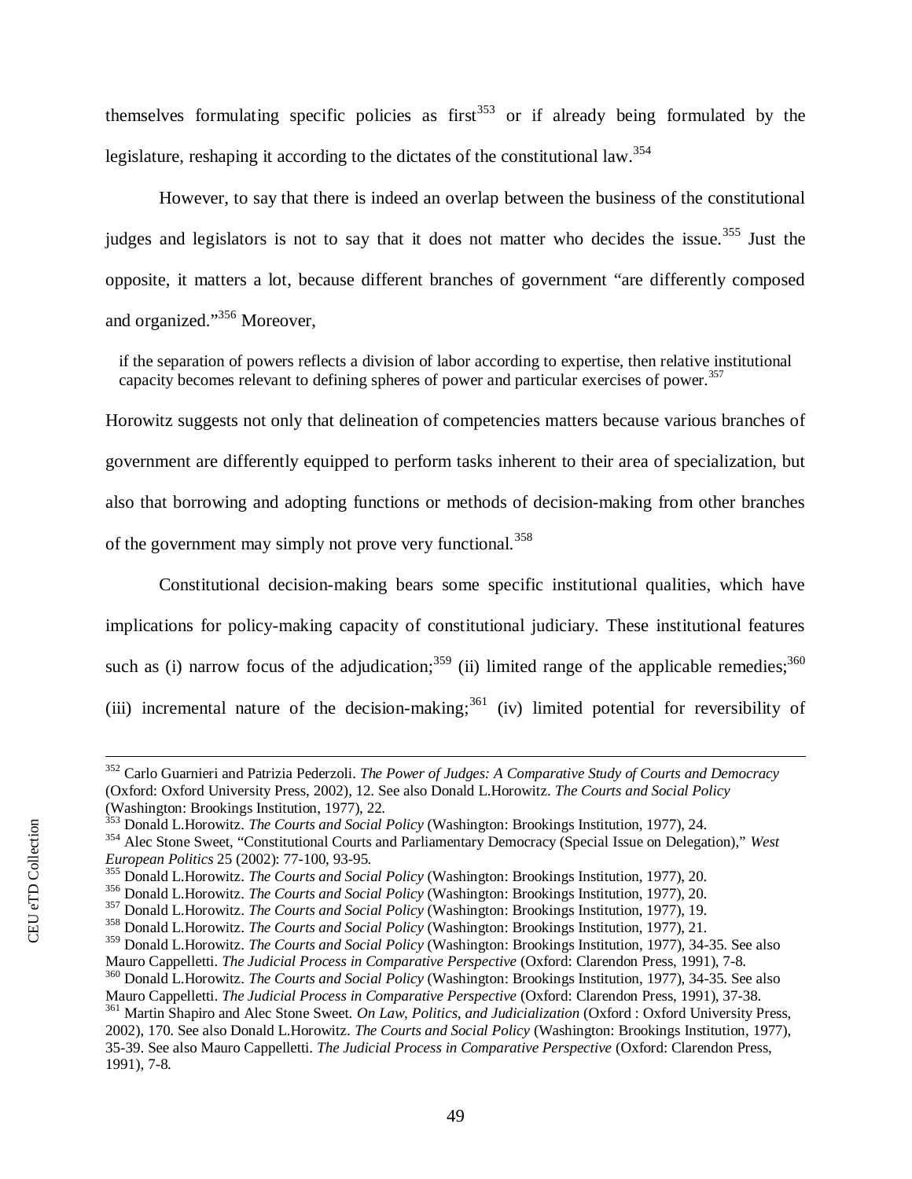themselves formulating specific policies as first[353] or if already being formulated by the legislature, reshaping it according to the dictates of the constitutional law.[354]

However, to say that there is indeed an overlap between the business of the constitutional judges and legislators is not to say that it does not matter who decides the issue.[355] Just the opposite, it matters a lot, because different branches of government "are differently composed and organized."[356] Moreover,

> if the separation of powers reflects a division of labor according to expertise, then relative institutional capacity becomes relevant to defining spheres of power and particular exercises of power.[357]

Horowitz suggests not only that delineation of competencies matters because various branches of government are differently equipped to perform tasks inherent to their area of specialization, but also that borrowing and adopting functions or methods of decision-making from other branches of the government may simply not prove very functional.[358]

Constitutional decision-making bears some specific institutional qualities, which have implications for policy-making capacity of constitutional judiciary. These institutional features such as (i) narrow focus of the adjudication;[359] (ii) limited range of the applicable remedies;[360] (iii) incremental nature of the decision-making;[361] (iv) limited potential for reversibility of

---

[352] Carlo Guarnieri and Patrizia Pederzoli. *The Power of Judges: A Comparative Study of Courts and Democracy* (Oxford: Oxford University Press, 2002), 12. See also Donald L.Horowitz. *The Courts and Social Policy* (Washington: Brookings Institution, 1977), 22.

[353] Donald L.Horowitz. *The Courts and Social Policy* (Washington: Brookings Institution, 1977), 24.

[354] Alec Stone Sweet, "Constitutional Courts and Parliamentary Democracy (Special Issue on Delegation)," *West European Politics* 25 (2002): 77-100, 93-95.

[355] Donald L.Horowitz. *The Courts and Social Policy* (Washington: Brookings Institution, 1977), 20.

[356] Donald L.Horowitz. *The Courts and Social Policy* (Washington: Brookings Institution, 1977), 20.

[357] Donald L.Horowitz. *The Courts and Social Policy* (Washington: Brookings Institution, 1977), 19.

[358] Donald L.Horowitz. *The Courts and Social Policy* (Washington: Brookings Institution, 1977), 21.

[359] Donald L.Horowitz. *The Courts and Social Policy* (Washington: Brookings Institution, 1977), 34-35. See also Mauro Cappelletti. *The Judicial Process in Comparative Perspective* (Oxford: Clarendon Press, 1991), 7-8.

[360] Donald L.Horowitz. *The Courts and Social Policy* (Washington: Brookings Institution, 1977), 34-35. See also Mauro Cappelletti. *The Judicial Process in Comparative Perspective* (Oxford: Clarendon Press, 1991), 37-38.

[361] Martin Shapiro and Alec Stone Sweet. *On Law, Politics, and Judicialization* (Oxford : Oxford University Press, 2002), 170. See also Donald L.Horowitz. *The Courts and Social Policy* (Washington: Brookings Institution, 1977), 35-39. See also Mauro Cappelletti. *The Judicial Process in Comparative Perspective* (Oxford: Clarendon Press, 1991), 7-8.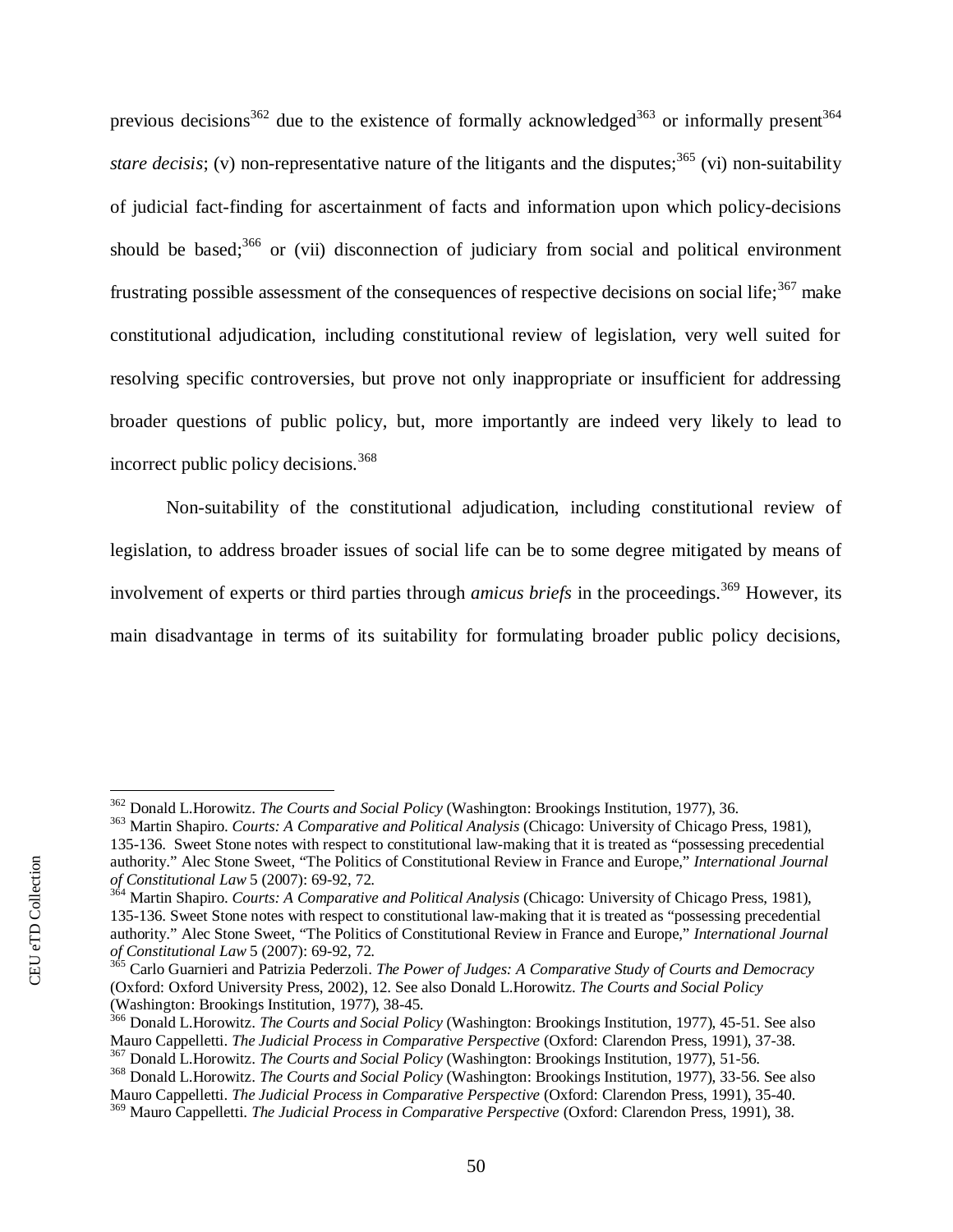previous decisions[362] due to the existence of formally acknowledged[363] or informally present[364] *stare decisis*; (v) non-representative nature of the litigants and the disputes;[365] (vi) non-suitability of judicial fact-finding for ascertainment of facts and information upon which policy-decisions should be based;[366] or (vii) disconnection of judiciary from social and political environment frustrating possible assessment of the consequences of respective decisions on social life;[367] make constitutional adjudication, including constitutional review of legislation, very well suited for resolving specific controversies, but prove not only inappropriate or insufficient for addressing broader questions of public policy, but, more importantly are indeed very likely to lead to incorrect public policy decisions.[368]

Non-suitability of the constitutional adjudication, including constitutional review of legislation, to address broader issues of social life can be to some degree mitigated by means of involvement of experts or third parties through *amicus briefs* in the proceedings.[369] However, its main disadvantage in terms of its suitability for formulating broader public policy decisions,

---

[362] Donald L.Horowitz. *The Courts and Social Policy* (Washington: Brookings Institution, 1977), 36.

[363] Martin Shapiro. *Courts: A Comparative and Political Analysis* (Chicago: University of Chicago Press, 1981), 135-136. Sweet Stone notes with respect to constitutional law-making that it is treated as "possessing precedential authority." Alec Stone Sweet, "The Politics of Constitutional Review in France and Europe," *International Journal of Constitutional Law* 5 (2007): 69-92, 72.

[364] Martin Shapiro. *Courts: A Comparative and Political Analysis* (Chicago: University of Chicago Press, 1981), 135-136. Sweet Stone notes with respect to constitutional law-making that it is treated as "possessing precedential authority." Alec Stone Sweet, "The Politics of Constitutional Review in France and Europe," *International Journal of Constitutional Law* 5 (2007): 69-92, 72.

[365] Carlo Guarnieri and Patrizia Pederzoli. *The Power of Judges: A Comparative Study of Courts and Democracy* (Oxford: Oxford University Press, 2002), 12. See also Donald L.Horowitz. *The Courts and Social Policy* (Washington: Brookings Institution, 1977), 38-45.

[366] Donald L.Horowitz. *The Courts and Social Policy* (Washington: Brookings Institution, 1977), 45-51. See also Mauro Cappelletti. *The Judicial Process in Comparative Perspective* (Oxford: Clarendon Press, 1991), 37-38.

[367] Donald L.Horowitz. *The Courts and Social Policy* (Washington: Brookings Institution, 1977), 51-56.

[368] Donald L.Horowitz. *The Courts and Social Policy* (Washington: Brookings Institution, 1977), 33-56. See also Mauro Cappelletti. *The Judicial Process in Comparative Perspective* (Oxford: Clarendon Press, 1991), 35-40.

[369] Mauro Cappelletti. *The Judicial Process in Comparative Perspective* (Oxford: Clarendon Press, 1991), 38.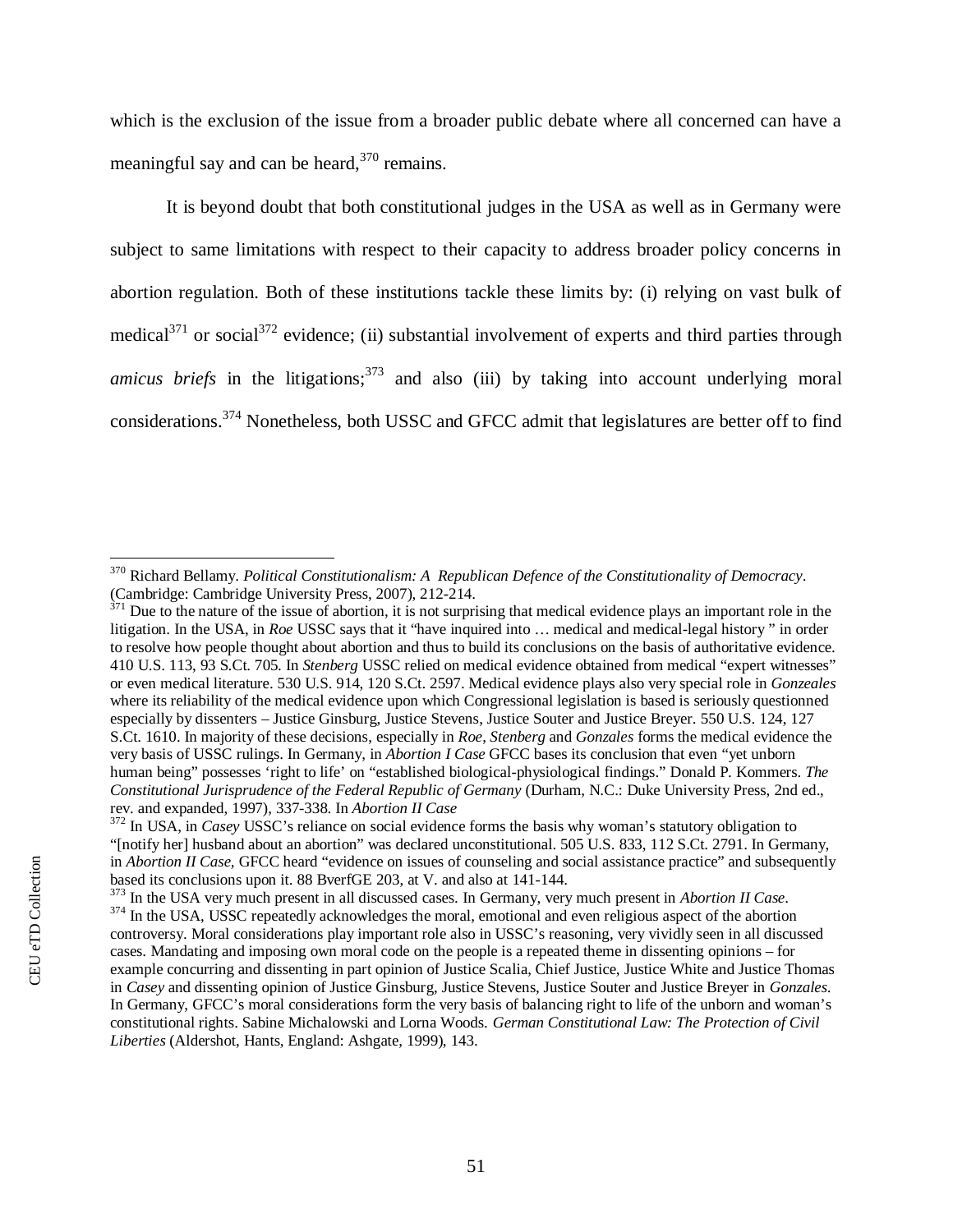which is the exclusion of the issue from a broader public debate where all concerned can have a meaningful say and can be heard,[370] remains.

It is beyond doubt that both constitutional judges in the USA as well as in Germany were subject to same limitations with respect to their capacity to address broader policy concerns in abortion regulation. Both of these institutions tackle these limits by: (i) relying on vast bulk of medical[371] or social[372] evidence; (ii) substantial involvement of experts and third parties through *amicus briefs* in the litigations;[373] and also (iii) by taking into account underlying moral considerations.[374] Nonetheless, both USSC and GFCC admit that legislatures are better off to find

---

[370] Richard Bellamy. *Political Constitutionalism: A Republican Defence of the Constitutionality of Democracy*. (Cambridge: Cambridge University Press, 2007), 212-214.

[371] Due to the nature of the issue of abortion, it is not surprising that medical evidence plays an important role in the litigation. In the USA, in *Roe* USSC says that it "have inquired into … medical and medical-legal history " in order to resolve how people thought about abortion and thus to build its conclusions on the basis of authoritative evidence. 410 U.S. 113, 93 S.Ct. 705. In *Stenberg* USSC relied on medical evidence obtained from medical "expert witnesses" or even medical literature. 530 U.S. 914, 120 S.Ct. 2597. Medical evidence plays also very special role in *Gonzeales* where its reliability of the medical evidence upon which Congressional legislation is based is seriously questionned especially by dissenters – Justice Ginsburg, Justice Stevens, Justice Souter and Justice Breyer. 550 U.S. 124, 127 S.Ct. 1610. In majority of these decisions, especially in *Roe*, *Stenberg* and *Gonzales* forms the medical evidence the very basis of USSC rulings. In Germany, in *Abortion I Case* GFCC bases its conclusion that even "yet unborn human being" possesses 'right to life' on "established biological-physiological findings." Donald P. Kommers. *The Constitutional Jurisprudence of the Federal Republic of Germany* (Durham, N.C.: Duke University Press, 2nd ed., rev. and expanded, 1997), 337-338. In *Abortion II Case*

[372] In USA, in *Casey* USSC's reliance on social evidence forms the basis why woman's statutory obligation to "[notify her] husband about an abortion" was declared unconstitutional. 505 U.S. 833, 112 S.Ct. 2791. In Germany, in *Abortion II Case*, GFCC heard "evidence on issues of counseling and social assistance practice" and subsequently based its conclusions upon it. 88 BverfGE 203, at V. and also at 141-144.

[373] In the USA very much present in all discussed cases. In Germany, very much present in *Abortion II Case*.

[374] In the USA, USSC repeatedly acknowledges the moral, emotional and even religious aspect of the abortion controversy. Moral considerations play important role also in USSC's reasoning, very vividly seen in all discussed cases. Mandating and imposing own moral code on the people is a repeated theme in dissenting opinions – for example concurring and dissenting in part opinion of Justice Scalia, Chief Justice, Justice White and Justice Thomas in *Casey* and dissenting opinion of Justice Ginsburg, Justice Stevens, Justice Souter and Justice Breyer in *Gonzales*. In Germany, GFCC's moral considerations form the very basis of balancing right to life of the unborn and woman's constitutional rights. Sabine Michalowski and Lorna Woods. *German Constitutional Law: The Protection of Civil Liberties* (Aldershot, Hants, England: Ashgate, 1999), 143.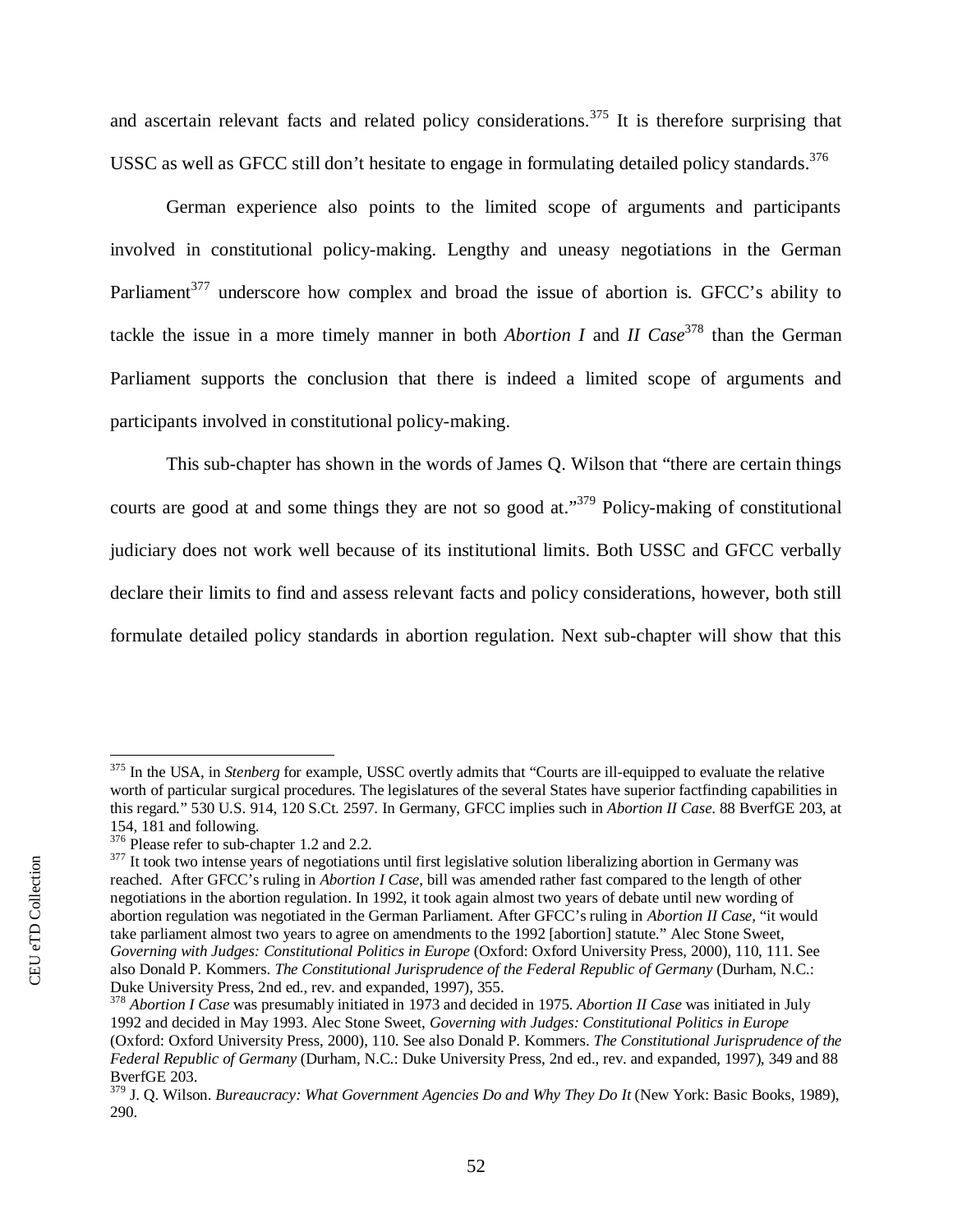and ascertain relevant facts and related policy considerations.[375] It is therefore surprising that USSC as well as GFCC still don't hesitate to engage in formulating detailed policy standards.[376]

German experience also points to the limited scope of arguments and participants involved in constitutional policy-making. Lengthy and uneasy negotiations in the German Parliament[377] underscore how complex and broad the issue of abortion is. GFCC's ability to tackle the issue in a more timely manner in both *Abortion I* and *II Case*[378] than the German Parliament supports the conclusion that there is indeed a limited scope of arguments and participants involved in constitutional policy-making.

This sub-chapter has shown in the words of James Q. Wilson that "there are certain things courts are good at and some things they are not so good at."[379] Policy-making of constitutional judiciary does not work well because of its institutional limits. Both USSC and GFCC verbally declare their limits to find and assess relevant facts and policy considerations, however, both still formulate detailed policy standards in abortion regulation. Next sub-chapter will show that this

---

[375] In the USA, in *Stenberg* for example, USSC overtly admits that "Courts are ill-equipped to evaluate the relative worth of particular surgical procedures. The legislatures of the several States have superior factfinding capabilities in this regard." 530 U.S. 914, 120 S.Ct. 2597. In Germany, GFCC implies such in *Abortion II Case*. 88 BverfGE 203, at 154, 181 and following.

[376] Please refer to sub-chapter 1.2 and 2.2.

[377] It took two intense years of negotiations until first legislative solution liberalizing abortion in Germany was reached. After GFCC's ruling in *Abortion I Case*, bill was amended rather fast compared to the length of other negotiations in the abortion regulation. In 1992, it took again almost two years of debate until new wording of abortion regulation was negotiated in the German Parliament. After GFCC's ruling in *Abortion II Case*, "it would take parliament almost two years to agree on amendments to the 1992 [abortion] statute." Alec Stone Sweet, *Governing with Judges: Constitutional Politics in Europe* (Oxford: Oxford University Press, 2000), 110, 111. See also Donald P. Kommers. *The Constitutional Jurisprudence of the Federal Republic of Germany* (Durham, N.C.: Duke University Press, 2nd ed., rev. and expanded, 1997), 355.

[378] *Abortion I Case* was presumably initiated in 1973 and decided in 1975. *Abortion II Case* was initiated in July 1992 and decided in May 1993. Alec Stone Sweet, *Governing with Judges: Constitutional Politics in Europe* (Oxford: Oxford University Press, 2000), 110. See also Donald P. Kommers. *The Constitutional Jurisprudence of the Federal Republic of Germany* (Durham, N.C.: Duke University Press, 2nd ed., rev. and expanded, 1997), 349 and 88 BverfGE 203.

[379] J. Q. Wilson. *Bureaucracy: What Government Agencies Do and Why They Do It* (New York: Basic Books, 1989), 290.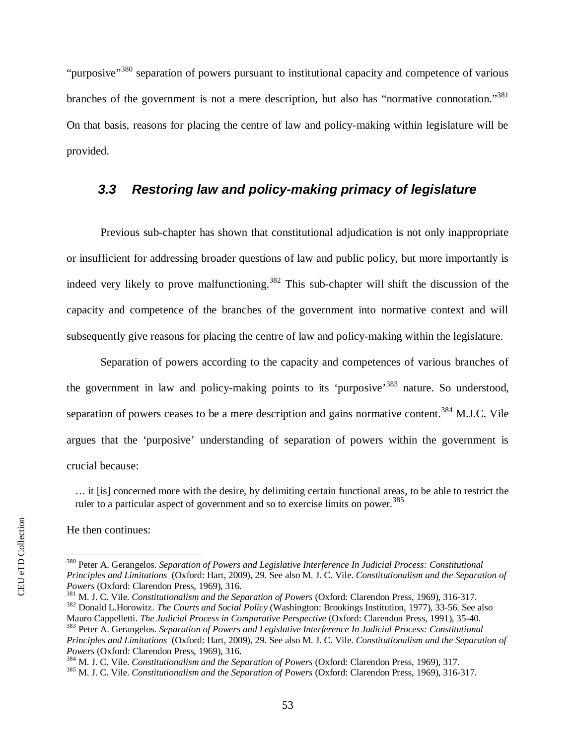"purposive"[380] separation of powers pursuant to institutional capacity and competence of various branches of the government is not a mere description, but also has "normative connotation."[381] On that basis, reasons for placing the centre of law and policy-making within legislature will be provided.

### *3.3 Restoring law and policy-making primacy of legislature*

Previous sub-chapter has shown that constitutional adjudication is not only inappropriate or insufficient for addressing broader questions of law and public policy, but more importantly is indeed very likely to prove malfunctioning.[382] This sub-chapter will shift the discussion of the capacity and competence of the branches of the government into normative context and will subsequently give reasons for placing the centre of law and policy-making within the legislature.

Separation of powers according to the capacity and competences of various branches of the government in law and policy-making points to its 'purposive'[383] nature. So understood, separation of powers ceases to be a mere description and gains normative content.[384] M.J.C. Vile argues that the 'purposive' understanding of separation of powers within the government is crucial because:

> … it [is] concerned more with the desire, by delimiting certain functional areas, to be able to restrict the ruler to a particular aspect of government and so to exercise limits on power.[385]

He then continues:

---

[380] Peter A. Gerangelos. *Separation of Powers and Legislative Interference In Judicial Process: Constitutional Principles and Limitations* (Oxford: Hart, 2009), 29. See also M. J. C. Vile. *Constitutionalism and the Separation of Powers* (Oxford: Clarendon Press, 1969), 316.

[381] M. J. C. Vile. *Constitutionalism and the Separation of Powers* (Oxford: Clarendon Press, 1969), 316-317.

[382] Donald L.Horowitz. *The Courts and Social Policy* (Washington: Brookings Institution, 1977), 33-56. See also Mauro Cappelletti. *The Judicial Process in Comparative Perspective* (Oxford: Clarendon Press, 1991), 35-40.

[383] Peter A. Gerangelos. *Separation of Powers and Legislative Interference In Judicial Process: Constitutional Principles and Limitations* (Oxford: Hart, 2009), 29. See also M. J. C. Vile. *Constitutionalism and the Separation of Powers* (Oxford: Clarendon Press, 1969), 316.

[384] M. J. C. Vile. *Constitutionalism and the Separation of Powers* (Oxford: Clarendon Press, 1969), 317.

[385] M. J. C. Vile. *Constitutionalism and the Separation of Powers* (Oxford: Clarendon Press, 1969), 316-317.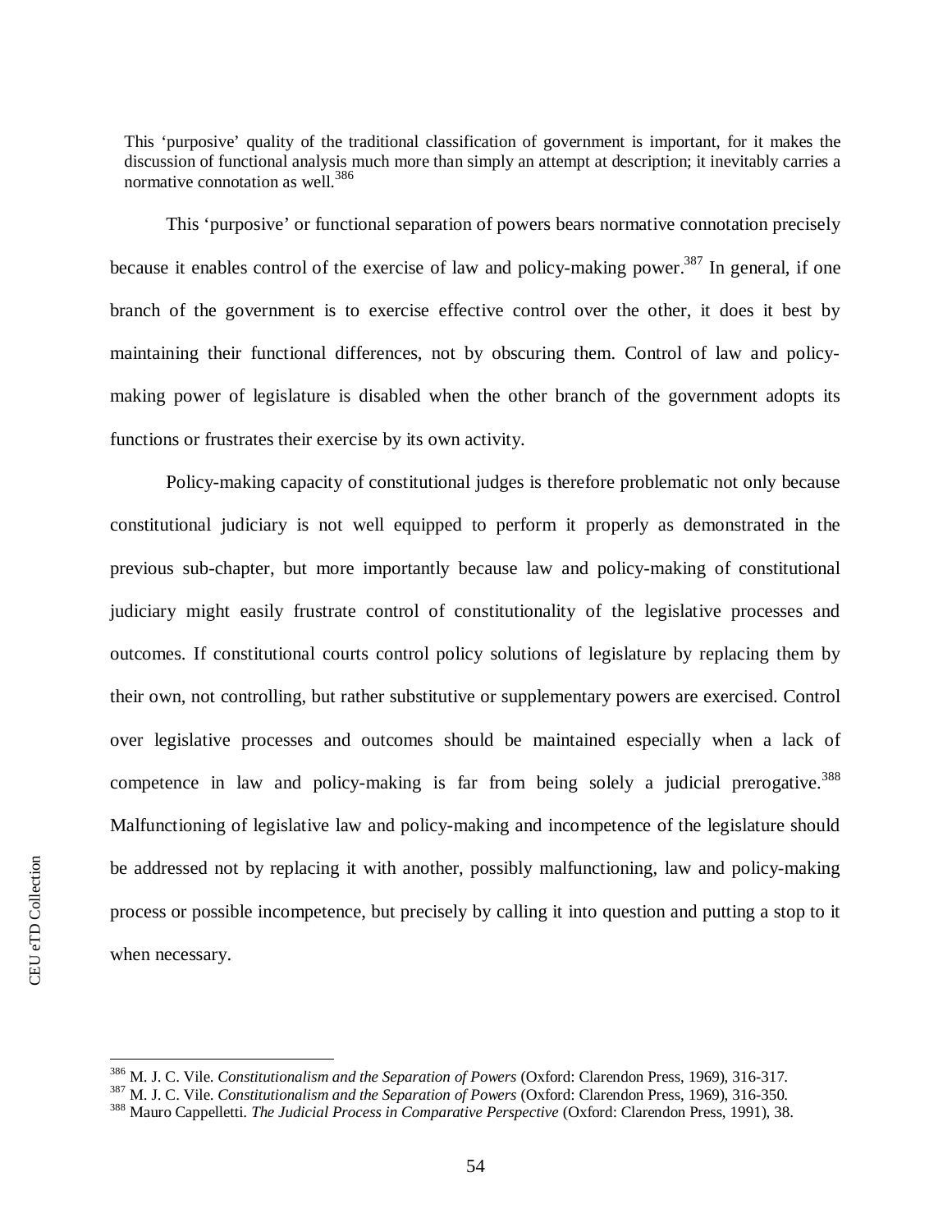> This 'purposive' quality of the traditional classification of government is important, for it makes the discussion of functional analysis much more than simply an attempt at description; it inevitably carries a normative connotation as well.[386]

This 'purposive' or functional separation of powers bears normative connotation precisely because it enables control of the exercise of law and policy-making power.[387] In general, if one branch of the government is to exercise effective control over the other, it does it best by maintaining their functional differences, not by obscuring them. Control of law and policy-making power of legislature is disabled when the other branch of the government adopts its functions or frustrates their exercise by its own activity.

Policy-making capacity of constitutional judges is therefore problematic not only because constitutional judiciary is not well equipped to perform it properly as demonstrated in the previous sub-chapter, but more importantly because law and policy-making of constitutional judiciary might easily frustrate control of constitutionality of the legislative processes and outcomes. If constitutional courts control policy solutions of legislature by replacing them by their own, not controlling, but rather substitutive or supplementary powers are exercised. Control over legislative processes and outcomes should be maintained especially when a lack of competence in law and policy-making is far from being solely a judicial prerogative.[388] Malfunctioning of legislative law and policy-making and incompetence of the legislature should be addressed not by replacing it with another, possibly malfunctioning, law and policy-making process or possible incompetence, but precisely by calling it into question and putting a stop to it when necessary.

---

[386] M. J. C. Vile. *Constitutionalism and the Separation of Powers* (Oxford: Clarendon Press, 1969), 316-317.

[387] M. J. C. Vile. *Constitutionalism and the Separation of Powers* (Oxford: Clarendon Press, 1969), 316-350.

[388] Mauro Cappelletti. *The Judicial Process in Comparative Perspective* (Oxford: Clarendon Press, 1991), 38.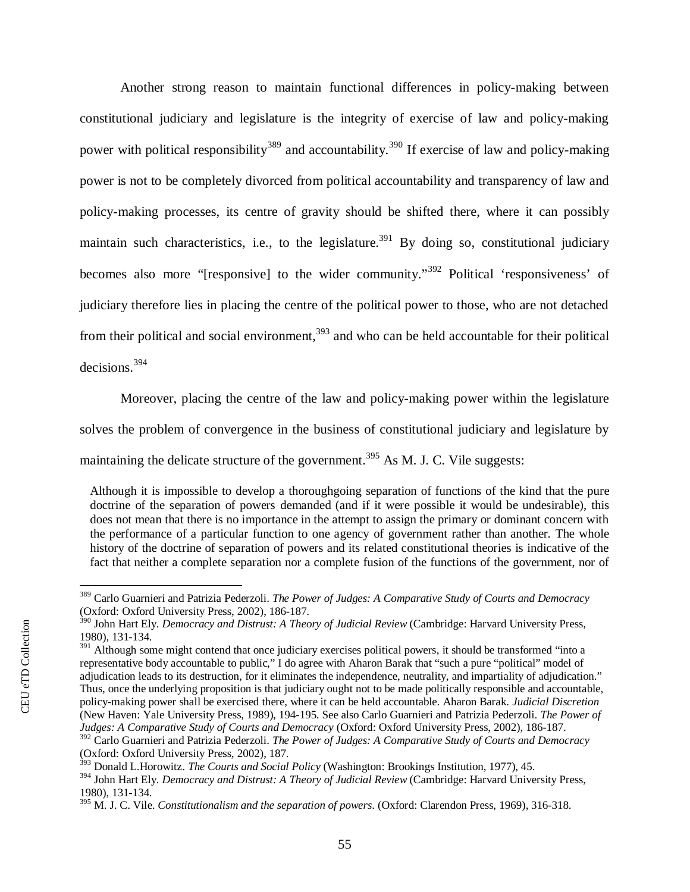Another strong reason to maintain functional differences in policy-making between constitutional judiciary and legislature is the integrity of exercise of law and policy-making power with political responsibility[389] and accountability.[390] If exercise of law and policy-making power is not to be completely divorced from political accountability and transparency of law and policy-making processes, its centre of gravity should be shifted there, where it can possibly maintain such characteristics, i.e., to the legislature.[391] By doing so, constitutional judiciary becomes also more "[responsive] to the wider community."[392] Political 'responsiveness' of judiciary therefore lies in placing the centre of the political power to those, who are not detached from their political and social environment,[393] and who can be held accountable for their political decisions.[394]

Moreover, placing the centre of the law and policy-making power within the legislature solves the problem of convergence in the business of constitutional judiciary and legislature by maintaining the delicate structure of the government.[395] As M. J. C. Vile suggests:

> Although it is impossible to develop a thoroughgoing separation of functions of the kind that the pure doctrine of the separation of powers demanded (and if it were possible it would be undesirable), this does not mean that there is no importance in the attempt to assign the primary or dominant concern with the performance of a particular function to one agency of government rather than another. The whole history of the doctrine of separation of powers and its related constitutional theories is indicative of the fact that neither a complete separation nor a complete fusion of the functions of the government, nor of

---

[389] Carlo Guarnieri and Patrizia Pederzoli. *The Power of Judges: A Comparative Study of Courts and Democracy* (Oxford: Oxford University Press, 2002), 186-187.

[390] John Hart Ely. *Democracy and Distrust: A Theory of Judicial Review* (Cambridge: Harvard University Press, 1980), 131-134.

[391] Although some might contend that once judiciary exercises political powers, it should be transformed "into a representative body accountable to public," I do agree with Aharon Barak that "such a pure "political" model of adjudication leads to its destruction, for it eliminates the independence, neutrality, and impartiality of adjudication." Thus, once the underlying proposition is that judiciary ought not to be made politically responsible and accountable, policy-making power shall be exercised there, where it can be held accountable. Aharon Barak. *Judicial Discretion* (New Haven: Yale University Press, 1989), 194-195. See also Carlo Guarnieri and Patrizia Pederzoli. *The Power of Judges: A Comparative Study of Courts and Democracy* (Oxford: Oxford University Press, 2002), 186-187.

[392] Carlo Guarnieri and Patrizia Pederzoli. *The Power of Judges: A Comparative Study of Courts and Democracy* (Oxford: Oxford University Press, 2002), 187.

[393] Donald L.Horowitz. *The Courts and Social Policy* (Washington: Brookings Institution, 1977), 45.

[394] John Hart Ely. *Democracy and Distrust: A Theory of Judicial Review* (Cambridge: Harvard University Press, 1980), 131-134.

[395] M. J. C. Vile. *Constitutionalism and the separation of powers*. (Oxford: Clarendon Press, 1969), 316-318.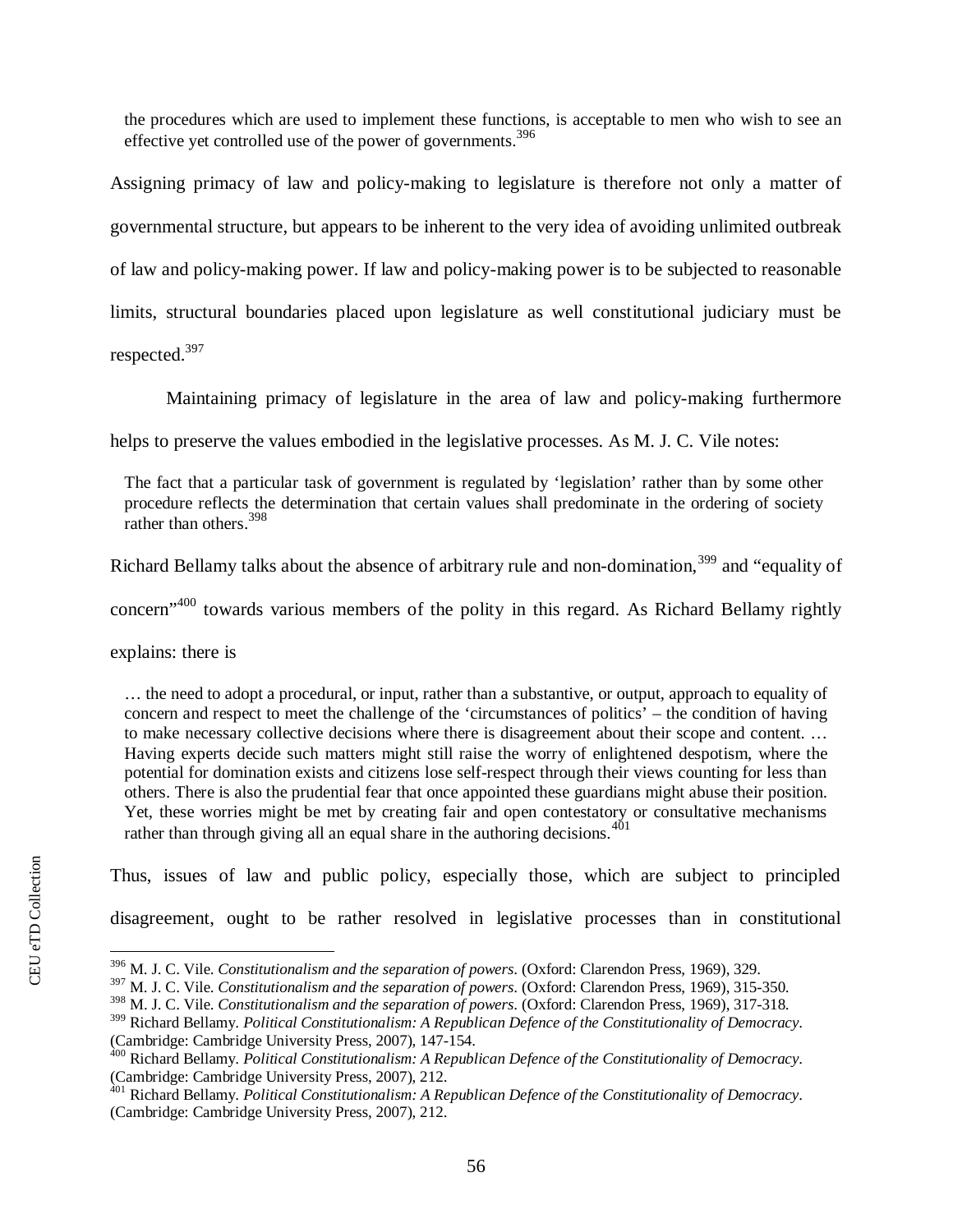> the procedures which are used to implement these functions, is acceptable to men who wish to see an effective yet controlled use of the power of governments.[396]

Assigning primacy of law and policy-making to legislature is therefore not only a matter of governmental structure, but appears to be inherent to the very idea of avoiding unlimited outbreak of law and policy-making power. If law and policy-making power is to be subjected to reasonable limits, structural boundaries placed upon legislature as well constitutional judiciary must be respected.[397]

Maintaining primacy of legislature in the area of law and policy-making furthermore helps to preserve the values embodied in the legislative processes. As M. J. C. Vile notes:

> The fact that a particular task of government is regulated by 'legislation' rather than by some other procedure reflects the determination that certain values shall predominate in the ordering of society rather than others.[398]

Richard Bellamy talks about the absence of arbitrary rule and non-domination,[399] and "equality of concern"[400] towards various members of the polity in this regard. As Richard Bellamy rightly explains: there is

> … the need to adopt a procedural, or input, rather than a substantive, or output, approach to equality of concern and respect to meet the challenge of the 'circumstances of politics' – the condition of having to make necessary collective decisions where there is disagreement about their scope and content. … Having experts decide such matters might still raise the worry of enlightened despotism, where the potential for domination exists and citizens lose self-respect through their views counting for less than others. There is also the prudential fear that once appointed these guardians might abuse their position. Yet, these worries might be met by creating fair and open contestatory or consultative mechanisms rather than through giving all an equal share in the authoring decisions.[401]

Thus, issues of law and public policy, especially those, which are subject to principled disagreement, ought to be rather resolved in legislative processes than in constitutional

---

[396] M. J. C. Vile. *Constitutionalism and the separation of powers*. (Oxford: Clarendon Press, 1969), 329.

[397] M. J. C. Vile. *Constitutionalism and the separation of powers*. (Oxford: Clarendon Press, 1969), 315-350.

[398] M. J. C. Vile. *Constitutionalism and the separation of powers*. (Oxford: Clarendon Press, 1969), 317-318.

[399] Richard Bellamy. *Political Constitutionalism: A Republican Defence of the Constitutionality of Democracy*. (Cambridge: Cambridge University Press, 2007), 147-154.

[400] Richard Bellamy. *Political Constitutionalism: A Republican Defence of the Constitutionality of Democracy*. (Cambridge: Cambridge University Press, 2007), 212.

[401] Richard Bellamy. *Political Constitutionalism: A Republican Defence of the Constitutionality of Democracy*. (Cambridge: Cambridge University Press, 2007), 212.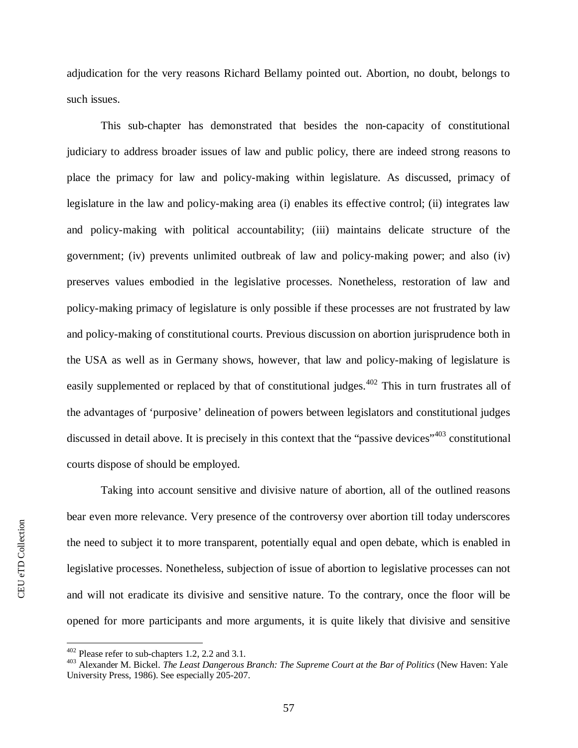adjudication for the very reasons Richard Bellamy pointed out. Abortion, no doubt, belongs to such issues.

This sub-chapter has demonstrated that besides the non-capacity of constitutional judiciary to address broader issues of law and public policy, there are indeed strong reasons to place the primacy for law and policy-making within legislature. As discussed, primacy of legislature in the law and policy-making area (i) enables its effective control; (ii) integrates law and policy-making with political accountability; (iii) maintains delicate structure of the government; (iv) prevents unlimited outbreak of law and policy-making power; and also (iv) preserves values embodied in the legislative processes. Nonetheless, restoration of law and policy-making primacy of legislature is only possible if these processes are not frustrated by law and policy-making of constitutional courts. Previous discussion on abortion jurisprudence both in the USA as well as in Germany shows, however, that law and policy-making of legislature is easily supplemented or replaced by that of constitutional judges.[402] This in turn frustrates all of the advantages of 'purposive' delineation of powers between legislators and constitutional judges discussed in detail above. It is precisely in this context that the "passive devices"[403] constitutional courts dispose of should be employed.

Taking into account sensitive and divisive nature of abortion, all of the outlined reasons bear even more relevance. Very presence of the controversy over abortion till today underscores the need to subject it to more transparent, potentially equal and open debate, which is enabled in legislative processes. Nonetheless, subjection of issue of abortion to legislative processes can not and will not eradicate its divisive and sensitive nature. To the contrary, once the floor will be opened for more participants and more arguments, it is quite likely that divisive and sensitive

---

[402] Please refer to sub-chapters 1.2, 2.2 and 3.1.

[403] Alexander M. Bickel. *The Least Dangerous Branch: The Supreme Court at the Bar of Politics* (New Haven: Yale University Press, 1986). See especially 205-207.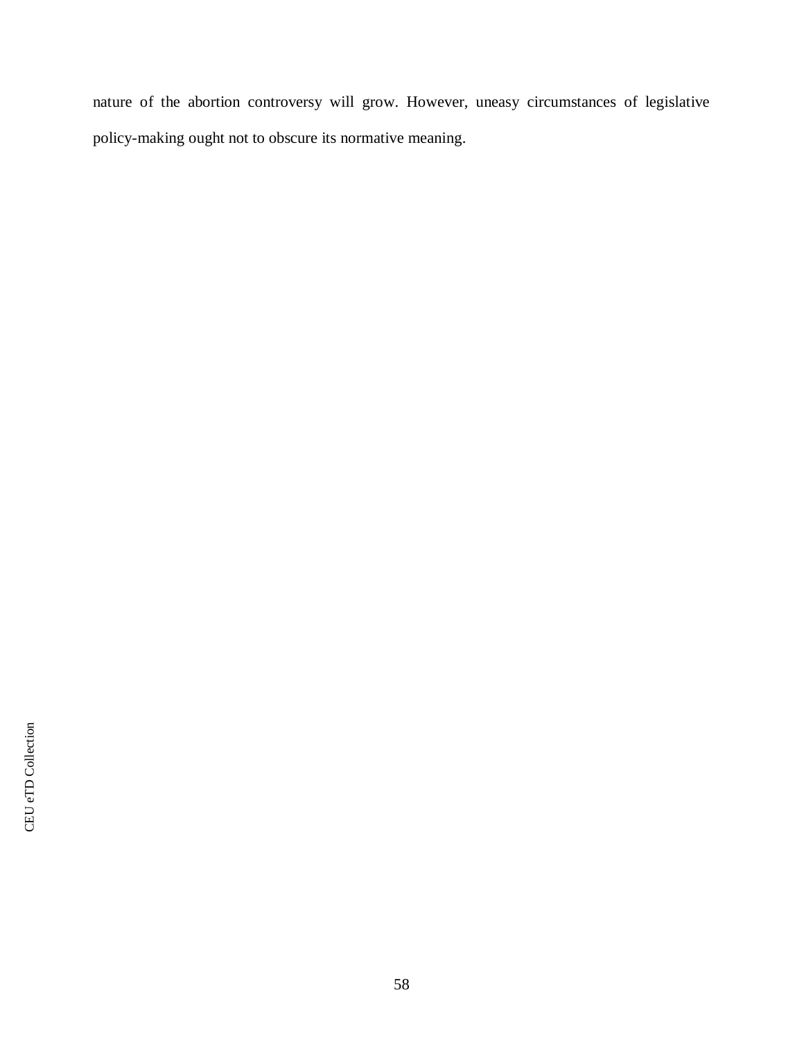nature of the abortion controversy will grow. However, uneasy circumstances of legislative policy-making ought not to obscure its normative meaning.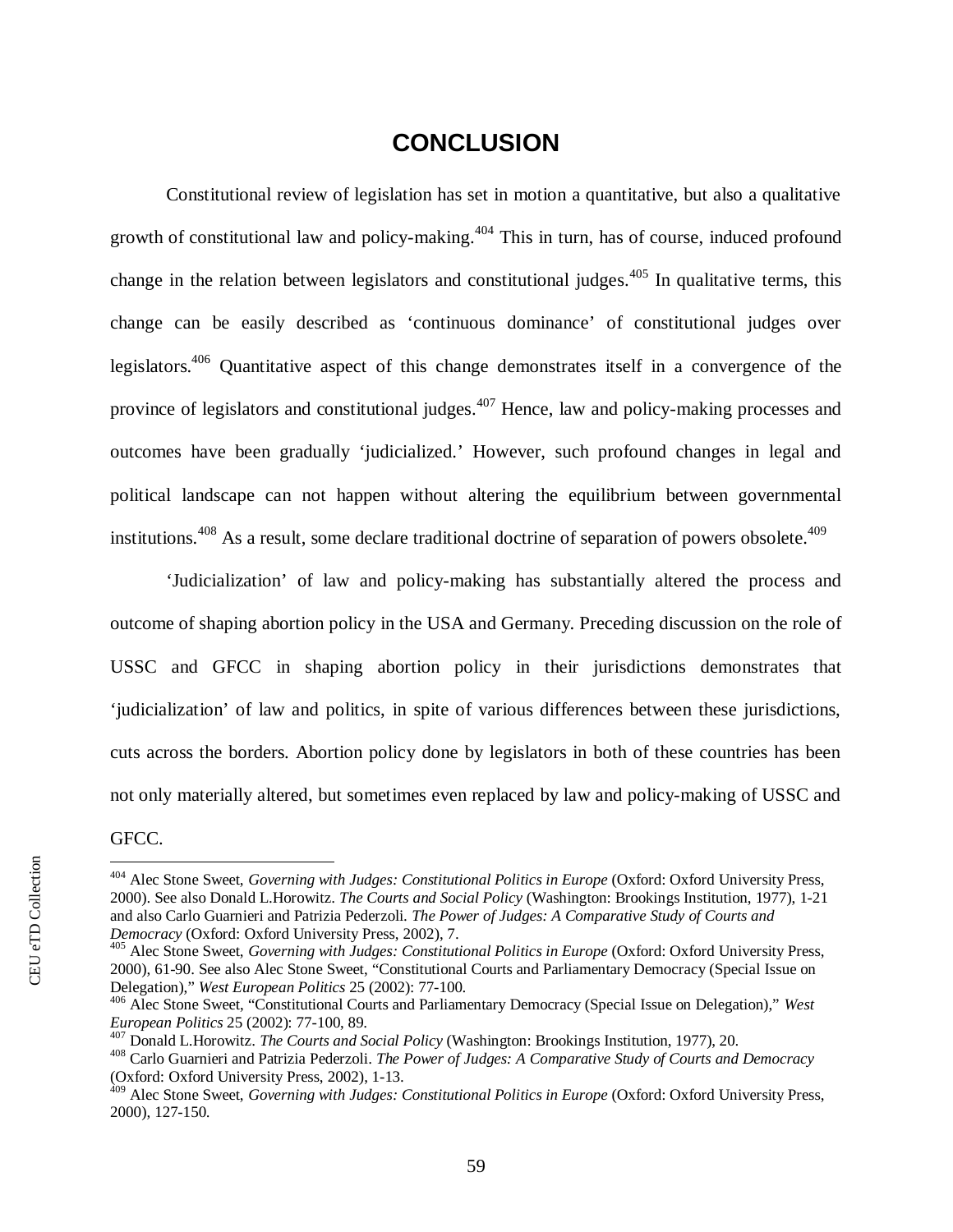# CONCLUSION

Constitutional review of legislation has set in motion a quantitative, but also a qualitative growth of constitutional law and policy-making.[404] This in turn, has of course, induced profound change in the relation between legislators and constitutional judges.[405] In qualitative terms, this change can be easily described as 'continuous dominance' of constitutional judges over legislators.[406] Quantitative aspect of this change demonstrates itself in a convergence of the province of legislators and constitutional judges.[407] Hence, law and policy-making processes and outcomes have been gradually 'judicialized.' However, such profound changes in legal and political landscape can not happen without altering the equilibrium between governmental institutions.[408] As a result, some declare traditional doctrine of separation of powers obsolete.[409]

'Judicialization' of law and policy-making has substantially altered the process and outcome of shaping abortion policy in the USA and Germany. Preceding discussion on the role of USSC and GFCC in shaping abortion policy in their jurisdictions demonstrates that 'judicialization' of law and politics, in spite of various differences between these jurisdictions, cuts across the borders. Abortion policy done by legislators in both of these countries has been not only materially altered, but sometimes even replaced by law and policy-making of USSC and GFCC.

---

[404] Alec Stone Sweet, *Governing with Judges: Constitutional Politics in Europe* (Oxford: Oxford University Press, 2000). See also Donald L.Horowitz. *The Courts and Social Policy* (Washington: Brookings Institution, 1977), 1-21 and also Carlo Guarnieri and Patrizia Pederzoli. *The Power of Judges: A Comparative Study of Courts and Democracy* (Oxford: Oxford University Press, 2002), 7.

[405] Alec Stone Sweet, *Governing with Judges: Constitutional Politics in Europe* (Oxford: Oxford University Press, 2000), 61-90. See also Alec Stone Sweet, "Constitutional Courts and Parliamentary Democracy (Special Issue on Delegation)," *West European Politics* 25 (2002): 77-100.

[406] Alec Stone Sweet, "Constitutional Courts and Parliamentary Democracy (Special Issue on Delegation)," *West European Politics* 25 (2002): 77-100, 89.

[407] Donald L.Horowitz. *The Courts and Social Policy* (Washington: Brookings Institution, 1977), 20.

[408] Carlo Guarnieri and Patrizia Pederzoli. *The Power of Judges: A Comparative Study of Courts and Democracy* (Oxford: Oxford University Press, 2002), 1-13.

[409] Alec Stone Sweet, *Governing with Judges: Constitutional Politics in Europe* (Oxford: Oxford University Press, 2000), 127-150.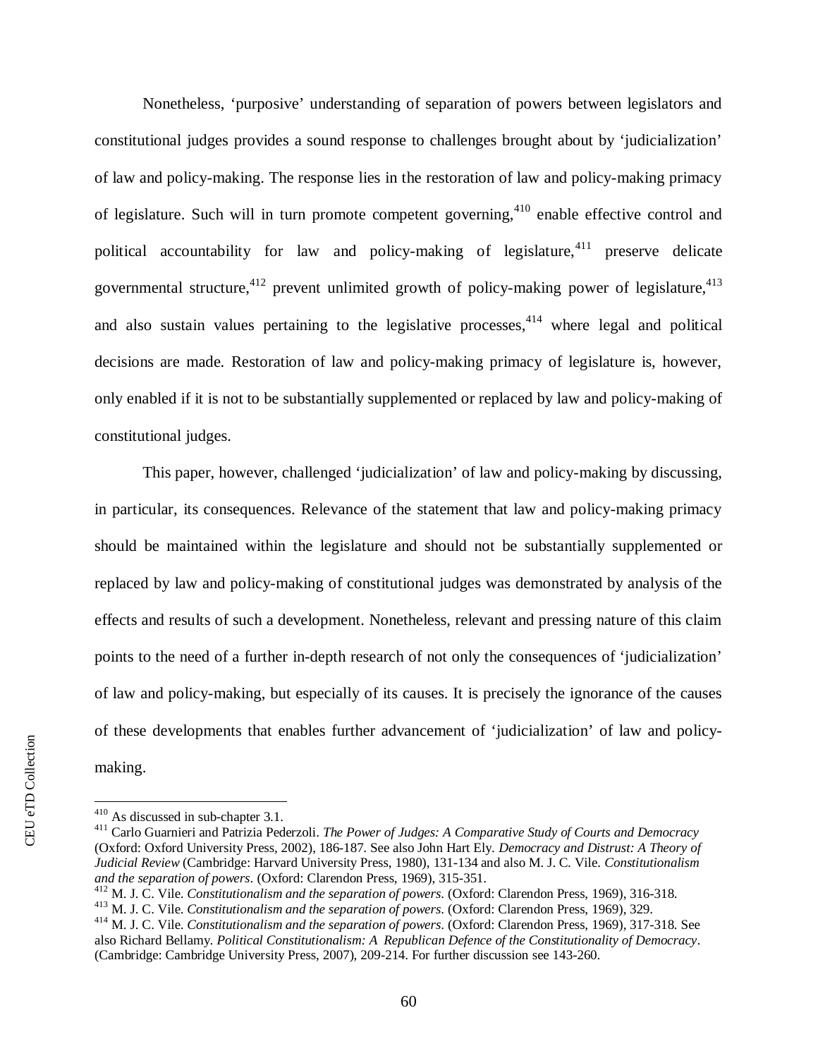Nonetheless, 'purposive' understanding of separation of powers between legislators and constitutional judges provides a sound response to challenges brought about by 'judicialization' of law and policy-making. The response lies in the restoration of law and policy-making primacy of legislature. Such will in turn promote competent governing,[410] enable effective control and political accountability for law and policy-making of legislature,[411] preserve delicate governmental structure,[412] prevent unlimited growth of policy-making power of legislature,[413] and also sustain values pertaining to the legislative processes,[414] where legal and political decisions are made. Restoration of law and policy-making primacy of legislature is, however, only enabled if it is not to be substantially supplemented or replaced by law and policy-making of constitutional judges.

This paper, however, challenged 'judicialization' of law and policy-making by discussing, in particular, its consequences. Relevance of the statement that law and policy-making primacy should be maintained within the legislature and should not be substantially supplemented or replaced by law and policy-making of constitutional judges was demonstrated by analysis of the effects and results of such a development. Nonetheless, relevant and pressing nature of this claim points to the need of a further in-depth research of not only the consequences of 'judicialization' of law and policy-making, but especially of its causes. It is precisely the ignorance of the causes of these developments that enables further advancement of 'judicialization' of law and policy-making.

---

[410] As discussed in sub-chapter 3.1.

[411] Carlo Guarnieri and Patrizia Pederzoli. *The Power of Judges: A Comparative Study of Courts and Democracy* (Oxford: Oxford University Press, 2002), 186-187. See also John Hart Ely. *Democracy and Distrust: A Theory of Judicial Review* (Cambridge: Harvard University Press, 1980), 131-134 and also M. J. C. Vile. *Constitutionalism and the separation of powers*. (Oxford: Clarendon Press, 1969), 315-351.

[412] M. J. C. Vile. *Constitutionalism and the separation of powers*. (Oxford: Clarendon Press, 1969), 316-318.

[413] M. J. C. Vile. *Constitutionalism and the separation of powers*. (Oxford: Clarendon Press, 1969), 329.

[414] M. J. C. Vile. *Constitutionalism and the separation of powers*. (Oxford: Clarendon Press, 1969), 317-318. See also Richard Bellamy. *Political Constitutionalism: A Republican Defence of the Constitutionality of Democracy*. (Cambridge: Cambridge University Press, 2007), 209-214. For further discussion see 143-260.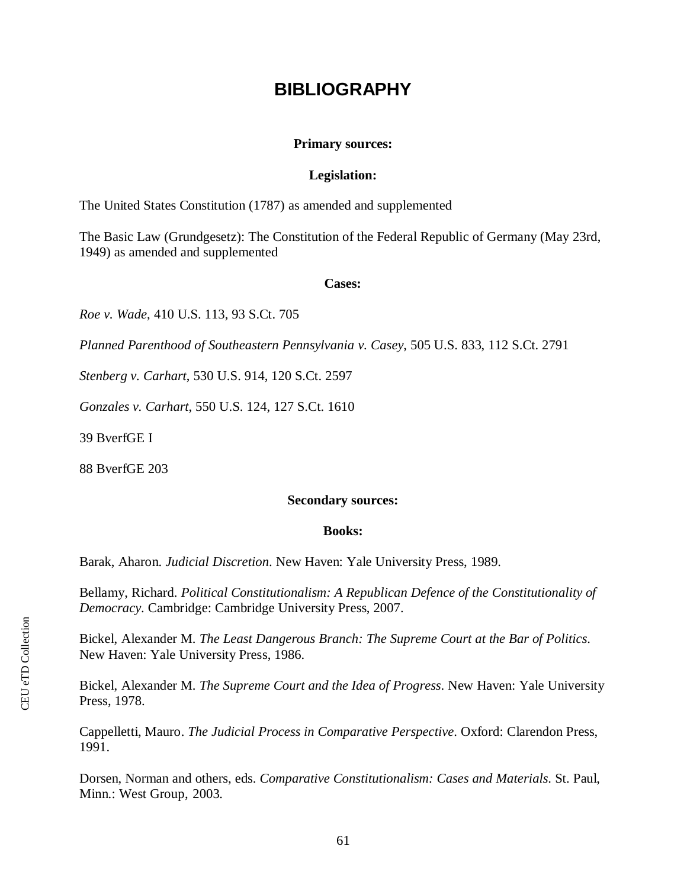# BIBLIOGRAPHY

**Primary sources:**

**Legislation:**

The United States Constitution (1787) as amended and supplemented

The Basic Law (Grundgesetz): The Constitution of the Federal Republic of Germany (May 23rd, 1949) as amended and supplemented

**Cases:**

*Roe v. Wade*, 410 U.S. 113, 93 S.Ct. 705

*Planned Parenthood of Southeastern Pennsylvania v. Casey*, 505 U.S. 833, 112 S.Ct. 2791

*Stenberg v. Carhart*, 530 U.S. 914, 120 S.Ct. 2597

*Gonzales v. Carhart*, 550 U.S. 124, 127 S.Ct. 1610

39 BverfGE I

88 BverfGE 203

**Secondary sources:**

**Books:**

Barak, Aharon. *Judicial Discretion*. New Haven: Yale University Press, 1989.

Bellamy, Richard. *Political Constitutionalism: A Republican Defence of the Constitutionality of Democracy*. Cambridge: Cambridge University Press, 2007.

Bickel, Alexander M. *The Least Dangerous Branch: The Supreme Court at the Bar of Politics*. New Haven: Yale University Press, 1986.

Bickel, Alexander M. *The Supreme Court and the Idea of Progress*. New Haven: Yale University Press, 1978.

Cappelletti, Mauro. *The Judicial Process in Comparative Perspective*. Oxford: Clarendon Press, 1991.

Dorsen, Norman and others, eds. *Comparative Constitutionalism: Cases and Materials*. St. Paul, Minn.: West Group, 2003.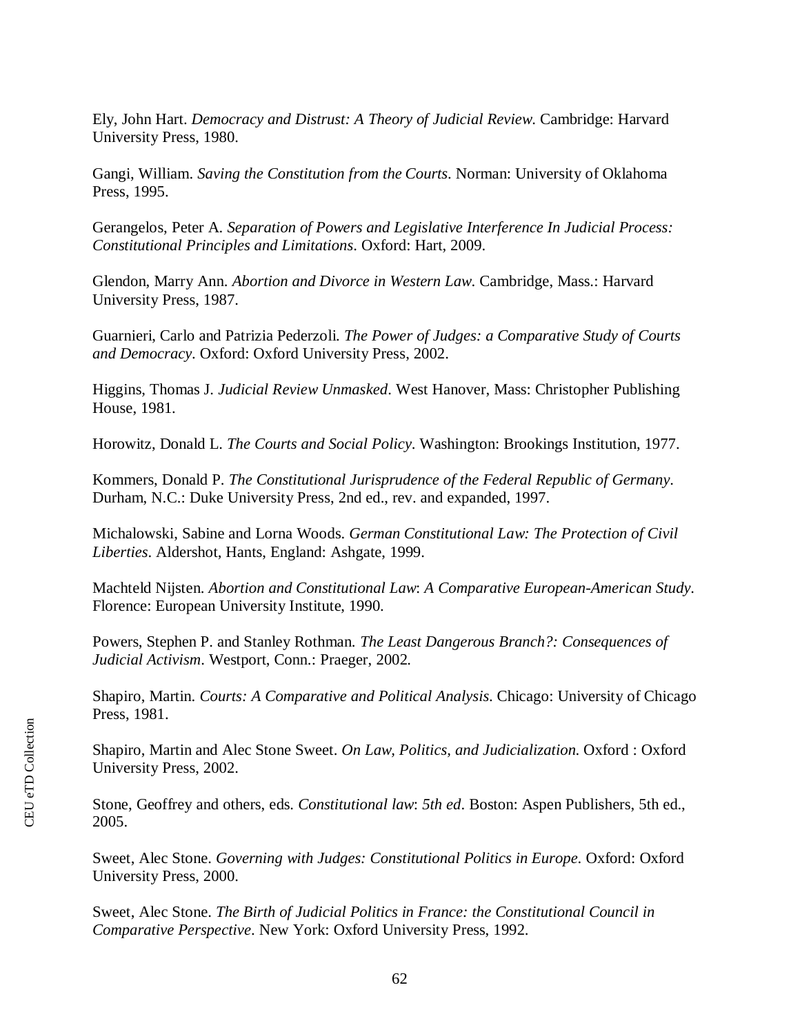Ely, John Hart. *Democracy and Distrust: A Theory of Judicial Review*. Cambridge: Harvard University Press, 1980.

Gangi, William. *Saving the Constitution from the Courts*. Norman: University of Oklahoma Press, 1995.

Gerangelos, Peter A. *Separation of Powers and Legislative Interference In Judicial Process: Constitutional Principles and Limitations*. Oxford: Hart, 2009.

Glendon, Marry Ann. *Abortion and Divorce in Western Law*. Cambridge, Mass.: Harvard University Press, 1987.

Guarnieri, Carlo and Patrizia Pederzoli. *The Power of Judges: a Comparative Study of Courts and Democracy*. Oxford: Oxford University Press, 2002.

Higgins, Thomas J. *Judicial Review Unmasked*. West Hanover, Mass: Christopher Publishing House, 1981.

Horowitz, Donald L. *The Courts and Social Policy*. Washington: Brookings Institution, 1977.

Kommers, Donald P. *The Constitutional Jurisprudence of the Federal Republic of Germany*. Durham, N.C.: Duke University Press, 2nd ed., rev. and expanded, 1997.

Michalowski, Sabine and Lorna Woods. *German Constitutional Law: The Protection of Civil Liberties*. Aldershot, Hants, England: Ashgate, 1999.

Machteld Nijsten. *Abortion and Constitutional Law*: *A Comparative European-American Study*. Florence: European University Institute, 1990.

Powers, Stephen P. and Stanley Rothman. *The Least Dangerous Branch?: Consequences of Judicial Activism*. Westport, Conn.: Praeger, 2002.

Shapiro, Martin. *Courts: A Comparative and Political Analysis*. Chicago: University of Chicago Press, 1981.

Shapiro, Martin and Alec Stone Sweet. *On Law, Politics, and Judicialization.* Oxford : Oxford University Press, 2002.

Stone, Geoffrey and others, eds. *Constitutional law*: *5th ed*. Boston: Aspen Publishers, 5th ed., 2005.

Sweet, Alec Stone. *Governing with Judges: Constitutional Politics in Europe*. Oxford: Oxford University Press, 2000.

Sweet, Alec Stone. *The Birth of Judicial Politics in France: the Constitutional Council in Comparative Perspective*. New York: Oxford University Press, 1992.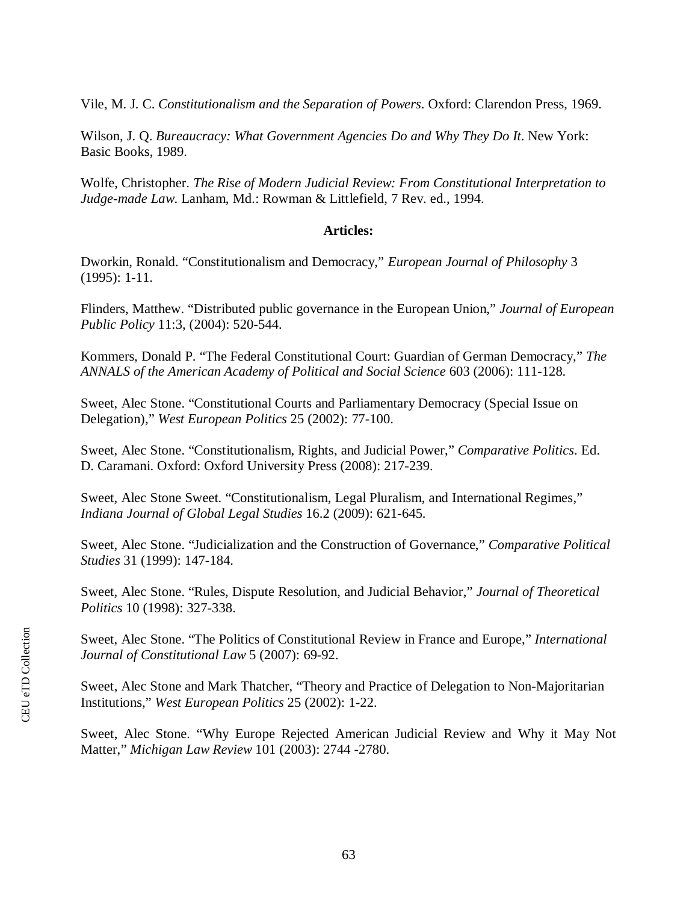Vile, M. J. C. *Constitutionalism and the Separation of Powers*. Oxford: Clarendon Press, 1969.

Wilson, J. Q. *Bureaucracy: What Government Agencies Do and Why They Do It*. New York: Basic Books, 1989.

Wolfe, Christopher. *The Rise of Modern Judicial Review: From Constitutional Interpretation to Judge-made Law*. Lanham, Md.: Rowman & Littlefield, 7 Rev. ed., 1994.

**Articles:**

Dworkin, Ronald. "Constitutionalism and Democracy," *European Journal of Philosophy* 3 (1995): 1-11.

Flinders, Matthew. "Distributed public governance in the European Union," *Journal of European Public Policy* 11:3, (2004): 520-544.

Kommers, Donald P. "The Federal Constitutional Court: Guardian of German Democracy," *The ANNALS of the American Academy of Political and Social Science* 603 (2006): 111-128.

Sweet, Alec Stone. "Constitutional Courts and Parliamentary Democracy (Special Issue on Delegation)," *West European Politics* 25 (2002): 77-100.

Sweet, Alec Stone. "Constitutionalism, Rights, and Judicial Power," *Comparative Politics*. Ed. D. Caramani. Oxford: Oxford University Press (2008): 217-239.

Sweet, Alec Stone Sweet. "Constitutionalism, Legal Pluralism, and International Regimes," *Indiana Journal of Global Legal Studies* 16.2 (2009): 621-645.

Sweet, Alec Stone. "Judicialization and the Construction of Governance," *Comparative Political Studies* 31 (1999): 147-184.

Sweet, Alec Stone. "Rules, Dispute Resolution, and Judicial Behavior," *Journal of Theoretical Politics* 10 (1998): 327-338.

Sweet, Alec Stone. "The Politics of Constitutional Review in France and Europe," *International Journal of Constitutional Law* 5 (2007): 69-92.

Sweet, Alec Stone and Mark Thatcher, "Theory and Practice of Delegation to Non-Majoritarian Institutions," *West European Politics* 25 (2002): 1-22.

Sweet, Alec Stone. "Why Europe Rejected American Judicial Review and Why it May Not Matter," *Michigan Law Review* 101 (2003): 2744 -2780.